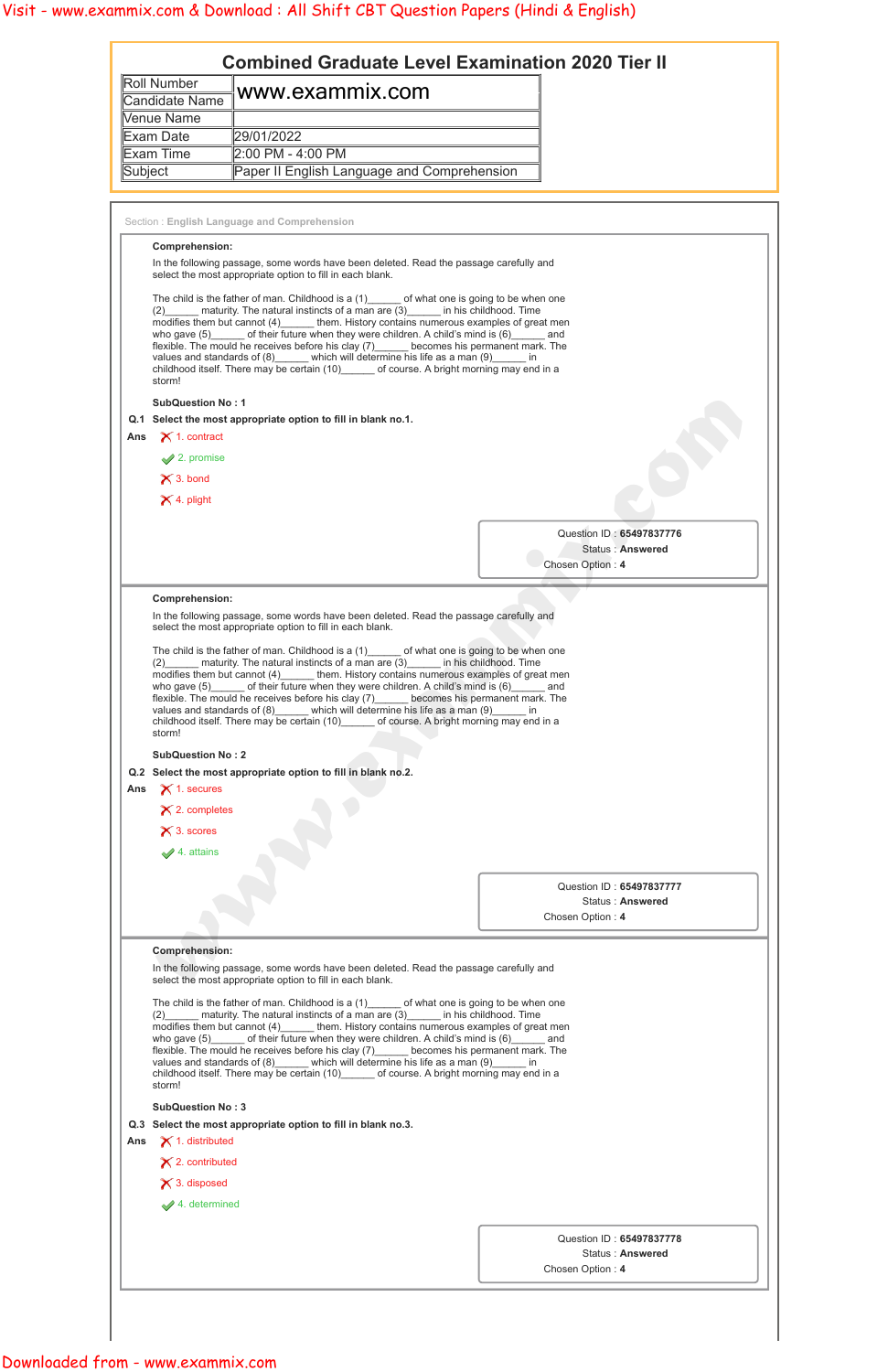# Combined Graduate Level Examination 2020 Tier II

| | |
|---|---|
| Roll Number | www.exammix.com |
| Candidate Name | |
| Venue Name | |
| Exam Date | 29/01/2022 |
| Exam Time | 2:00 PM - 4:00 PM |
| Subject | Paper II English Language and Comprehension |

Section : English Language and Comprehension

**Comprehension:**

In the following passage, some words have been deleted. Read the passage carefully and select the most appropriate option to fill in each blank.

The child is the father of man. Childhood is a (1)______ of what one is going to be when one (2)______ maturity. The natural instincts of a man are (3)______ in his childhood. Time modifies them but cannot (4)______ them. History contains numerous examples of great men who gave (5)______ of their future when they were children. A child's mind is (6)______ and flexible. The mould he receives before his clay (7)______ becomes his permanent mark. The values and standards of (8)______ which will determine his life as a man (9)______ in childhood itself. There may be certain (10)______ of course. A bright morning may end in a storm!

**SubQuestion No : 1**

**Q.1** **Select the most appropriate option to fill in blank no.1.**

**Ans**
1. contract
2. promise ✔
3. bond
4. plight

Question ID : **65497837776**
Status : **Answered**
Chosen Option : **4**

**Comprehension:**

In the following passage, some words have been deleted. Read the passage carefully and select the most appropriate option to fill in each blank.

The child is the father of man. Childhood is a (1)______ of what one is going to be when one (2)______ maturity. The natural instincts of a man are (3)______ in his childhood. Time modifies them but cannot (4)______ them. History contains numerous examples of great men who gave (5)______ of their future when they were children. A child's mind is (6)______ and flexible. The mould he receives before his clay (7)______ becomes his permanent mark. The values and standards of (8)______ which will determine his life as a man (9)______ in childhood itself. There may be certain (10)______ of course. A bright morning may end in a storm!

**SubQuestion No : 2**

**Q.2** **Select the most appropriate option to fill in blank no.2.**

**Ans**
1. secures
2. completes
3. scores
4. attains ✔

Question ID : **65497837777**
Status : **Answered**
Chosen Option : **4**

**Comprehension:**

In the following passage, some words have been deleted. Read the passage carefully and select the most appropriate option to fill in each blank.

The child is the father of man. Childhood is a (1)______ of what one is going to be when one (2)______ maturity. The natural instincts of a man are (3)______ in his childhood. Time modifies them but cannot (4)______ them. History contains numerous examples of great men who gave (5)______ of their future when they were children. A child's mind is (6)______ and flexible. The mould he receives before his clay (7)______ becomes his permanent mark. The values and standards of (8)______ which will determine his life as a man (9)______ in childhood itself. There may be certain (10)______ of course. A bright morning may end in a storm!

**SubQuestion No : 3**

**Q.3** **Select the most appropriate option to fill in blank no.3.**

**Ans**
1. distributed
2. contributed
3. disposed
4. determined ✔

Question ID : **65497837778**
Status : **Answered**
Chosen Option : **4**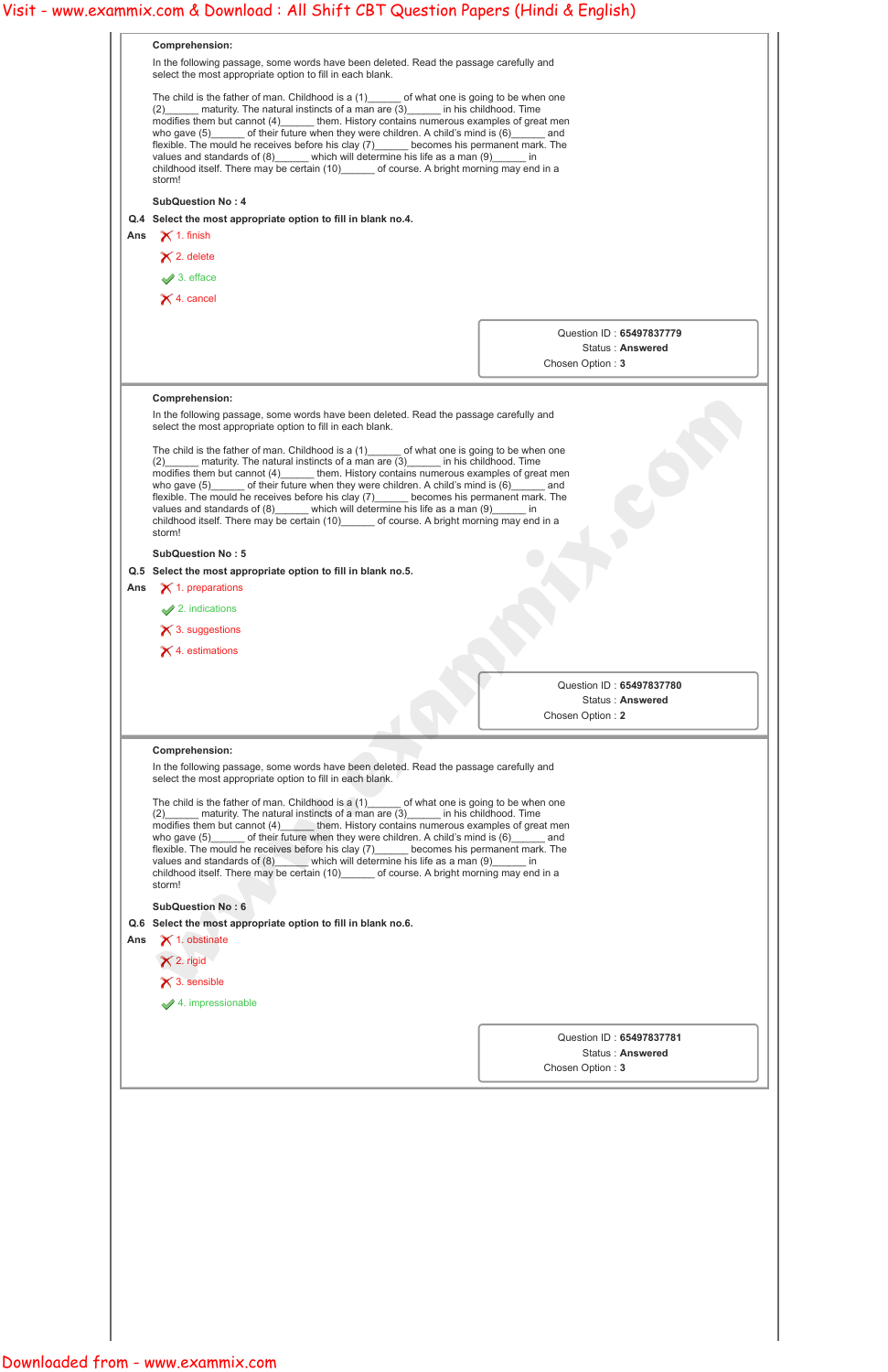**Comprehension:**

In the following passage, some words have been deleted. Read the passage carefully and select the most appropriate option to fill in each blank.

The child is the father of man. Childhood is a (1)______ of what one is going to be when one (2)______ maturity. The natural instincts of a man are (3)______ in his childhood. Time modifies them but cannot (4)______ them. History contains numerous examples of great men who gave (5)______ of their future when they were children. A child's mind is (6)______ and flexible. The mould he receives before his clay (7)______ becomes his permanent mark. The values and standards of (8)______ which will determine his life as a man (9)______ in childhood itself. There may be certain (10)______ of course. A bright morning may end in a storm!

**SubQuestion No : 4**

**Q.4** **Select the most appropriate option to fill in blank no.4.**

**Ans**

1. finish
2. delete
3. efface ✓
4. cancel

Question ID : **65497837779**
Status : **Answered**
Chosen Option : **3**

---

**Comprehension:**

In the following passage, some words have been deleted. Read the passage carefully and select the most appropriate option to fill in each blank.

The child is the father of man. Childhood is a (1)______ of what one is going to be when one (2)______ maturity. The natural instincts of a man are (3)______ in his childhood. Time modifies them but cannot (4)______ them. History contains numerous examples of great men who gave (5)______ of their future when they were children. A child's mind is (6)______ and flexible. The mould he receives before his clay (7)______ becomes his permanent mark. The values and standards of (8)______ which will determine his life as a man (9)______ in childhood itself. There may be certain (10)______ of course. A bright morning may end in a storm!

**SubQuestion No : 5**

**Q.5** **Select the most appropriate option to fill in blank no.5.**

**Ans**

1. preparations
2. indications ✓
3. suggestions
4. estimations

Question ID : **65497837780**
Status : **Answered**
Chosen Option : **2**

---

**Comprehension:**

In the following passage, some words have been deleted. Read the passage carefully and select the most appropriate option to fill in each blank.

The child is the father of man. Childhood is a (1)______ of what one is going to be when one (2)______ maturity. The natural instincts of a man are (3)______ in his childhood. Time modifies them but cannot (4)______ them. History contains numerous examples of great men who gave (5)______ of their future when they were children. A child's mind is (6)______ and flexible. The mould he receives before his clay (7)______ becomes his permanent mark. The values and standards of (8)______ which will determine his life as a man (9)______ in childhood itself. There may be certain (10)______ of course. A bright morning may end in a storm!

**SubQuestion No : 6**

**Q.6** **Select the most appropriate option to fill in blank no.6.**

**Ans**

1. obstinate
2. rigid
3. sensible
4. impressionable ✓

Question ID : **65497837781**
Status : **Answered**
Chosen Option : **3**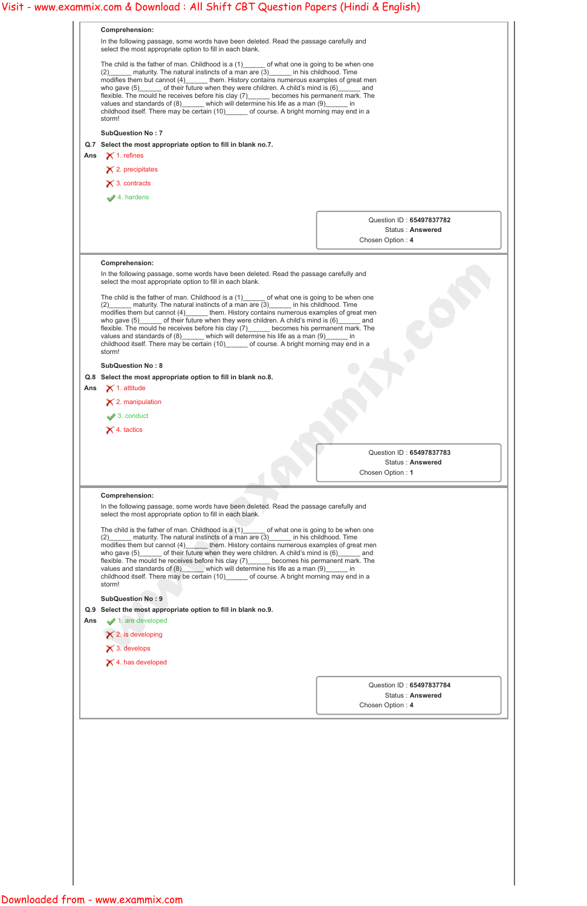**Comprehension:**

In the following passage, some words have been deleted. Read the passage carefully and select the most appropriate option to fill in each blank.

The child is the father of man. Childhood is a (1)______ of what one is going to be when one (2)______ maturity. The natural instincts of a man are (3)______ in his childhood. Time modifies them but cannot (4)______ them. History contains numerous examples of great men who gave (5)______ of their future when they were children. A child's mind is (6)______ and flexible. The mould he receives before his clay (7)______ becomes his permanent mark. The values and standards of (8)______ which will determine his life as a man (9)______ in childhood itself. There may be certain (10)______ of course. A bright morning may end in a storm!

**SubQuestion No : 7**

**Q.7 Select the most appropriate option to fill in blank no.7.**

**Ans**
1. refines ✗
2. precipitates ✗
3. contracts ✗
4. hardens ✓

Question ID : **65497837782**
Status : **Answered**
Chosen Option : **4**

---

**Comprehension:**

In the following passage, some words have been deleted. Read the passage carefully and select the most appropriate option to fill in each blank.

The child is the father of man. Childhood is a (1)______ of what one is going to be when one (2)______ maturity. The natural instincts of a man are (3)______ in his childhood. Time modifies them but cannot (4)______ them. History contains numerous examples of great men who gave (5)______ of their future when they were children. A child's mind is (6)______ and flexible. The mould he receives before his clay (7)______ becomes his permanent mark. The values and standards of (8)______ which will determine his life as a man (9)______ in childhood itself. There may be certain (10)______ of course. A bright morning may end in a storm!

**SubQuestion No : 8**

**Q.8 Select the most appropriate option to fill in blank no.8.**

**Ans**
1. attitude ✗
2. manipulation ✗
3. conduct ✓
4. tactics ✗

Question ID : **65497837783**
Status : **Answered**
Chosen Option : **1**

---

**Comprehension:**

In the following passage, some words have been deleted. Read the passage carefully and select the most appropriate option to fill in each blank.

The child is the father of man. Childhood is a (1)______ of what one is going to be when one (2)______ maturity. The natural instincts of a man are (3)______ in his childhood. Time modifies them but cannot (4)______ them. History contains numerous examples of great men who gave (5)______ of their future when they were children. A child's mind is (6)______ and flexible. The mould he receives before his clay (7)______ becomes his permanent mark. The values and standards of (8)______ which will determine his life as a man (9)______ in childhood itself. There may be certain (10)______ of course. A bright morning may end in a storm!

**SubQuestion No : 9**

**Q.9 Select the most appropriate option to fill in blank no.9.**

**Ans**
1. are developed ✓
2. is developing ✗
3. develops ✗
4. has developed ✗

Question ID : **65497837784**
Status : **Answered**
Chosen Option : **4**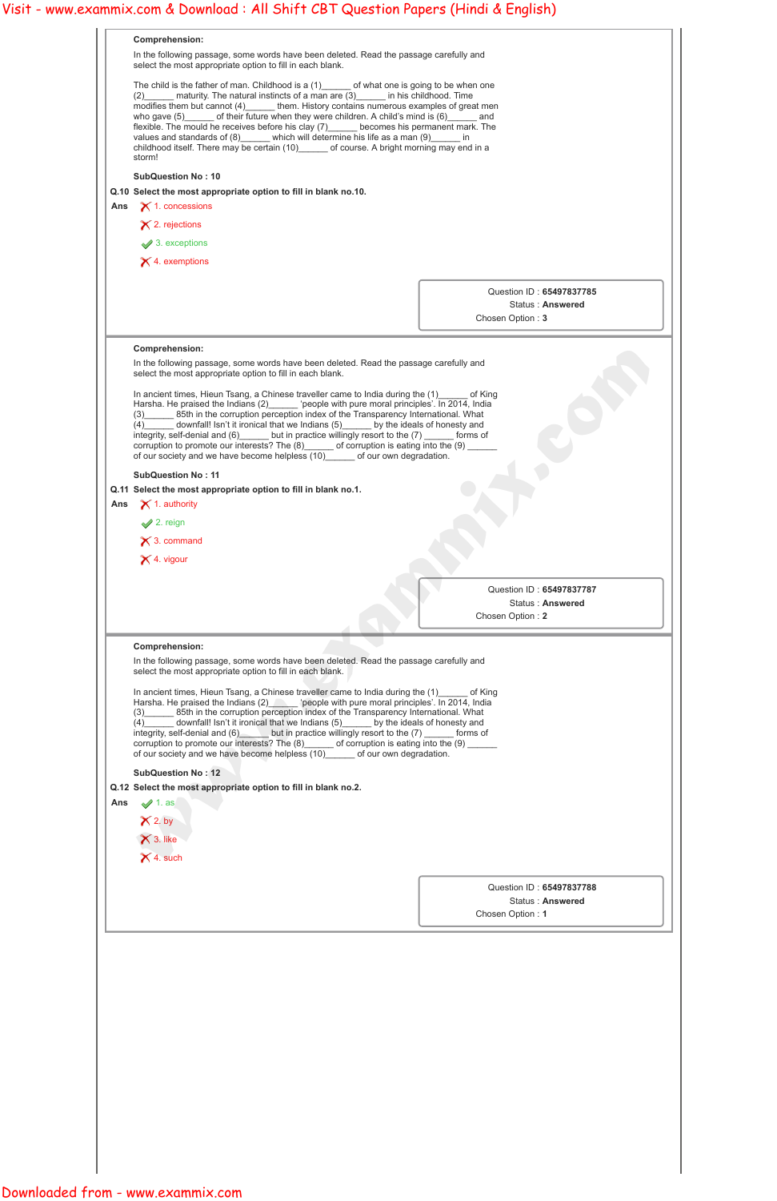**Comprehension:**

In the following passage, some words have been deleted. Read the passage carefully and select the most appropriate option to fill in each blank.

The child is the father of man. Childhood is a (1)______ of what one is going to be when one (2)______ maturity. The natural instincts of a man are (3)______ in his childhood. Time modifies them but cannot (4)______ them. History contains numerous examples of great men who gave (5)______ of their future when they were children. A child's mind is (6)______ and flexible. The mould he receives before his clay (7)______ becomes his permanent mark. The values and standards of (8)______ which will determine his life as a man (9)______ in childhood itself. There may be certain (10)______ of course. A bright morning may end in a storm!

**SubQuestion No : 10**

**Q.10 Select the most appropriate option to fill in blank no.10.**

**Ans**

- ✗ 1. concessions
- ✗ 2. rejections
- ✓ 3. exceptions
- ✗ 4. exemptions

Question ID : **65497837785**
Status : **Answered**
Chosen Option : **3**

**Comprehension:**

In the following passage, some words have been deleted. Read the passage carefully and select the most appropriate option to fill in each blank.

In ancient times, Hieun Tsang, a Chinese traveller came to India during the (1)______ of King Harsha. He praised the Indians (2)______ 'people with pure moral principles'. In 2014, India (3)______ 85th in the corruption perception index of the Transparency International. What (4)______ downfall! Isn't it ironical that we Indians (5)______ by the ideals of honesty and integrity, self-denial and (6)______ but in practice willingly resort to the (7) ______ forms of corruption to promote our interests? The (8)______ of corruption is eating into the (9) ______ of our society and we have become helpless (10)______ of our own degradation.

**SubQuestion No : 11**

**Q.11 Select the most appropriate option to fill in blank no.1.**

**Ans**

- ✗ 1. authority
- ✓ 2. reign
- ✗ 3. command
- ✗ 4. vigour

Question ID : **65497837787**
Status : **Answered**
Chosen Option : **2**

**Comprehension:**

In the following passage, some words have been deleted. Read the passage carefully and select the most appropriate option to fill in each blank.

In ancient times, Hieun Tsang, a Chinese traveller came to India during the (1)______ of King Harsha. He praised the Indians (2)______ 'people with pure moral principles'. In 2014, India (3)______ 85th in the corruption perception index of the Transparency International. What (4)______ downfall! Isn't it ironical that we Indians (5)______ by the ideals of honesty and integrity, self-denial and (6)______ but in practice willingly resort to the (7) ______ forms of corruption to promote our interests? The (8)______ of corruption is eating into the (9) ______ of our society and we have become helpless (10)______ of our own degradation.

**SubQuestion No : 12**

**Q.12 Select the most appropriate option to fill in blank no.2.**

**Ans**

- ✓ 1. as
- ✗ 2. by
- ✗ 3. like
- ✗ 4. such

Question ID : **65497837788**
Status : **Answered**
Chosen Option : **1**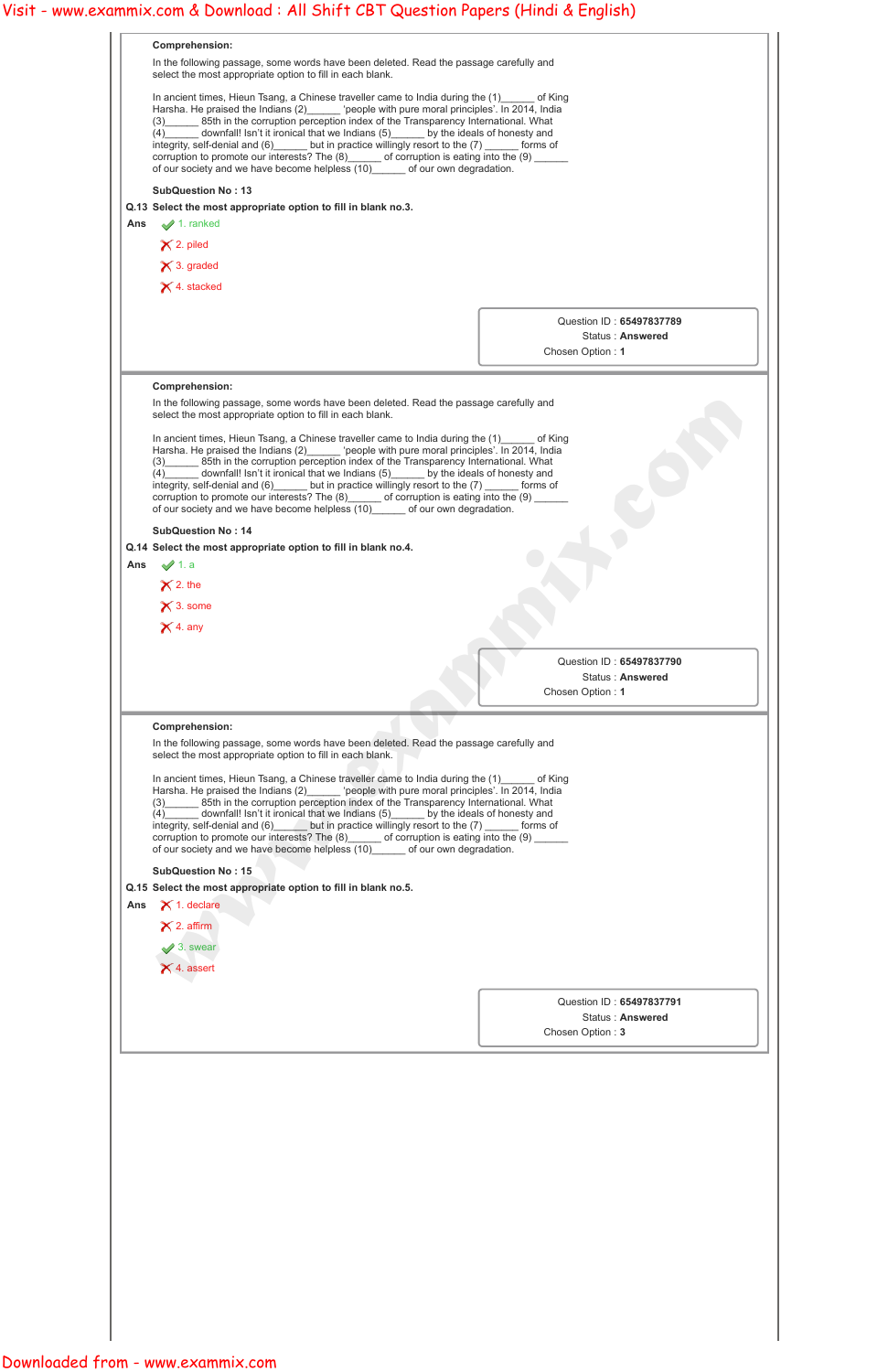**Comprehension:**

In the following passage, some words have been deleted. Read the passage carefully and select the most appropriate option to fill in each blank.

In ancient times, Hieun Tsang, a Chinese traveller came to India during the (1)______ of King Harsha. He praised the Indians (2)______ 'people with pure moral principles'. In 2014, India (3)______ 85th in the corruption perception index of the Transparency International. What (4)______ downfall! Isn't it ironical that we Indians (5)______ by the ideals of honesty and integrity, self-denial and (6)______ but in practice willingly resort to the (7) ______ forms of corruption to promote our interests? The (8)______ of corruption is eating into the (9) ______ of our society and we have become helpless (10)______ of our own degradation.

**SubQuestion No : 13**

**Q.13** Select the most appropriate option to fill in blank no.3.

**Ans**

✔ 1. ranked

✘ 2. piled

✘ 3. graded

✘ 4. stacked

Question ID : **65497837789**
Status : **Answered**
Chosen Option : **1**

---

**Comprehension:**

In the following passage, some words have been deleted. Read the passage carefully and select the most appropriate option to fill in each blank.

In ancient times, Hieun Tsang, a Chinese traveller came to India during the (1)______ of King Harsha. He praised the Indians (2)______ 'people with pure moral principles'. In 2014, India (3)______ 85th in the corruption perception index of the Transparency International. What (4)______ downfall! Isn't it ironical that we Indians (5)______ by the ideals of honesty and integrity, self-denial and (6)______ but in practice willingly resort to the (7) ______ forms of corruption to promote our interests? The (8)______ of corruption is eating into the (9) ______ of our society and we have become helpless (10)______ of our own degradation.

**SubQuestion No : 14**

**Q.14** Select the most appropriate option to fill in blank no.4.

**Ans**

✔ 1. a

✘ 2. the

✘ 3. some

✘ 4. any

Question ID : **65497837790**
Status : **Answered**
Chosen Option : **1**

---

**Comprehension:**

In the following passage, some words have been deleted. Read the passage carefully and select the most appropriate option to fill in each blank.

In ancient times, Hieun Tsang, a Chinese traveller came to India during the (1)______ of King Harsha. He praised the Indians (2)______ 'people with pure moral principles'. In 2014, India (3)______ 85th in the corruption perception index of the Transparency International. What (4)______ downfall! Isn't it ironical that we Indians (5)______ by the ideals of honesty and integrity, self-denial and (6)______ but in practice willingly resort to the (7) ______ forms of corruption to promote our interests? The (8)______ of corruption is eating into the (9) ______ of our society and we have become helpless (10)______ of our own degradation.

**SubQuestion No : 15**

**Q.15** Select the most appropriate option to fill in blank no.5.

**Ans**

✘ 1. declare

✘ 2. affirm

✔ 3. swear

✘ 4. assert

Question ID : **65497837791**
Status : **Answered**
Chosen Option : **3**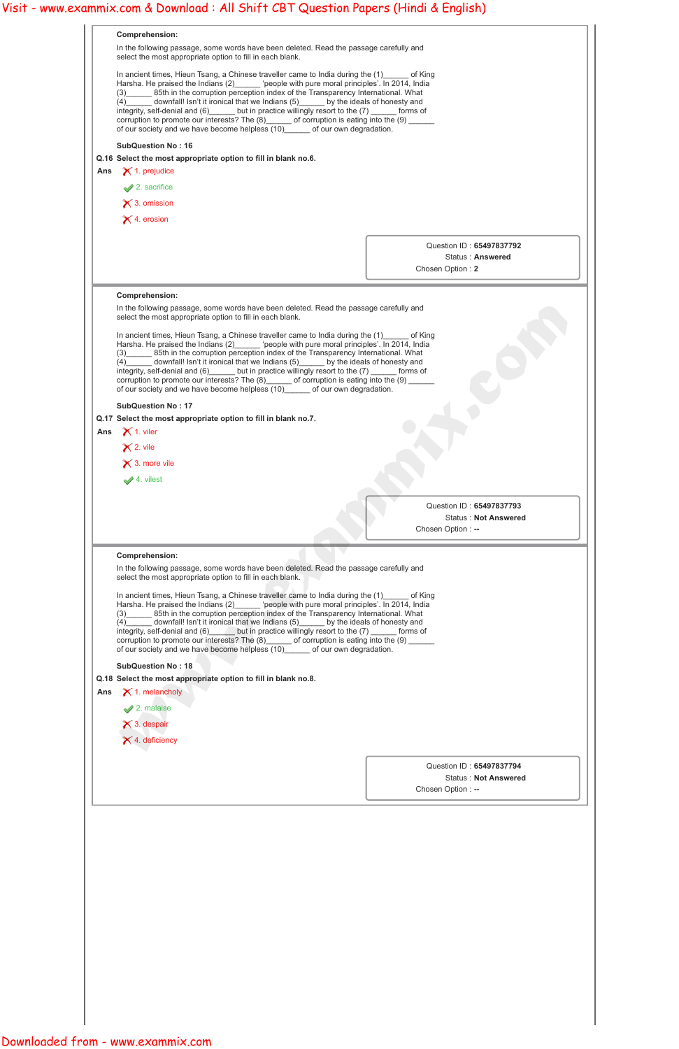**Comprehension:**

In the following passage, some words have been deleted. Read the passage carefully and select the most appropriate option to fill in each blank.

In ancient times, Hieun Tsang, a Chinese traveller came to India during the (1)______ of King Harsha. He praised the Indians (2)______ 'people with pure moral principles'. In 2014, India (3)______ 85th in the corruption perception index of the Transparency International. What (4)______ downfall! Isn't it ironical that we Indians (5)______ by the ideals of honesty and integrity, self-denial and (6)______ but in practice willingly resort to the (7) ______ forms of corruption to promote our interests? The (8)______ of corruption is eating into the (9) ______ of our society and we have become helpless (10)______ of our own degradation.

**SubQuestion No : 16**

**Q.16** Select the most appropriate option to fill in blank no.6.

**Ans**

1. prejudice
2. sacrifice ✔
3. omission
4. erosion

Question ID : 65497837792
Status : Answered
Chosen Option : 2

---

**Comprehension:**

In the following passage, some words have been deleted. Read the passage carefully and select the most appropriate option to fill in each blank.

In ancient times, Hieun Tsang, a Chinese traveller came to India during the (1)______ of King Harsha. He praised the Indians (2)______ 'people with pure moral principles'. In 2014, India (3)______ 85th in the corruption perception index of the Transparency International. What (4)______ downfall! Isn't it ironical that we Indians (5)______ by the ideals of honesty and integrity, self-denial and (6)______ but in practice willingly resort to the (7) ______ forms of corruption to promote our interests? The (8)______ of corruption is eating into the (9) ______ of our society and we have become helpless (10)______ of our own degradation.

**SubQuestion No : 17**

**Q.17** Select the most appropriate option to fill in blank no.7.

**Ans**

1. viler
2. vile
3. more vile
4. vilest ✔

Question ID : 65497837793
Status : Not Answered
Chosen Option : --

---

**Comprehension:**

In the following passage, some words have been deleted. Read the passage carefully and select the most appropriate option to fill in each blank.

In ancient times, Hieun Tsang, a Chinese traveller came to India during the (1)______ of King Harsha. He praised the Indians (2)______ 'people with pure moral principles'. In 2014, India (3)______ 85th in the corruption perception index of the Transparency International. What (4)______ downfall! Isn't it ironical that we Indians (5)______ by the ideals of honesty and integrity, self-denial and (6)______ but in practice willingly resort to the (7) ______ forms of corruption to promote our interests? The (8)______ of corruption is eating into the (9) ______ of our society and we have become helpless (10)______ of our own degradation.

**SubQuestion No : 18**

**Q.18** Select the most appropriate option to fill in blank no.8.

**Ans**

1. melancholy
2. malaise ✔
3. despair
4. deficiency

Question ID : 65497837794
Status : Not Answered
Chosen Option : --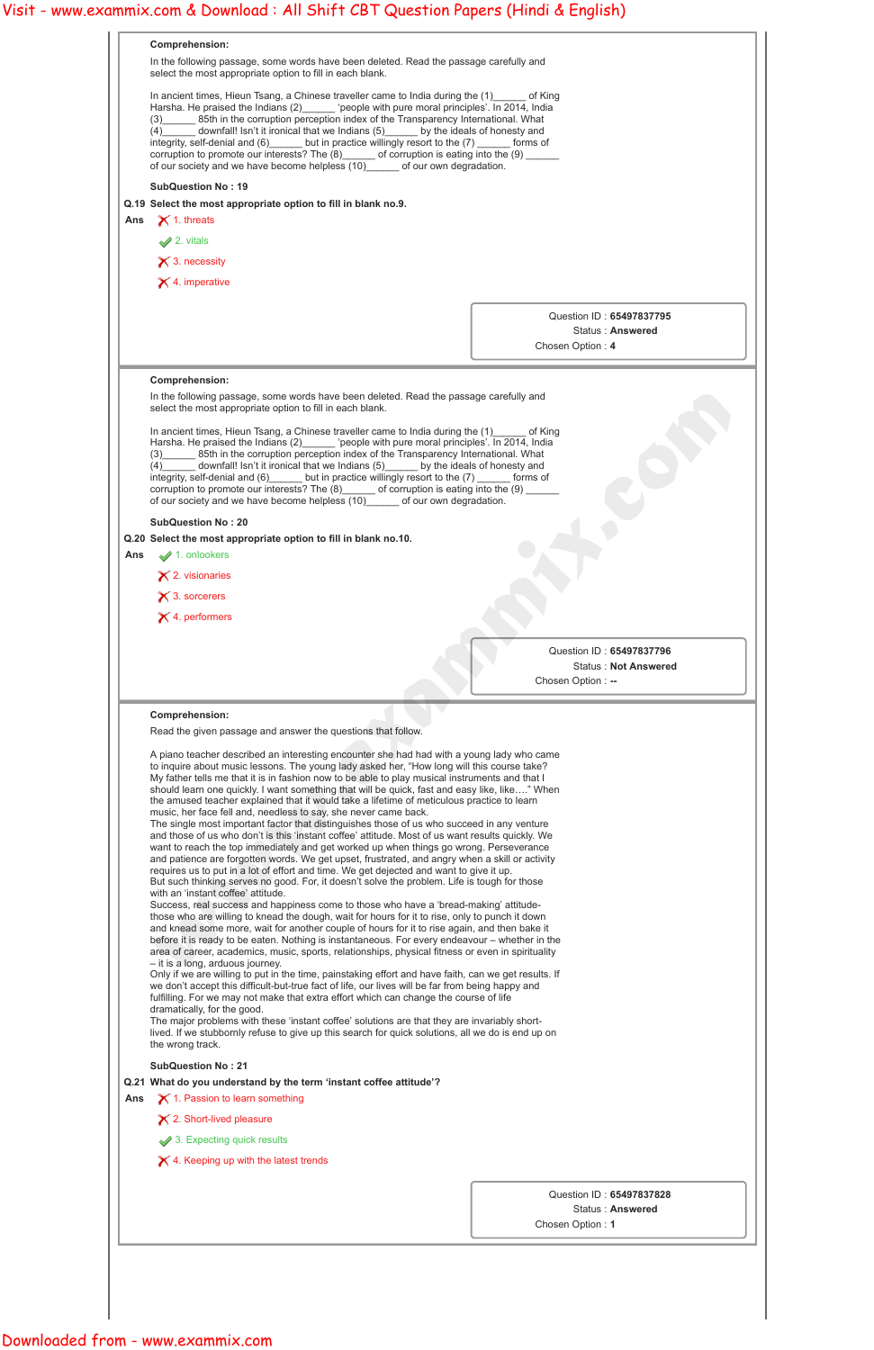**Comprehension:**

In the following passage, some words have been deleted. Read the passage carefully and select the most appropriate option to fill in each blank.

In ancient times, Hieun Tsang, a Chinese traveller came to India during the (1)______ of King Harsha. He praised the Indians (2)______ 'people with pure moral principles'. In 2014, India (3)______ 85th in the corruption perception index of the Transparency International. What (4)______ downfall! Isn't it ironical that we Indians (5)______ by the ideals of honesty and integrity, self-denial and (6)______ but in practice willingly resort to the (7) ______ forms of corruption to promote our interests? The (8)______ of corruption is eating into the (9) ______ of our society and we have become helpless (10)______ of our own degradation.

**SubQuestion No : 19**

**Q.19** Select the most appropriate option to fill in blank no.9.

**Ans**

✗ 1. threats

✓ 2. vitals

✗ 3. necessity

✗ 4. imperative

Question ID : **65497837795**
Status : **Answered**
Chosen Option : **4**

---

**Comprehension:**

In the following passage, some words have been deleted. Read the passage carefully and select the most appropriate option to fill in each blank.

In ancient times, Hieun Tsang, a Chinese traveller came to India during the (1)______ of King Harsha. He praised the Indians (2)______ 'people with pure moral principles'. In 2014, India (3)______ 85th in the corruption perception index of the Transparency International. What (4)______ downfall! Isn't it ironical that we Indians (5)______ by the ideals of honesty and integrity, self-denial and (6)______ but in practice willingly resort to the (7) ______ forms of corruption to promote our interests? The (8)______ of corruption is eating into the (9) ______ of our society and we have become helpless (10)______ of our own degradation.

**SubQuestion No : 20**

**Q.20** Select the most appropriate option to fill in blank no.10.

**Ans**

✓ 1. onlookers

✗ 2. visionaries

✗ 3. sorcerers

✗ 4. performers

Question ID : **65497837796**
Status : **Not Answered**
Chosen Option : **--**

---

**Comprehension:**

Read the given passage and answer the questions that follow.

A piano teacher described an interesting encounter she had had with a young lady who came to inquire about music lessons. The young lady asked her, "How long will this course take? My father tells me that it is in fashion now to be able to play musical instruments and that I should learn one quickly. I want something that will be quick, fast and easy like, like…." When the amused teacher explained that it would take a lifetime of meticulous practice to learn music, her face fell and, needless to say, she never came back.
The single most important factor that distinguishes those of us who succeed in any venture and those of us who don't is this 'instant coffee' attitude. Most of us want results quickly. We want to reach the top immediately and get worked up when things go wrong. Perseverance and patience are forgotten words. We get upset, frustrated, and angry when a skill or activity requires us to put in a lot of effort and time. We get dejected and want to give it up.
But such thinking serves no good. For, it doesn't solve the problem. Life is tough for those with an 'instant coffee' attitude.
Success, real success and happiness come to those who have a 'bread-making' attitude-those who are willing to knead the dough, wait for hours for it to rise, only to punch it down and knead some more, wait for another couple of hours for it to rise again, and then bake it before it is ready to be eaten. Nothing is instantaneous. For every endeavour – whether in the area of career, academics, music, sports, relationships, physical fitness or even in spirituality – it is a long, arduous journey.
Only if we are willing to put in the time, painstaking effort and have faith, can we get results. If we don't accept this difficult-but-true fact of life, our lives will be far from being happy and fulfilling. For we may not make that extra effort which can change the course of life dramatically, for the good.
The major problems with these 'instant coffee' solutions are that they are invariably short-lived. If we stubbornly refuse to give up this search for quick solutions, all we do is end up on the wrong track.

**SubQuestion No : 21**

**Q.21** What do you understand by the term 'instant coffee attitude'?

**Ans**

✗ 1. Passion to learn something

✗ 2. Short-lived pleasure

✓ 3. Expecting quick results

✗ 4. Keeping up with the latest trends

Question ID : **65497837828**
Status : **Answered**
Chosen Option : **1**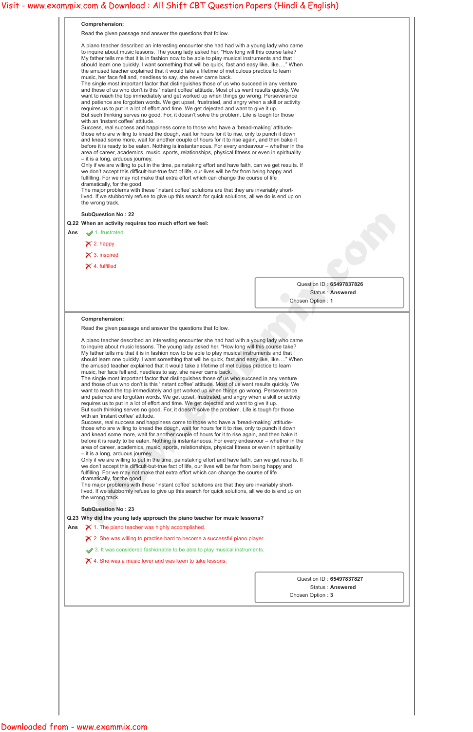**Comprehension:**

Read the given passage and answer the questions that follow.

A piano teacher described an interesting encounter she had had with a young lady who came to inquire about music lessons. The young lady asked her, "How long will this course take? My father tells me that it is in fashion now to be able to play musical instruments and that I should learn one quickly. I want something that will be quick, fast and easy like, like…." When the amused teacher explained that it would take a lifetime of meticulous practice to learn music, her face fell and, needless to say, she never came back.
The single most important factor that distinguishes those of us who succeed in any venture and those of us who don't is this 'instant coffee' attitude. Most of us want results quickly. We want to reach the top immediately and get worked up when things go wrong. Perseverance and patience are forgotten words. We get upset, frustrated, and angry when a skill or activity requires us to put in a lot of effort and time. We get dejected and want to give it up.
But such thinking serves no good. For, it doesn't solve the problem. Life is tough for those with an 'instant coffee' attitude.
Success, real success and happiness come to those who have a 'bread-making' attitude- those who are willing to knead the dough, wait for hours for it to rise, only to punch it down and knead some more, wait for another couple of hours for it to rise again, and then bake it before it is ready to be eaten. Nothing is instantaneous. For every endeavour – whether in the area of career, academics, music, sports, relationships, physical fitness or even in spirituality – it is a long, arduous journey.
Only if we are willing to put in the time, painstaking effort and have faith, can we get results. If we don't accept this difficult-but-true fact of life, our lives will be far from being happy and fulfilling. For we may not make that extra effort which can change the course of life dramatically, for the good.
The major problems with these 'instant coffee' solutions are that they are invariably short-lived. If we stubbornly refuse to give up this search for quick solutions, all we do is end up on the wrong track.

**SubQuestion No : 22**

**Q.22 When an activity requires too much effort we feel:**

**Ans**

✓ 1. frustrated

✗ 2. happy

✗ 3. inspired

✗ 4. fulfilled

Question ID : **65497837826**
Status : **Answered**
Chosen Option : **1**

**Comprehension:**

Read the given passage and answer the questions that follow.

A piano teacher described an interesting encounter she had had with a young lady who came to inquire about music lessons. The young lady asked her, "How long will this course take? My father tells me that it is in fashion now to be able to play musical instruments and that I should learn one quickly. I want something that will be quick, fast and easy like, like…." When the amused teacher explained that it would take a lifetime of meticulous practice to learn music, her face fell and, needless to say, she never came back.
The single most important factor that distinguishes those of us who succeed in any venture and those of us who don't is this 'instant coffee' attitude. Most of us want results quickly. We want to reach the top immediately and get worked up when things go wrong. Perseverance and patience are forgotten words. We get upset, frustrated, and angry when a skill or activity requires us to put in a lot of effort and time. We get dejected and want to give it up.
But such thinking serves no good. For, it doesn't solve the problem. Life is tough for those with an 'instant coffee' attitude.
Success, real success and happiness come to those who have a 'bread-making' attitude- those who are willing to knead the dough, wait for hours for it to rise, only to punch it down and knead some more, wait for another couple of hours for it to rise again, and then bake it before it is ready to be eaten. Nothing is instantaneous. For every endeavour – whether in the area of career, academics, music, sports, relationships, physical fitness or even in spirituality – it is a long, arduous journey.
Only if we are willing to put in the time, painstaking effort and have faith, can we get results. If we don't accept this difficult-but-true fact of life, our lives will be far from being happy and fulfilling. For we may not make that extra effort which can change the course of life dramatically, for the good.
The major problems with these 'instant coffee' solutions are that they are invariably short-lived. If we stubbornly refuse to give up this search for quick solutions, all we do is end up on the wrong track.

**SubQuestion No : 23**

**Q.23 Why did the young lady approach the piano teacher for music lessons?**

**Ans**

✗ 1. The piano teacher was highly accomplished.

✗ 2. She was willing to practise hard to become a successful piano player.

✓ 3. It was considered fashionable to be able to play musical instruments.

✗ 4. She was a music lover and was keen to take lessons.

Question ID : **65497837827**
Status : **Answered**
Chosen Option : **3**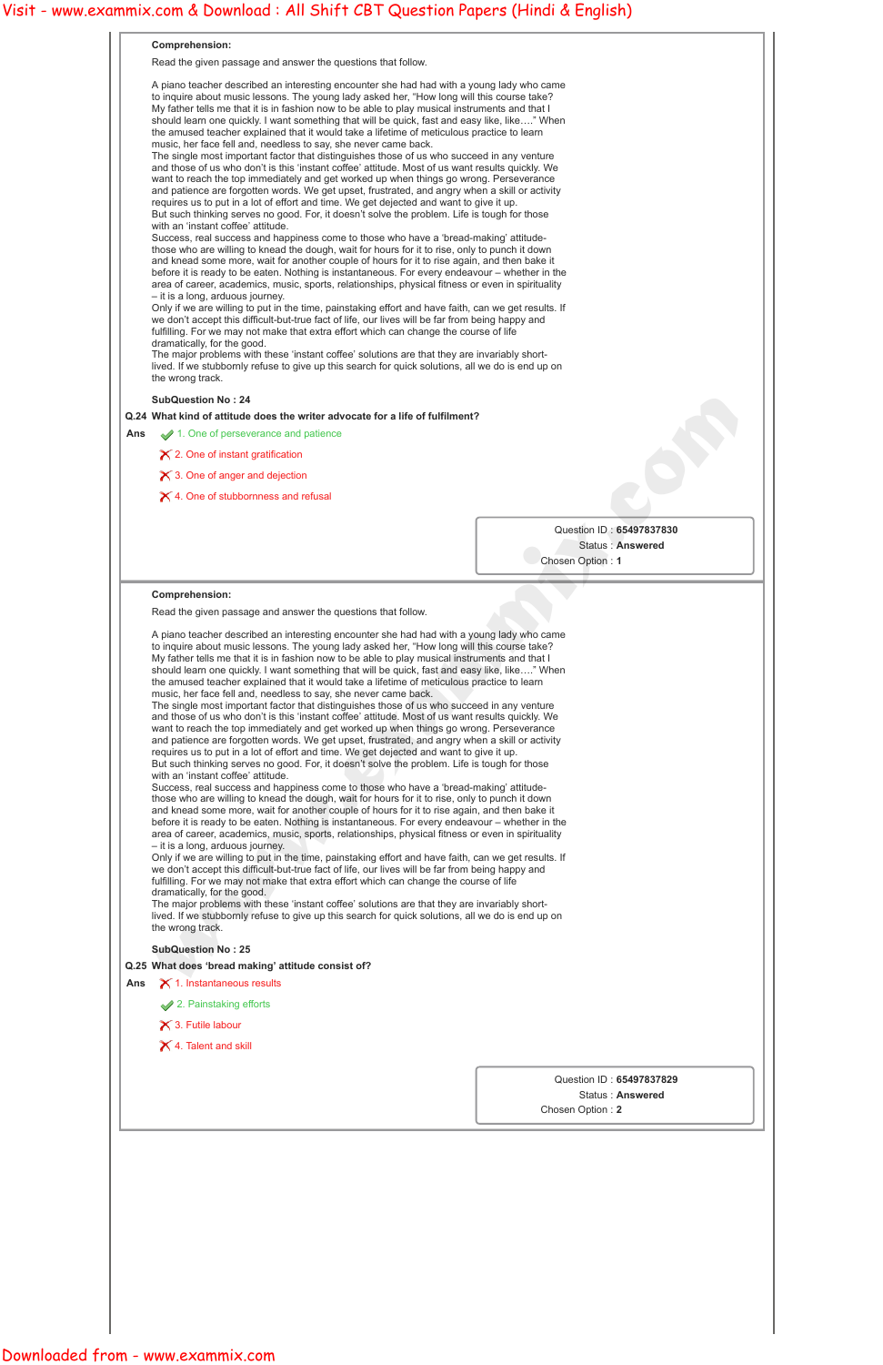**Comprehension:**

Read the given passage and answer the questions that follow.

A piano teacher described an interesting encounter she had had with a young lady who came to inquire about music lessons. The young lady asked her, "How long will this course take? My father tells me that it is in fashion now to be able to play musical instruments and that I should learn one quickly. I want something that will be quick, fast and easy like, like…." When the amused teacher explained that it would take a lifetime of meticulous practice to learn music, her face fell and, needless to say, she never came back.
The single most important factor that distinguishes those of us who succeed in any venture and those of us who don't is this 'instant coffee' attitude. Most of us want results quickly. We want to reach the top immediately and get worked up when things go wrong. Perseverance and patience are forgotten words. We get upset, frustrated, and angry when a skill or activity requires us to put in a lot of effort and time. We get dejected and want to give it up.
But such thinking serves no good. For, it doesn't solve the problem. Life is tough for those with an 'instant coffee' attitude.
Success, real success and happiness come to those who have a 'bread-making' attitude- those who are willing to knead the dough, wait for hours for it to rise, only to punch it down and knead some more, wait for another couple of hours for it to rise again, and then bake it before it is ready to be eaten. Nothing is instantaneous. For every endeavour – whether in the area of career, academics, music, sports, relationships, physical fitness or even in spirituality – it is a long, arduous journey.
Only if we are willing to put in the time, painstaking effort and have faith, can we get results. If we don't accept this difficult-but-true fact of life, our lives will be far from being happy and fulfilling. For we may not make that extra effort which can change the course of life dramatically, for the good.
The major problems with these 'instant coffee' solutions are that they are invariably short-lived. If we stubbornly refuse to give up this search for quick solutions, all we do is end up on the wrong track.

**SubQuestion No : 24**

**Q.24 What kind of attitude does the writer advocate for a life of fulfilment?**

**Ans**

✔ 1. One of perseverance and patience

✘ 2. One of instant gratification

✘ 3. One of anger and dejection

✘ 4. One of stubbornness and refusal

Question ID : **65497837830**
Status : **Answered**
Chosen Option : **1**

---

**Comprehension:**

Read the given passage and answer the questions that follow.

A piano teacher described an interesting encounter she had had with a young lady who came to inquire about music lessons. The young lady asked her, "How long will this course take? My father tells me that it is in fashion now to be able to play musical instruments and that I should learn one quickly. I want something that will be quick, fast and easy like, like…." When the amused teacher explained that it would take a lifetime of meticulous practice to learn music, her face fell and, needless to say, she never came back.
The single most important factor that distinguishes those of us who succeed in any venture and those of us who don't is this 'instant coffee' attitude. Most of us want results quickly. We want to reach the top immediately and get worked up when things go wrong. Perseverance and patience are forgotten words. We get upset, frustrated, and angry when a skill or activity requires us to put in a lot of effort and time. We get dejected and want to give it up.
But such thinking serves no good. For, it doesn't solve the problem. Life is tough for those with an 'instant coffee' attitude.
Success, real success and happiness come to those who have a 'bread-making' attitude- those who are willing to knead the dough, wait for hours for it to rise, only to punch it down and knead some more, wait for another couple of hours for it to rise again, and then bake it before it is ready to be eaten. Nothing is instantaneous. For every endeavour – whether in the area of career, academics, music, sports, relationships, physical fitness or even in spirituality – it is a long, arduous journey.
Only if we are willing to put in the time, painstaking effort and have faith, can we get results. If we don't accept this difficult-but-true fact of life, our lives will be far from being happy and fulfilling. For we may not make that extra effort which can change the course of life dramatically, for the good.
The major problems with these 'instant coffee' solutions are that they are invariably short-lived. If we stubbornly refuse to give up this search for quick solutions, all we do is end up on the wrong track.

**SubQuestion No : 25**

**Q.25 What does 'bread making' attitude consist of?**

**Ans**

✘ 1. Instantaneous results

✔ 2. Painstaking efforts

✘ 3. Futile labour

✘ 4. Talent and skill

Question ID : **65497837829**
Status : **Answered**
Chosen Option : **2**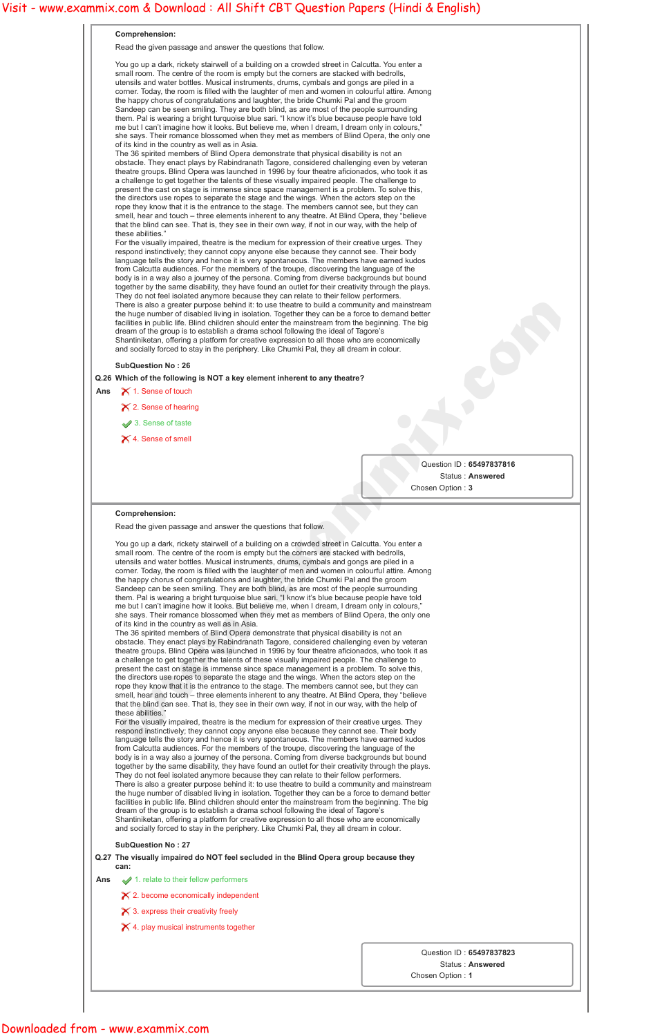**Comprehension:**

Read the given passage and answer the questions that follow.

You go up a dark, rickety stairwell of a building on a crowded street in Calcutta. You enter a small room. The centre of the room is empty but the corners are stacked with bedrolls, utensils and water bottles. Musical instruments, drums, cymbals and gongs are piled in a corner. Today, the room is filled with the laughter of men and women in colourful attire. Among the happy chorus of congratulations and laughter, the bride Chumki Pal and the groom Sandeep can be seen smiling. They are both blind, as are most of the people surrounding them. Pal is wearing a bright turquoise blue sari. "I know it's blue because people have told me but I can't imagine how it looks. But believe me, when I dream, I dream only in colours," she says. Their romance blossomed when they met as members of Blind Opera, the only one of its kind in the country as well as in Asia.
The 36 spirited members of Blind Opera demonstrate that physical disability is not an obstacle. They enact plays by Rabindranath Tagore, considered challenging even by veteran theatre groups. Blind Opera was launched in 1996 by four theatre aficionados, who took it as a challenge to get together the talents of these visually impaired people. The challenge to present the cast on stage is immense since space management is a problem. To solve this, the directors use ropes to separate the stage and the wings. When the actors step on the rope they know that it is the entrance to the stage. The members cannot see, but they can smell, hear and touch – three elements inherent to any theatre. At Blind Opera, they "believe that the blind can see. That is, they see in their own way, if not in our way, with the help of these abilities."
For the visually impaired, theatre is the medium for expression of their creative urges. They respond instinctively; they cannot copy anyone else because they cannot see. Their body language tells the story and hence it is very spontaneous. The members have earned kudos from Calcutta audiences. For the members of the troupe, discovering the language of the body is in a way also a journey of the persona. Coming from diverse backgrounds but bound together by the same disability, they have found an outlet for their creativity through the plays. They do not feel isolated anymore because they can relate to their fellow performers.
There is also a greater purpose behind it: to use theatre to build a community and mainstream the huge number of disabled living in isolation. Together they can be a force to demand better facilities in public life. Blind children should enter the mainstream from the beginning. The big dream of the group is to establish a drama school following the ideal of Tagore's Shantiniketan, offering a platform for creative expression to all those who are economically and socially forced to stay in the periphery. Like Chumki Pal, they all dream in colour.

**SubQuestion No : 26**

**Q.26 Which of the following is NOT a key element inherent to any theatre?**

**Ans**
- ✗ 1. Sense of touch
- ✗ 2. Sense of hearing
- ✓ 3. Sense of taste
- ✗ 4. Sense of smell

Question ID : **65497837816**
Status : **Answered**
Chosen Option : **3**

---

**Comprehension:**

Read the given passage and answer the questions that follow.

You go up a dark, rickety stairwell of a building on a crowded street in Calcutta. You enter a small room. The centre of the room is empty but the corners are stacked with bedrolls, utensils and water bottles. Musical instruments, drums, cymbals and gongs are piled in a corner. Today, the room is filled with the laughter of men and women in colourful attire. Among the happy chorus of congratulations and laughter, the bride Chumki Pal and the groom Sandeep can be seen smiling. They are both blind, as are most of the people surrounding them. Pal is wearing a bright turquoise blue sari. "I know it's blue because people have told me but I can't imagine how it looks. But believe me, when I dream, I dream only in colours," she says. Their romance blossomed when they met as members of Blind Opera, the only one of its kind in the country as well as in Asia.
The 36 spirited members of Blind Opera demonstrate that physical disability is not an obstacle. They enact plays by Rabindranath Tagore, considered challenging even by veteran theatre groups. Blind Opera was launched in 1996 by four theatre aficionados, who took it as a challenge to get together the talents of these visually impaired people. The challenge to present the cast on stage is immense since space management is a problem. To solve this, the directors use ropes to separate the stage and the wings. When the actors step on the rope they know that it is the entrance to the stage. The members cannot see, but they can smell, hear and touch – three elements inherent to any theatre. At Blind Opera, they "believe that the blind can see. That is, they see in their own way, if not in our way, with the help of these abilities."
For the visually impaired, theatre is the medium for expression of their creative urges. They respond instinctively; they cannot copy anyone else because they cannot see. Their body language tells the story and hence it is very spontaneous. The members have earned kudos from Calcutta audiences. For the members of the troupe, discovering the language of the body is in a way also a journey of the persona. Coming from diverse backgrounds but bound together by the same disability, they have found an outlet for their creativity through the plays. They do not feel isolated anymore because they can relate to their fellow performers.
There is also a greater purpose behind it: to use theatre to build a community and mainstream the huge number of disabled living in isolation. Together they can be a force to demand better facilities in public life. Blind children should enter the mainstream from the beginning. The big dream of the group is to establish a drama school following the ideal of Tagore's Shantiniketan, offering a platform for creative expression to all those who are economically and socially forced to stay in the periphery. Like Chumki Pal, they all dream in colour.

**SubQuestion No : 27**

**Q.27 The visually impaired do NOT feel secluded in the Blind Opera group because they can:**

**Ans**
- ✓ 1. relate to their fellow performers
- ✗ 2. become economically independent
- ✗ 3. express their creativity freely
- ✗ 4. play musical instruments together

Question ID : **65497837823**
Status : **Answered**
Chosen Option : **1**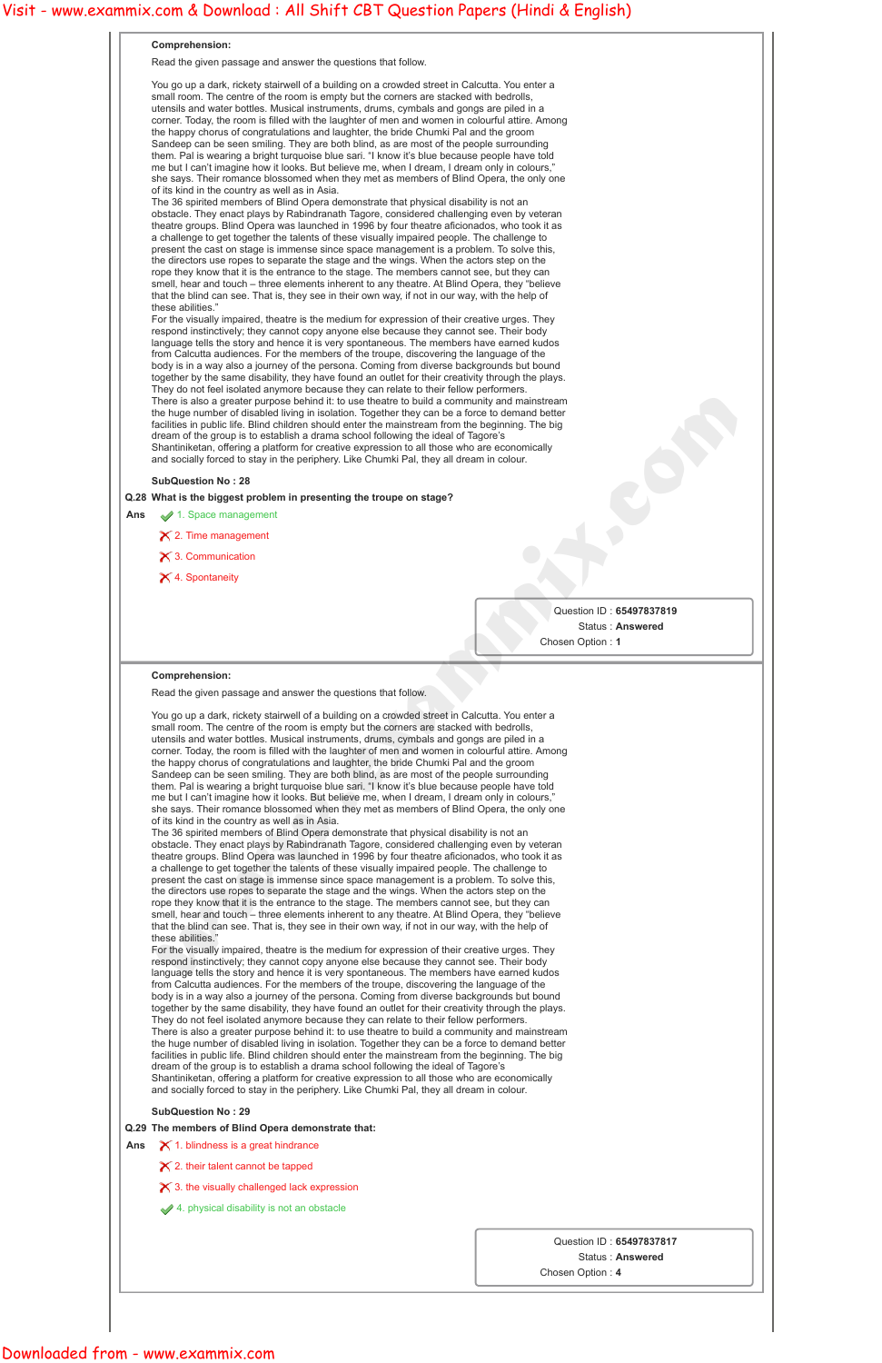**Comprehension:**

Read the given passage and answer the questions that follow.

You go up a dark, rickety stairwell of a building on a crowded street in Calcutta. You enter a small room. The centre of the room is empty but the corners are stacked with bedrolls, utensils and water bottles. Musical instruments, drums, cymbals and gongs are piled in a corner. Today, the room is filled with the laughter of men and women in colourful attire. Among the happy chorus of congratulations and laughter, the bride Chumki Pal and the groom Sandeep can be seen smiling. They are both blind, as are most of the people surrounding them. Pal is wearing a bright turquoise blue sari. "I know it's blue because people have told me but I can't imagine how it looks. But believe me, when I dream, I dream only in colours," she says. Their romance blossomed when they met as members of Blind Opera, the only one of its kind in the country as well as in Asia.
The 36 spirited members of Blind Opera demonstrate that physical disability is not an obstacle. They enact plays by Rabindranath Tagore, considered challenging even by veteran theatre groups. Blind Opera was launched in 1996 by four theatre aficionados, who took it as a challenge to get together the talents of these visually impaired people. The challenge to present the cast on stage is immense since space management is a problem. To solve this, the directors use ropes to separate the stage and the wings. When the actors step on the rope they know that it is the entrance to the stage. The members cannot see, but they can smell, hear and touch – three elements inherent to any theatre. At Blind Opera, they "believe that the blind can see. That is, they see in their own way, if not in our way, with the help of these abilities."
For the visually impaired, theatre is the medium for expression of their creative urges. They respond instinctively; they cannot copy anyone else because they cannot see. Their body language tells the story and hence it is very spontaneous. The members have earned kudos from Calcutta audiences. For the members of the troupe, discovering the language of the body is in a way also a journey of the persona. Coming from diverse backgrounds but bound together by the same disability, they have found an outlet for their creativity through the plays. They do not feel isolated anymore because they can relate to their fellow performers.
There is also a greater purpose behind it: to use theatre to build a community and mainstream the huge number of disabled living in isolation. Together they can be a force to demand better facilities in public life. Blind children should enter the mainstream from the beginning. The big dream of the group is to establish a drama school following the ideal of Tagore's Shantiniketan, offering a platform for creative expression to all those who are economically and socially forced to stay in the periphery. Like Chumki Pal, they all dream in colour.

**SubQuestion No : 28**

**Q.28 What is the biggest problem in presenting the troupe on stage?**

Ans
1. Space management ✔
2. Time management ✘
3. Communication ✘
4. Spontaneity ✘

Question ID : **65497837819**
Status : **Answered**
Chosen Option : **1**

---

**Comprehension:**

Read the given passage and answer the questions that follow.

You go up a dark, rickety stairwell of a building on a crowded street in Calcutta. You enter a small room. The centre of the room is empty but the corners are stacked with bedrolls, utensils and water bottles. Musical instruments, drums, cymbals and gongs are piled in a corner. Today, the room is filled with the laughter of men and women in colourful attire. Among the happy chorus of congratulations and laughter, the bride Chumki Pal and the groom Sandeep can be seen smiling. They are both blind, as are most of the people surrounding them. Pal is wearing a bright turquoise blue sari. "I know it's blue because people have told me but I can't imagine how it looks. But believe me, when I dream, I dream only in colours," she says. Their romance blossomed when they met as members of Blind Opera, the only one of its kind in the country as well as in Asia.
The 36 spirited members of Blind Opera demonstrate that physical disability is not an obstacle. They enact plays by Rabindranath Tagore, considered challenging even by veteran theatre groups. Blind Opera was launched in 1996 by four theatre aficionados, who took it as a challenge to get together the talents of these visually impaired people. The challenge to present the cast on stage is immense since space management is a problem. To solve this, the directors use ropes to separate the stage and the wings. When the actors step on the rope they know that it is the entrance to the stage. The members cannot see, but they can smell, hear and touch – three elements inherent to any theatre. At Blind Opera, they "believe that the blind can see. That is, they see in their own way, if not in our way, with the help of these abilities."
For the visually impaired, theatre is the medium for expression of their creative urges. They respond instinctively; they cannot copy anyone else because they cannot see. Their body language tells the story and hence it is very spontaneous. The members have earned kudos from Calcutta audiences. For the members of the troupe, discovering the language of the body is in a way also a journey of the persona. Coming from diverse backgrounds but bound together by the same disability, they have found an outlet for their creativity through the plays. They do not feel isolated anymore because they can relate to their fellow performers.
There is also a greater purpose behind it: to use theatre to build a community and mainstream the huge number of disabled living in isolation. Together they can be a force to demand better facilities in public life. Blind children should enter the mainstream from the beginning. The big dream of the group is to establish a drama school following the ideal of Tagore's Shantiniketan, offering a platform for creative expression to all those who are economically and socially forced to stay in the periphery. Like Chumki Pal, they all dream in colour.

**SubQuestion No : 29**

**Q.29 The members of Blind Opera demonstrate that:**

Ans
1. blindness is a great hindrance ✘
2. their talent cannot be tapped ✘
3. the visually challenged lack expression ✘
4. physical disability is not an obstacle ✔

Question ID : **65497837817**
Status : **Answered**
Chosen Option : **4**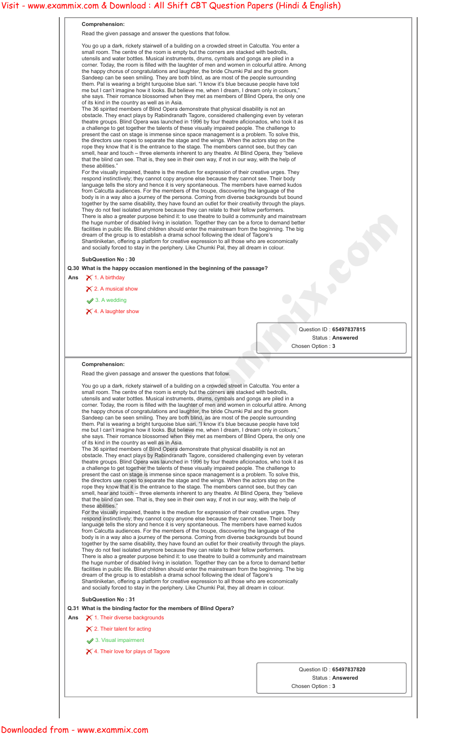**Comprehension:**

Read the given passage and answer the questions that follow.

You go up a dark, rickety stairwell of a building on a crowded street in Calcutta. You enter a small room. The centre of the room is empty but the corners are stacked with bedrolls, utensils and water bottles. Musical instruments, drums, cymbals and gongs are piled in a corner. Today, the room is filled with the laughter of men and women in colourful attire. Among the happy chorus of congratulations and laughter, the bride Chumki Pal and the groom Sandeep can be seen smiling. They are both blind, as are most of the people surrounding them. Pal is wearing a bright turquoise blue sari. "I know it's blue because people have told me but I can't imagine how it looks. But believe me, when I dream, I dream only in colours," she says. Their romance blossomed when they met as members of Blind Opera, the only one of its kind in the country as well as in Asia.
The 36 spirited members of Blind Opera demonstrate that physical disability is not an obstacle. They enact plays by Rabindranath Tagore, considered challenging even by veteran theatre groups. Blind Opera was launched in 1996 by four theatre aficionados, who took it as a challenge to get together the talents of these visually impaired people. The challenge to present the cast on stage is immense since space management is a problem. To solve this, the directors use ropes to separate the stage and the wings. When the actors step on the rope they know that it is the entrance to the stage. The members cannot see, but they can smell, hear and touch – three elements inherent to any theatre. At Blind Opera, they "believe that the blind can see. That is, they see in their own way, if not in our way, with the help of these abilities."
For the visually impaired, theatre is the medium for expression of their creative urges. They respond instinctively; they cannot copy anyone else because they cannot see. Their body language tells the story and hence it is very spontaneous. The members have earned kudos from Calcutta audiences. For the members of the troupe, discovering the language of the body is in a way also a journey of the persona. Coming from diverse backgrounds but bound together by the same disability, they have found an outlet for their creativity through the plays. They do not feel isolated anymore because they can relate to their fellow performers.
There is also a greater purpose behind it: to use theatre to build a community and mainstream the huge number of disabled living in isolation. Together they can be a force to demand better facilities in public life. Blind children should enter the mainstream from the beginning. The big dream of the group is to establish a drama school following the ideal of Tagore's Shantiniketan, offering a platform for creative expression to all those who are economically and socially forced to stay in the periphery. Like Chumki Pal, they all dream in colour.

**SubQuestion No : 30**

**Q.30 What is the happy occasion mentioned in the beginning of the passage?**

Ans
1. A birthday
2. A musical show
3. A wedding ✔
4. A laughter show

Question ID : **65497837815**
Status : **Answered**
Chosen Option : **3**

---

**Comprehension:**

Read the given passage and answer the questions that follow.

You go up a dark, rickety stairwell of a building on a crowded street in Calcutta. You enter a small room. The centre of the room is empty but the corners are stacked with bedrolls, utensils and water bottles. Musical instruments, drums, cymbals and gongs are piled in a corner. Today, the room is filled with the laughter of men and women in colourful attire. Among the happy chorus of congratulations and laughter, the bride Chumki Pal and the groom Sandeep can be seen smiling. They are both blind, as are most of the people surrounding them. Pal is wearing a bright turquoise blue sari. "I know it's blue because people have told me but I can't imagine how it looks. But believe me, when I dream, I dream only in colours," she says. Their romance blossomed when they met as members of Blind Opera, the only one of its kind in the country as well as in Asia.
The 36 spirited members of Blind Opera demonstrate that physical disability is not an obstacle. They enact plays by Rabindranath Tagore, considered challenging even by veteran theatre groups. Blind Opera was launched in 1996 by four theatre aficionados, who took it as a challenge to get together the talents of these visually impaired people. The challenge to present the cast on stage is immense since space management is a problem. To solve this, the directors use ropes to separate the stage and the wings. When the actors step on the rope they know that it is the entrance to the stage. The members cannot see, but they can smell, hear and touch – three elements inherent to any theatre. At Blind Opera, they "believe that the blind can see. That is, they see in their own way, if not in our way, with the help of these abilities."
For the visually impaired, theatre is the medium for expression of their creative urges. They respond instinctively; they cannot copy anyone else because they cannot see. Their body language tells the story and hence it is very spontaneous. The members have earned kudos from Calcutta audiences. For the members of the troupe, discovering the language of the body is in a way also a journey of the persona. Coming from diverse backgrounds but bound together by the same disability, they have found an outlet for their creativity through the plays. They do not feel isolated anymore because they can relate to their fellow performers.
There is also a greater purpose behind it: to use theatre to build a community and mainstream the huge number of disabled living in isolation. Together they can be a force to demand better facilities in public life. Blind children should enter the mainstream from the beginning. The big dream of the group is to establish a drama school following the ideal of Tagore's Shantiniketan, offering a platform for creative expression to all those who are economically and socially forced to stay in the periphery. Like Chumki Pal, they all dream in colour.

**SubQuestion No : 31**

**Q.31 What is the binding factor for the members of Blind Opera?**

Ans
1. Their diverse backgrounds
2. Their talent for acting
3. Visual impairment ✔
4. Their love for plays of Tagore

Question ID : **65497837820**
Status : **Answered**
Chosen Option : **3**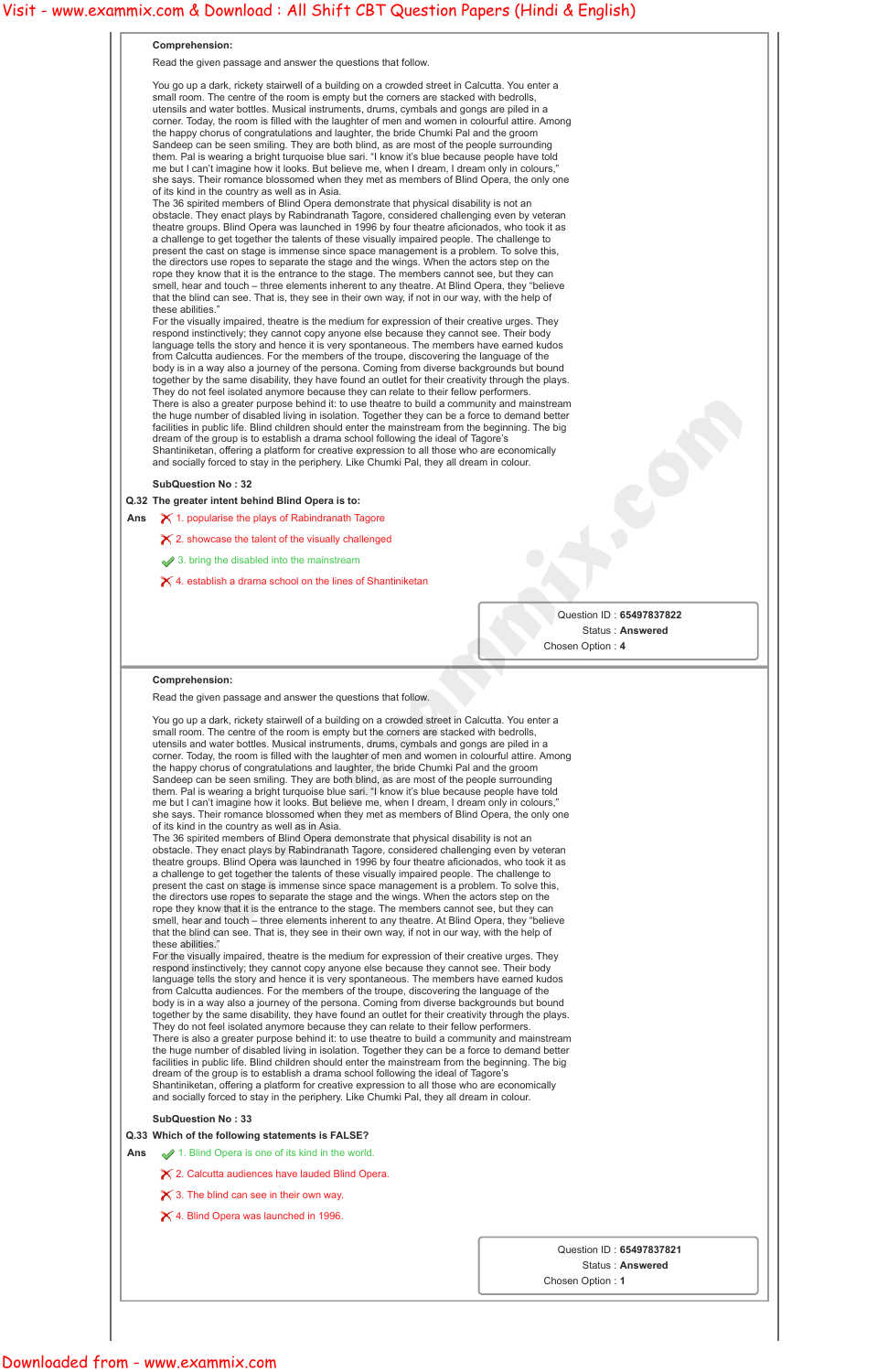**Comprehension:**

Read the given passage and answer the questions that follow.

You go up a dark, rickety stairwell of a building on a crowded street in Calcutta. You enter a small room. The centre of the room is empty but the corners are stacked with bedrolls, utensils and water bottles. Musical instruments, drums, cymbals and gongs are piled in a corner. Today, the room is filled with the laughter of men and women in colourful attire. Among the happy chorus of congratulations and laughter, the bride Chumki Pal and the groom Sandeep can be seen smiling. They are both blind, as are most of the people surrounding them. Pal is wearing a bright turquoise blue sari. "I know it's blue because people have told me but I can't imagine how it looks. But believe me, when I dream, I dream only in colours," she says. Their romance blossomed when they met as members of Blind Opera, the only one of its kind in the country as well as in Asia.
The 36 spirited members of Blind Opera demonstrate that physical disability is not an obstacle. They enact plays by Rabindranath Tagore, considered challenging even by veteran theatre groups. Blind Opera was launched in 1996 by four theatre aficionados, who took it as a challenge to get together the talents of these visually impaired people. The challenge to present the cast on stage is immense since space management is a problem. To solve this, the directors use ropes to separate the stage and the wings. When the actors step on the rope they know that it is the entrance to the stage. The members cannot see, but they can smell, hear and touch – three elements inherent to any theatre. At Blind Opera, they "believe that the blind can see. That is, they see in their own way, if not in our way, with the help of these abilities."
For the visually impaired, theatre is the medium for expression of their creative urges. They respond instinctively; they cannot copy anyone else because they cannot see. Their body language tells the story and hence it is very spontaneous. The members have earned kudos from Calcutta audiences. For the members of the troupe, discovering the language of the body is in a way also a journey of the persona. Coming from diverse backgrounds but bound together by the same disability, they have found an outlet for their creativity through the plays. They do not feel isolated anymore because they can relate to their fellow performers.
There is also a greater purpose behind it: to use theatre to build a community and mainstream the huge number of disabled living in isolation. Together they can be a force to demand better facilities in public life. Blind children should enter the mainstream from the beginning. The big dream of the group is to establish a drama school following the ideal of Tagore's Shantiniketan, offering a platform for creative expression to all those who are economically and socially forced to stay in the periphery. Like Chumki Pal, they all dream in colour.

**SubQuestion No : 32**

**Q.32 The greater intent behind Blind Opera is to:**

**Ans**

- ✗ 1. popularise the plays of Rabindranath Tagore
- ✗ 2. showcase the talent of the visually challenged
- ✓ 3. bring the disabled into the mainstream
- ✗ 4. establish a drama school on the lines of Shantiniketan

Question ID : **65497837822**
Status : **Answered**
Chosen Option : **4**

---

**Comprehension:**

Read the given passage and answer the questions that follow.

You go up a dark, rickety stairwell of a building on a crowded street in Calcutta. You enter a small room. The centre of the room is empty but the corners are stacked with bedrolls, utensils and water bottles. Musical instruments, drums, cymbals and gongs are piled in a corner. Today, the room is filled with the laughter of men and women in colourful attire. Among the happy chorus of congratulations and laughter, the bride Chumki Pal and the groom Sandeep can be seen smiling. They are both blind, as are most of the people surrounding them. Pal is wearing a bright turquoise blue sari. "I know it's blue because people have told me but I can't imagine how it looks. But believe me, when I dream, I dream only in colours," she says. Their romance blossomed when they met as members of Blind Opera, the only one of its kind in the country as well as in Asia.
The 36 spirited members of Blind Opera demonstrate that physical disability is not an obstacle. They enact plays by Rabindranath Tagore, considered challenging even by veteran theatre groups. Blind Opera was launched in 1996 by four theatre aficionados, who took it as a challenge to get together the talents of these visually impaired people. The challenge to present the cast on stage is immense since space management is a problem. To solve this, the directors use ropes to separate the stage and the wings. When the actors step on the rope they know that it is the entrance to the stage. The members cannot see, but they can smell, hear and touch – three elements inherent to any theatre. At Blind Opera, they "believe that the blind can see. That is, they see in their own way, if not in our way, with the help of these abilities."
For the visually impaired, theatre is the medium for expression of their creative urges. They respond instinctively; they cannot copy anyone else because they cannot see. Their body language tells the story and hence it is very spontaneous. The members have earned kudos from Calcutta audiences. For the members of the troupe, discovering the language of the body is in a way also a journey of the persona. Coming from diverse backgrounds but bound together by the same disability, they have found an outlet for their creativity through the plays. They do not feel isolated anymore because they can relate to their fellow performers.
There is also a greater purpose behind it: to use theatre to build a community and mainstream the huge number of disabled living in isolation. Together they can be a force to demand better facilities in public life. Blind children should enter the mainstream from the beginning. The big dream of the group is to establish a drama school following the ideal of Tagore's Shantiniketan, offering a platform for creative expression to all those who are economically and socially forced to stay in the periphery. Like Chumki Pal, they all dream in colour.

**SubQuestion No : 33**

**Q.33 Which of the following statements is FALSE?**

**Ans**

- ✓ 1. Blind Opera is one of its kind in the world.
- ✗ 2. Calcutta audiences have lauded Blind Opera.
- ✗ 3. The blind can see in their own way.
- ✗ 4. Blind Opera was launched in 1996.

Question ID : **65497837821**
Status : **Answered**
Chosen Option : **1**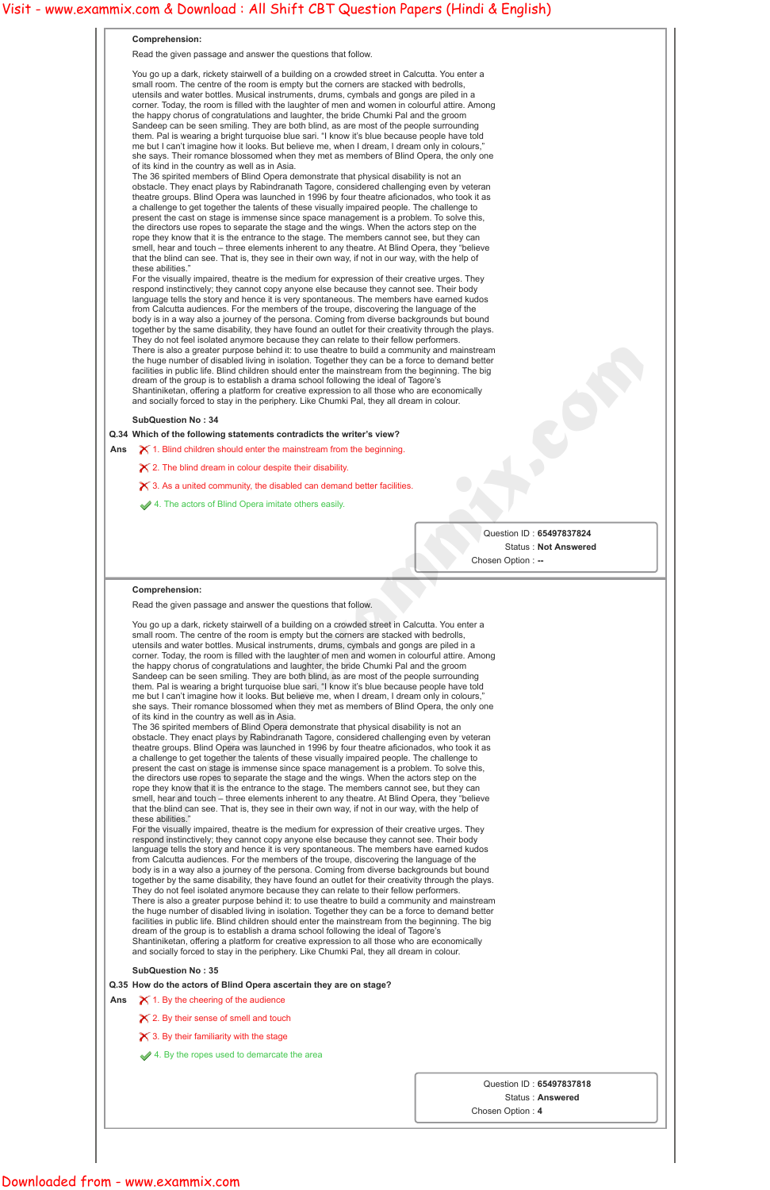**Comprehension:**

Read the given passage and answer the questions that follow.

You go up a dark, rickety stairwell of a building on a crowded street in Calcutta. You enter a small room. The centre of the room is empty but the corners are stacked with bedrolls, utensils and water bottles. Musical instruments, drums, cymbals and gongs are piled in a corner. Today, the room is filled with the laughter of men and women in colourful attire. Among the happy chorus of congratulations and laughter, the bride Chumki Pal and the groom Sandeep can be seen smiling. They are both blind, as are most of the people surrounding them. Pal is wearing a bright turquoise blue sari. "I know it's blue because people have told me but I can't imagine how it looks. But believe me, when I dream, I dream only in colours," she says. Their romance blossomed when they met as members of Blind Opera, the only one of its kind in the country as well as in Asia.

The 36 spirited members of Blind Opera demonstrate that physical disability is not an obstacle. They enact plays by Rabindranath Tagore, considered challenging even by veteran theatre groups. Blind Opera was launched in 1996 by four theatre aficionados, who took it as a challenge to get together the talents of these visually impaired people. The challenge to present the cast on stage is immense since space management is a problem. To solve this, the directors use ropes to separate the stage and the wings. When the actors step on the rope they know that it is the entrance to the stage. The members cannot see, but they can smell, hear and touch – three elements inherent to any theatre. At Blind Opera, they "believe that the blind can see. That is, they see in their own way, if not in our way, with the help of these abilities."

For the visually impaired, theatre is the medium for expression of their creative urges. They respond instinctively; they cannot copy anyone else because they cannot see. Their body language tells the story and hence it is very spontaneous. The members have earned kudos from Calcutta audiences. For the members of the troupe, discovering the language of the body is in a way also a journey of the persona. Coming from diverse backgrounds but bound together by the same disability, they have found an outlet for their creativity through the plays. They do not feel isolated anymore because they can relate to their fellow performers.

There is also a greater purpose behind it: to use theatre to build a community and mainstream the huge number of disabled living in isolation. Together they can be a force to demand better facilities in public life. Blind children should enter the mainstream from the beginning. The big dream of the group is to establish a drama school following the ideal of Tagore's Shantiniketan, offering a platform for creative expression to all those who are economically and socially forced to stay in the periphery. Like Chumki Pal, they all dream in colour.

**SubQuestion No : 34**

**Q.34 Which of the following statements contradicts the writer's view?**

**Ans**

✗ 1. Blind children should enter the mainstream from the beginning.

✗ 2. The blind dream in colour despite their disability.

✗ 3. As a united community, the disabled can demand better facilities.

✓ 4. The actors of Blind Opera imitate others easily.

Question ID : **65497837824**
Status : **Not Answered**
Chosen Option : **--**

---

**Comprehension:**

Read the given passage and answer the questions that follow.

You go up a dark, rickety stairwell of a building on a crowded street in Calcutta. You enter a small room. The centre of the room is empty but the corners are stacked with bedrolls, utensils and water bottles. Musical instruments, drums, cymbals and gongs are piled in a corner. Today, the room is filled with the laughter of men and women in colourful attire. Among the happy chorus of congratulations and laughter, the bride Chumki Pal and the groom Sandeep can be seen smiling. They are both blind, as are most of the people surrounding them. Pal is wearing a bright turquoise blue sari. "I know it's blue because people have told me but I can't imagine how it looks. But believe me, when I dream, I dream only in colours," she says. Their romance blossomed when they met as members of Blind Opera, the only one of its kind in the country as well as in Asia.

The 36 spirited members of Blind Opera demonstrate that physical disability is not an obstacle. They enact plays by Rabindranath Tagore, considered challenging even by veteran theatre groups. Blind Opera was launched in 1996 by four theatre aficionados, who took it as a challenge to get together the talents of these visually impaired people. The challenge to present the cast on stage is immense since space management is a problem. To solve this, the directors use ropes to separate the stage and the wings. When the actors step on the rope they know that it is the entrance to the stage. The members cannot see, but they can smell, hear and touch – three elements inherent to any theatre. At Blind Opera, they "believe that the blind can see. That is, they see in their own way, if not in our way, with the help of these abilities."

For the visually impaired, theatre is the medium for expression of their creative urges. They respond instinctively; they cannot copy anyone else because they cannot see. Their body language tells the story and hence it is very spontaneous. The members have earned kudos from Calcutta audiences. For the members of the troupe, discovering the language of the body is in a way also a journey of the persona. Coming from diverse backgrounds but bound together by the same disability, they have found an outlet for their creativity through the plays. They do not feel isolated anymore because they can relate to their fellow performers.

There is also a greater purpose behind it: to use theatre to build a community and mainstream the huge number of disabled living in isolation. Together they can be a force to demand better facilities in public life. Blind children should enter the mainstream from the beginning. The big dream of the group is to establish a drama school following the ideal of Tagore's Shantiniketan, offering a platform for creative expression to all those who are economically and socially forced to stay in the periphery. Like Chumki Pal, they all dream in colour.

**SubQuestion No : 35**

**Q.35 How do the actors of Blind Opera ascertain they are on stage?**

**Ans**

✗ 1. By the cheering of the audience

✗ 2. By their sense of smell and touch

✗ 3. By their familiarity with the stage

✓ 4. By the ropes used to demarcate the area

Question ID : **65497837818**
Status : **Answered**
Chosen Option : **4**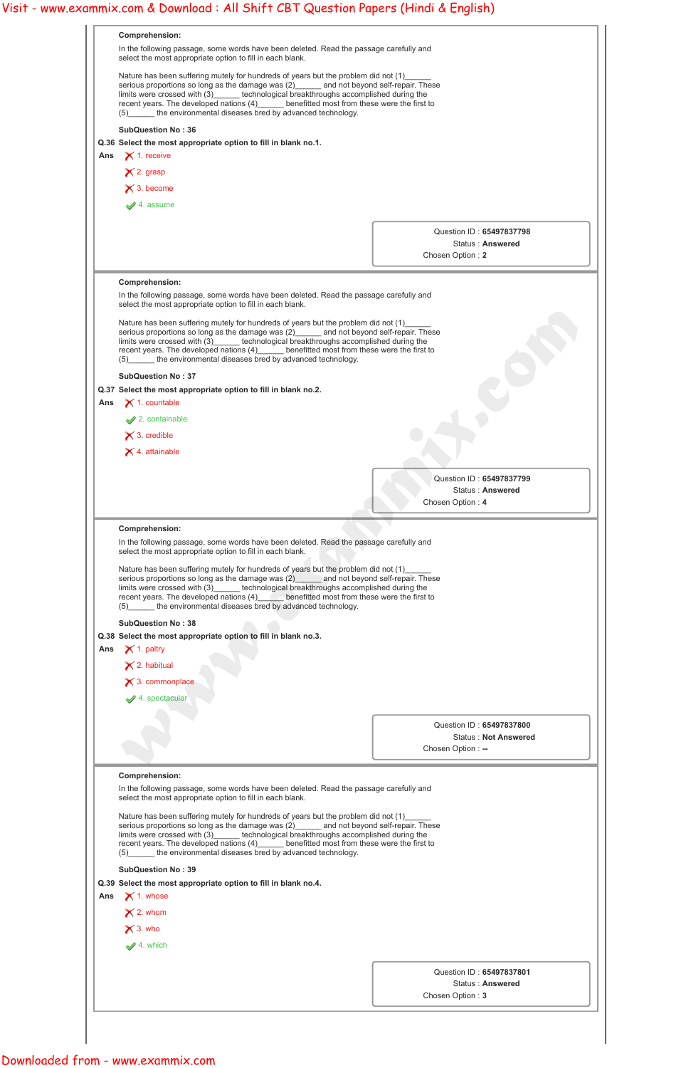**Comprehension:**

In the following passage, some words have been deleted. Read the passage carefully and select the most appropriate option to fill in each blank.

Nature has been suffering mutely for hundreds of years but the problem did not (1)______ serious proportions so long as the damage was (2)______ and not beyond self-repair. These limits were crossed with (3)______ technological breakthroughs accomplished during the recent years. The developed nations (4)______ benefitted most from these were the first to (5)______ the environmental diseases bred by advanced technology.

**SubQuestion No : 36**

**Q.36 Select the most appropriate option to fill in blank no.1.**

**Ans**
1. receive
2. grasp
3. become
4. assume ✔

Question ID : **65497837798**
Status : **Answered**
Chosen Option : **2**

---

**Comprehension:**

In the following passage, some words have been deleted. Read the passage carefully and select the most appropriate option to fill in each blank.

Nature has been suffering mutely for hundreds of years but the problem did not (1)______ serious proportions so long as the damage was (2)______ and not beyond self-repair. These limits were crossed with (3)______ technological breakthroughs accomplished during the recent years. The developed nations (4)______ benefitted most from these were the first to (5)______ the environmental diseases bred by advanced technology.

**SubQuestion No : 37**

**Q.37 Select the most appropriate option to fill in blank no.2.**

**Ans**
1. countable
2. containable ✔
3. credible
4. attainable

Question ID : **65497837799**
Status : **Answered**
Chosen Option : **4**

---

**Comprehension:**

In the following passage, some words have been deleted. Read the passage carefully and select the most appropriate option to fill in each blank.

Nature has been suffering mutely for hundreds of years but the problem did not (1)______ serious proportions so long as the damage was (2)______ and not beyond self-repair. These limits were crossed with (3)______ technological breakthroughs accomplished during the recent years. The developed nations (4)______ benefitted most from these were the first to (5)______ the environmental diseases bred by advanced technology.

**SubQuestion No : 38**

**Q.38 Select the most appropriate option to fill in blank no.3.**

**Ans**
1. paltry
2. habitual
3. commonplace
4. spectacular ✔

Question ID : **65497837800**
Status : **Not Answered**
Chosen Option : **--**

---

**Comprehension:**

In the following passage, some words have been deleted. Read the passage carefully and select the most appropriate option to fill in each blank.

Nature has been suffering mutely for hundreds of years but the problem did not (1)______ serious proportions so long as the damage was (2)______ and not beyond self-repair. These limits were crossed with (3)______ technological breakthroughs accomplished during the recent years. The developed nations (4)______ benefitted most from these were the first to (5)______ the environmental diseases bred by advanced technology.

**SubQuestion No : 39**

**Q.39 Select the most appropriate option to fill in blank no.4.**

**Ans**
1. whose
2. whom
3. who
4. which ✔

Question ID : **65497837801**
Status : **Answered**
Chosen Option : **3**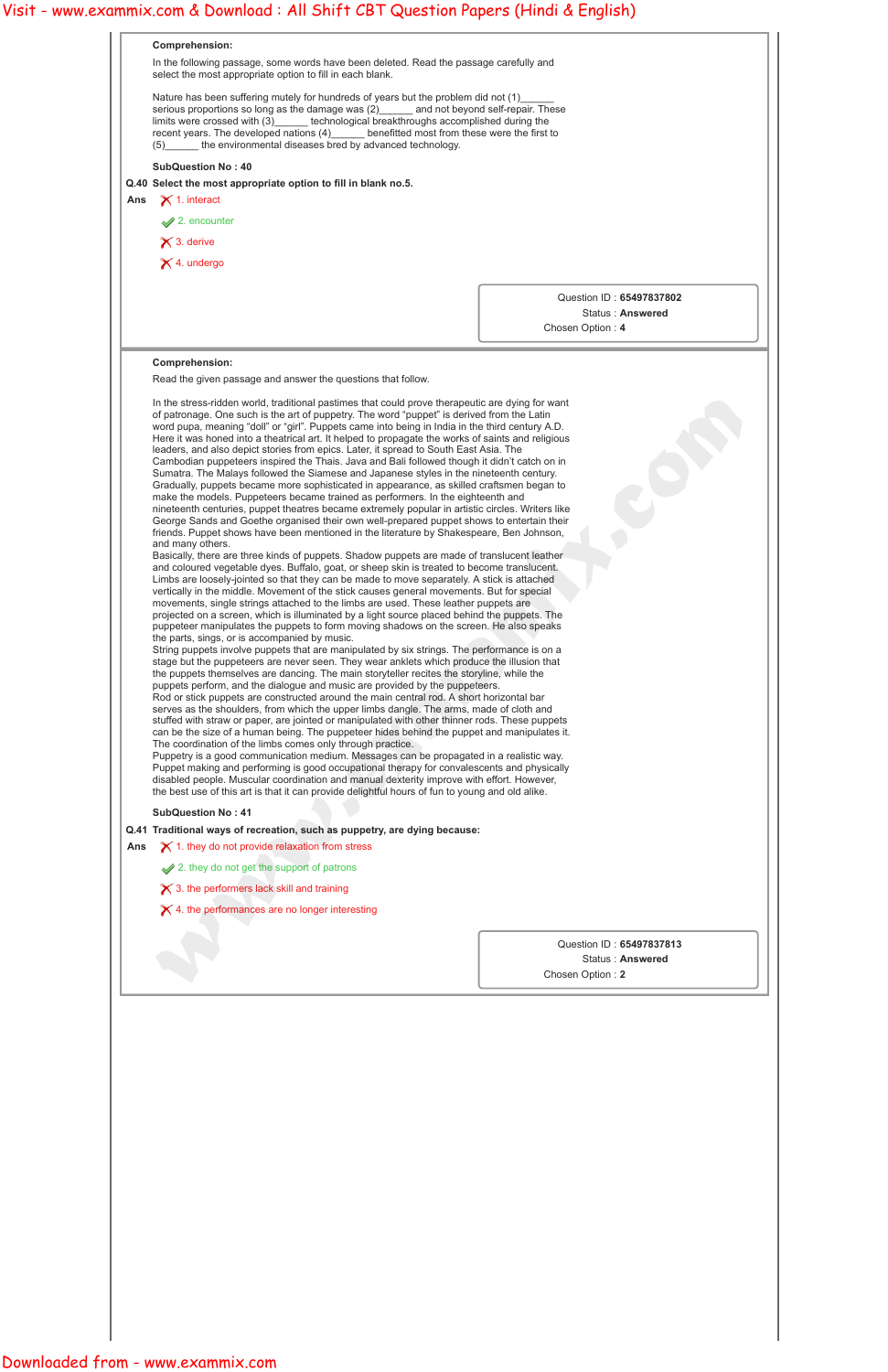**Comprehension:**

In the following passage, some words have been deleted. Read the passage carefully and select the most appropriate option to fill in each blank.

Nature has been suffering mutely for hundreds of years but the problem did not (1)______ serious proportions so long as the damage was (2)______ and not beyond self-repair. These limits were crossed with (3)______ technological breakthroughs accomplished during the recent years. The developed nations (4)______ benefitted most from these were the first to (5)______ the environmental diseases bred by advanced technology.

**SubQuestion No : 40**

**Q.40** **Select the most appropriate option to fill in blank no.5.**

**Ans**

1. interact ✗
2. encounter ✓
3. derive ✗
4. undergo ✗

Question ID : **65497837802**
Status : **Answered**
Chosen Option : **4**

---

**Comprehension:**

Read the given passage and answer the questions that follow.

In the stress-ridden world, traditional pastimes that could prove therapeutic are dying for want of patronage. One such is the art of puppetry. The word "puppet" is derived from the Latin word pupa, meaning "doll" or "girl". Puppets came into being in India in the third century A.D. Here it was honed into a theatrical art. It helped to propagate the works of saints and religious leaders, and also depict stories from epics. Later, it spread to South East Asia. The Cambodian puppeteers inspired the Thais. Java and Bali followed though it didn't catch on in Sumatra. The Malays followed the Siamese and Japanese styles in the nineteenth century. Gradually, puppets became more sophisticated in appearance, as skilled craftsmen began to make the models. Puppeteers became trained as performers. In the eighteenth and nineteenth centuries, puppet theatres became extremely popular in artistic circles. Writers like George Sands and Goethe organised their own well-prepared puppet shows to entertain their friends. Puppet shows have been mentioned in the literature by Shakespeare, Ben Johnson, and many others.

Basically, there are three kinds of puppets. Shadow puppets are made of translucent leather and coloured vegetable dyes. Buffalo, goat, or sheep skin is treated to become translucent. Limbs are loosely-jointed so that they can be made to move separately. A stick is attached vertically in the middle. Movement of the stick causes general movements. But for special movements, single strings attached to the limbs are used. These leather puppets are projected on a screen, which is illuminated by a light source placed behind the puppets. The puppeteer manipulates the puppets to form moving shadows on the screen. He also speaks the parts, sings, or is accompanied by music.

String puppets involve puppets that are manipulated by six strings. The performance is on a stage but the puppeteers are never seen. They wear anklets which produce the illusion that the puppets themselves are dancing. The main storyteller recites the storyline, while the puppets perform, and the dialogue and music are provided by the puppeteers.

Rod or stick puppets are constructed around the main central rod. A short horizontal bar serves as the shoulders, from which the upper limbs dangle. The arms, made of cloth and stuffed with straw or paper, are jointed or manipulated with other thinner rods. These puppets can be the size of a human being. The puppeteer hides behind the puppet and manipulates it. The coordination of the limbs comes only through practice.

Puppetry is a good communication medium. Messages can be propagated in a realistic way. Puppet making and performing is good occupational therapy for convalescents and physically disabled people. Muscular coordination and manual dexterity improve with effort. However, the best use of this art is that it can provide delightful hours of fun to young and old alike.

**SubQuestion No : 41**

**Q.41** **Traditional ways of recreation, such as puppetry, are dying because:**

**Ans**

1. they do not provide relaxation from stress ✗
2. they do not get the support of patrons ✓
3. the performers lack skill and training ✗
4. the performances are no longer interesting ✗

Question ID : **65497837813**
Status : **Answered**
Chosen Option : **2**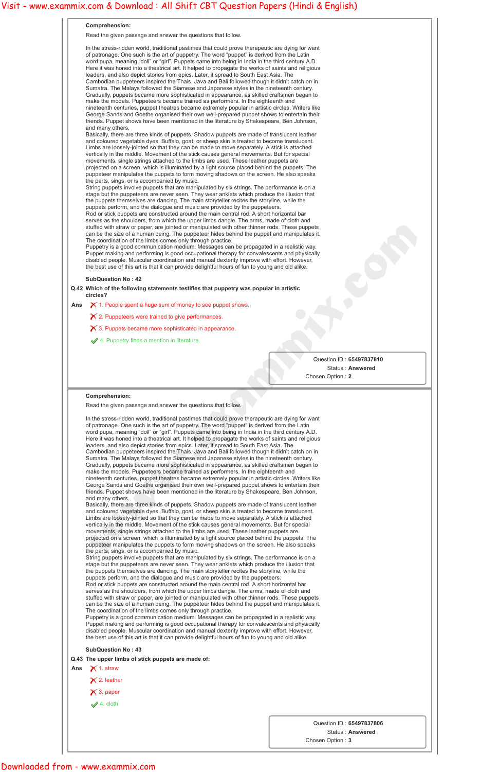**Comprehension:**

Read the given passage and answer the questions that follow.

In the stress-ridden world, traditional pastimes that could prove therapeutic are dying for want of patronage. One such is the art of puppetry. The word "puppet" is derived from the Latin word pupa, meaning "doll" or "girl". Puppets came into being in India in the third century A.D. Here it was honed into a theatrical art. It helped to propagate the works of saints and religious leaders, and also depict stories from epics. Later, it spread to South East Asia. The Cambodian puppeteers inspired the Thais. Java and Bali followed though it didn't catch on in Sumatra. The Malays followed the Siamese and Japanese styles in the nineteenth century. Gradually, puppets became more sophisticated in appearance, as skilled craftsmen began to make the models. Puppeteers became trained as performers. In the eighteenth and nineteenth centuries, puppet theatres became extremely popular in artistic circles. Writers like George Sands and Goethe organised their own well-prepared puppet shows to entertain their friends. Puppet shows have been mentioned in the literature by Shakespeare, Ben Johnson, and many others.
Basically, there are three kinds of puppets. Shadow puppets are made of translucent leather and coloured vegetable dyes. Buffalo, goat, or sheep skin is treated to become translucent. Limbs are loosely-jointed so that they can be made to move separately. A stick is attached vertically in the middle. Movement of the stick causes general movements. But for special movements, single strings attached to the limbs are used. These leather puppets are projected on a screen, which is illuminated by a light source placed behind the puppets. The puppeteer manipulates the puppets to form moving shadows on the screen. He also speaks the parts, sings, or is accompanied by music.
String puppets involve puppets that are manipulated by six strings. The performance is on a stage but the puppeteers are never seen. They wear anklets which produce the illusion that the puppets themselves are dancing. The main storyteller recites the storyline, while the puppets perform, and the dialogue and music are provided by the puppeteers.
Rod or stick puppets are constructed around the main central rod. A short horizontal bar serves as the shoulders, from which the upper limbs dangle. The arms, made of cloth and stuffed with straw or paper, are jointed or manipulated with other thinner rods. These puppets can be the size of a human being. The puppeteer hides behind the puppet and manipulates it. The coordination of the limbs comes only through practice.
Puppetry is a good communication medium. Messages can be propagated in a realistic way. Puppet making and performing is good occupational therapy for convalescents and physically disabled people. Muscular coordination and manual dexterity improve with effort. However, the best use of this art is that it can provide delightful hours of fun to young and old alike.

**SubQuestion No : 42**

**Q.42 Which of the following statements testifies that puppetry was popular in artistic circles?**

**Ans**

✗ 1. People spent a huge sum of money to see puppet shows.

✗ 2. Puppeteers were trained to give performances.

✗ 3. Puppets became more sophisticated in appearance.

✓ 4. Puppetry finds a mention in literature.

Question ID : **65497837810**
Status : **Answered**
Chosen Option : **2**

**Comprehension:**

Read the given passage and answer the questions that follow.

In the stress-ridden world, traditional pastimes that could prove therapeutic are dying for want of patronage. One such is the art of puppetry. The word "puppet" is derived from the Latin word pupa, meaning "doll" or "girl". Puppets came into being in India in the third century A.D. Here it was honed into a theatrical art. It helped to propagate the works of saints and religious leaders, and also depict stories from epics. Later, it spread to South East Asia. The Cambodian puppeteers inspired the Thais. Java and Bali followed though it didn't catch on in Sumatra. The Malays followed the Siamese and Japanese styles in the nineteenth century. Gradually, puppets became more sophisticated in appearance, as skilled craftsmen began to make the models. Puppeteers became trained as performers. In the eighteenth and nineteenth centuries, puppet theatres became extremely popular in artistic circles. Writers like George Sands and Goethe organised their own well-prepared puppet shows to entertain their friends. Puppet shows have been mentioned in the literature by Shakespeare, Ben Johnson, and many others.
Basically, there are three kinds of puppets. Shadow puppets are made of translucent leather and coloured vegetable dyes. Buffalo, goat, or sheep skin is treated to become translucent. Limbs are loosely-jointed so that they can be made to move separately. A stick is attached vertically in the middle. Movement of the stick causes general movements. But for special movements, single strings attached to the limbs are used. These leather puppets are projected on a screen, which is illuminated by a light source placed behind the puppets. The puppeteer manipulates the puppets to form moving shadows on the screen. He also speaks the parts, sings, or is accompanied by music.
String puppets involve puppets that are manipulated by six strings. The performance is on a stage but the puppeteers are never seen. They wear anklets which produce the illusion that the puppets themselves are dancing. The main storyteller recites the storyline, while the puppets perform, and the dialogue and music are provided by the puppeteers.
Rod or stick puppets are constructed around the main central rod. A short horizontal bar serves as the shoulders, from which the upper limbs dangle. The arms, made of cloth and stuffed with straw or paper, are jointed or manipulated with other thinner rods. These puppets can be the size of a human being. The puppeteer hides behind the puppet and manipulates it. The coordination of the limbs comes only through practice.
Puppetry is a good communication medium. Messages can be propagated in a realistic way. Puppet making and performing is good occupational therapy for convalescents and physically disabled people. Muscular coordination and manual dexterity improve with effort. However, the best use of this art is that it can provide delightful hours of fun to young and old alike.

**SubQuestion No : 43**

**Q.43 The upper limbs of stick puppets are made of:**

**Ans**

✗ 1. straw

✗ 2. leather

✗ 3. paper

✓ 4. cloth

Question ID : **65497837806**
Status : **Answered**
Chosen Option : **3**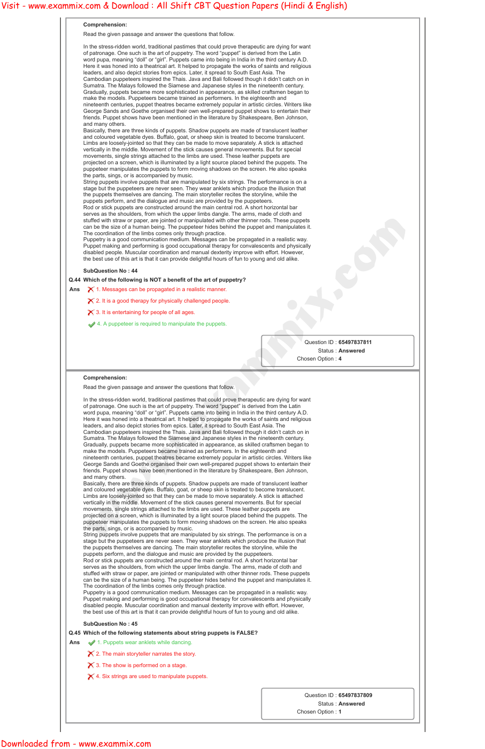**Comprehension:**

Read the given passage and answer the questions that follow.

In the stress-ridden world, traditional pastimes that could prove therapeutic are dying for want of patronage. One such is the art of puppetry. The word "puppet" is derived from the Latin word pupa, meaning "doll" or "girl". Puppets came into being in India in the third century A.D. Here it was honed into a theatrical art. It helped to propagate the works of saints and religious leaders, and also depict stories from epics. Later, it spread to South East Asia. The Cambodian puppeteers inspired the Thais. Java and Bali followed though it didn't catch on in Sumatra. The Malays followed the Siamese and Japanese styles in the nineteenth century. Gradually, puppets became more sophisticated in appearance, as skilled craftsmen began to make the models. Puppeteers became trained as performers. In the eighteenth and nineteenth centuries, puppet theatres became extremely popular in artistic circles. Writers like George Sands and Goethe organised their own well-prepared puppet shows to entertain their friends. Puppet shows have been mentioned in the literature by Shakespeare, Ben Johnson, and many others.

Basically, there are three kinds of puppets. Shadow puppets are made of translucent leather and coloured vegetable dyes. Buffalo, goat, or sheep skin is treated to become translucent. Limbs are loosely-jointed so that they can be made to move separately. A stick is attached vertically in the middle. Movement of the stick causes general movements. But for special movements, single strings attached to the limbs are used. These leather puppets are projected on a screen, which is illuminated by a light source placed behind the puppets. The puppeteer manipulates the puppets to form moving shadows on the screen. He also speaks the parts, sings, or is accompanied by music.

String puppets involve puppets that are manipulated by six strings. The performance is on a stage but the puppeteers are never seen. They wear anklets which produce the illusion that the puppets themselves are dancing. The main storyteller recites the storyline, while the puppets perform, and the dialogue and music are provided by the puppeteers.

Rod or stick puppets are constructed around the main central rod. A short horizontal bar serves as the shoulders, from which the upper limbs dangle. The arms, made of cloth and stuffed with straw or paper, are jointed or manipulated with other thinner rods. These puppets can be the size of a human being. The puppeteer hides behind the puppet and manipulates it. The coordination of the limbs comes only through practice.

Puppetry is a good communication medium. Messages can be propagated in a realistic way. Puppet making and performing is good occupational therapy for convalescents and physically disabled people. Muscular coordination and manual dexterity improve with effort. However, the best use of this art is that it can provide delightful hours of fun to young and old alike.

**SubQuestion No : 44**

**Q.44 Which of the following is NOT a benefit of the art of puppetry?**

**Ans**

✗ 1. Messages can be propagated in a realistic manner.

✗ 2. It is a good therapy for physically challenged people.

✗ 3. It is entertaining for people of all ages.

✓ 4. A puppeteer is required to manipulate the puppets.

Question ID : **65497837811**
Status : **Answered**
Chosen Option : **4**

**Comprehension:**

Read the given passage and answer the questions that follow.

In the stress-ridden world, traditional pastimes that could prove therapeutic are dying for want of patronage. One such is the art of puppetry. The word "puppet" is derived from the Latin word pupa, meaning "doll" or "girl". Puppets came into being in India in the third century A.D. Here it was honed into a theatrical art. It helped to propagate the works of saints and religious leaders, and also depict stories from epics. Later, it spread to South East Asia. The Cambodian puppeteers inspired the Thais. Java and Bali followed though it didn't catch on in Sumatra. The Malays followed the Siamese and Japanese styles in the nineteenth century. Gradually, puppets became more sophisticated in appearance, as skilled craftsmen began to make the models. Puppeteers became trained as performers. In the eighteenth and nineteenth centuries, puppet theatres became extremely popular in artistic circles. Writers like George Sands and Goethe organised their own well-prepared puppet shows to entertain their friends. Puppet shows have been mentioned in the literature by Shakespeare, Ben Johnson, and many others.

Basically, there are three kinds of puppets. Shadow puppets are made of translucent leather and coloured vegetable dyes. Buffalo, goat, or sheep skin is treated to become translucent. Limbs are loosely-jointed so that they can be made to move separately. A stick is attached vertically in the middle. Movement of the stick causes general movements. But for special movements, single strings attached to the limbs are used. These leather puppets are projected on a screen, which is illuminated by a light source placed behind the puppets. The puppeteer manipulates the puppets to form moving shadows on the screen. He also speaks the parts, sings, or is accompanied by music.

String puppets involve puppets that are manipulated by six strings. The performance is on a stage but the puppeteers are never seen. They wear anklets which produce the illusion that the puppets themselves are dancing. The main storyteller recites the storyline, while the puppets perform, and the dialogue and music are provided by the puppeteers.

Rod or stick puppets are constructed around the main central rod. A short horizontal bar serves as the shoulders, from which the upper limbs dangle. The arms, made of cloth and stuffed with straw or paper, are jointed or manipulated with other thinner rods. These puppets can be the size of a human being. The puppeteer hides behind the puppet and manipulates it. The coordination of the limbs comes only through practice.

Puppetry is a good communication medium. Messages can be propagated in a realistic way. Puppet making and performing is good occupational therapy for convalescents and physically disabled people. Muscular coordination and manual dexterity improve with effort. However, the best use of this art is that it can provide delightful hours of fun to young and old alike.

**SubQuestion No : 45**

**Q.45 Which of the following statements about string puppets is FALSE?**

**Ans**

✓ 1. Puppets wear anklets while dancing.

✗ 2. The main storyteller narrates the story.

✗ 3. The show is performed on a stage.

✗ 4. Six strings are used to manipulate puppets.

Question ID : **65497837809**
Status : **Answered**
Chosen Option : **1**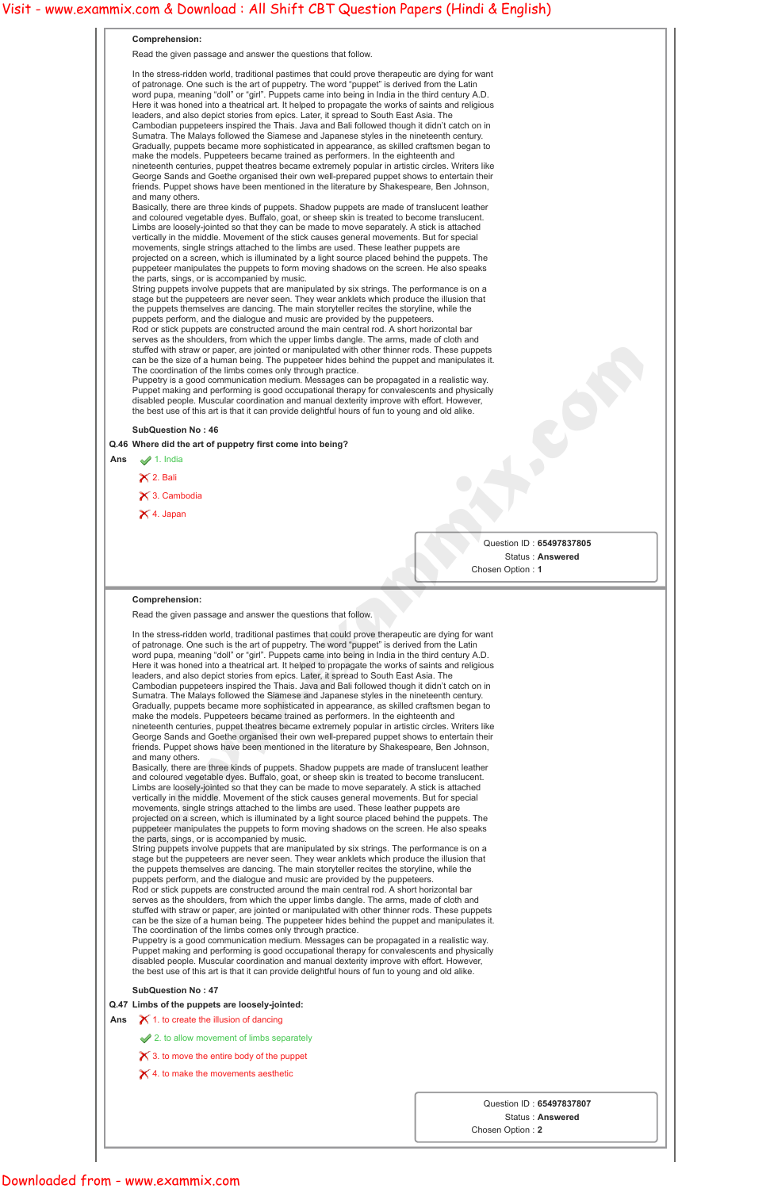**Comprehension:**

Read the given passage and answer the questions that follow.

In the stress-ridden world, traditional pastimes that could prove therapeutic are dying for want of patronage. One such is the art of puppetry. The word "puppet" is derived from the Latin word pupa, meaning "doll" or "girl". Puppets came into being in India in the third century A.D. Here it was honed into a theatrical art. It helped to propagate the works of saints and religious leaders, and also depict stories from epics. Later, it spread to South East Asia. The Cambodian puppeteers inspired the Thais. Java and Bali followed though it didn't catch on in Sumatra. The Malays followed the Siamese and Japanese styles in the nineteenth century. Gradually, puppets became more sophisticated in appearance, as skilled craftsmen began to make the models. Puppeteers became trained as performers. In the eighteenth and nineteenth centuries, puppet theatres became extremely popular in artistic circles. Writers like George Sands and Goethe organised their own well-prepared puppet shows to entertain their friends. Puppet shows have been mentioned in the literature by Shakespeare, Ben Johnson, and many others.
Basically, there are three kinds of puppets. Shadow puppets are made of translucent leather and coloured vegetable dyes. Buffalo, goat, or sheep skin is treated to become translucent. Limbs are loosely-jointed so that they can be made to move separately. A stick is attached vertically in the middle. Movement of the stick causes general movements. But for special movements, single strings attached to the limbs are used. These leather puppets are projected on a screen, which is illuminated by a light source placed behind the puppets. The puppeteer manipulates the puppets to form moving shadows on the screen. He also speaks the parts, sings, or is accompanied by music.
String puppets involve puppets that are manipulated by six strings. The performance is on a stage but the puppeteers are never seen. They wear anklets which produce the illusion that the puppets themselves are dancing. The main storyteller recites the storyline, while the puppets perform, and the dialogue and music are provided by the puppeteers.
Rod or stick puppets are constructed around the main central rod. A short horizontal bar serves as the shoulders, from which the upper limbs dangle. The arms, made of cloth and stuffed with straw or paper, are jointed or manipulated with other thinner rods. These puppets can be the size of a human being. The puppeteer hides behind the puppet and manipulates it. The coordination of the limbs comes only through practice.
Puppetry is a good communication medium. Messages can be propagated in a realistic way. Puppet making and performing is good occupational therapy for convalescents and physically disabled people. Muscular coordination and manual dexterity improve with effort. However, the best use of this art is that it can provide delightful hours of fun to young and old alike.

**SubQuestion No : 46**

**Q.46** **Where did the art of puppetry first come into being?**

**Ans**
✔ 1. India
✘ 2. Bali
✘ 3. Cambodia
✘ 4. Japan

Question ID : **65497837805**
Status : **Answered**
Chosen Option : **1**

**Comprehension:**

Read the given passage and answer the questions that follow.

In the stress-ridden world, traditional pastimes that could prove therapeutic are dying for want of patronage. One such is the art of puppetry. The word "puppet" is derived from the Latin word pupa, meaning "doll" or "girl". Puppets came into being in India in the third century A.D. Here it was honed into a theatrical art. It helped to propagate the works of saints and religious leaders, and also depict stories from epics. Later, it spread to South East Asia. The Cambodian puppeteers inspired the Thais. Java and Bali followed though it didn't catch on in Sumatra. The Malays followed the Siamese and Japanese styles in the nineteenth century. Gradually, puppets became more sophisticated in appearance, as skilled craftsmen began to make the models. Puppeteers became trained as performers. In the eighteenth and nineteenth centuries, puppet theatres became extremely popular in artistic circles. Writers like George Sands and Goethe organised their own well-prepared puppet shows to entertain their friends. Puppet shows have been mentioned in the literature by Shakespeare, Ben Johnson, and many others.
Basically, there are three kinds of puppets. Shadow puppets are made of translucent leather and coloured vegetable dyes. Buffalo, goat, or sheep skin is treated to become translucent. Limbs are loosely-jointed so that they can be made to move separately. A stick is attached vertically in the middle. Movement of the stick causes general movements. But for special movements, single strings attached to the limbs are used. These leather puppets are projected on a screen, which is illuminated by a light source placed behind the puppets. The puppeteer manipulates the puppets to form moving shadows on the screen. He also speaks the parts, sings, or is accompanied by music.
String puppets involve puppets that are manipulated by six strings. The performance is on a stage but the puppeteers are never seen. They wear anklets which produce the illusion that the puppets themselves are dancing. The main storyteller recites the storyline, while the puppets perform, and the dialogue and music are provided by the puppeteers.
Rod or stick puppets are constructed around the main central rod. A short horizontal bar serves as the shoulders, from which the upper limbs dangle. The arms, made of cloth and stuffed with straw or paper, are jointed or manipulated with other thinner rods. These puppets can be the size of a human being. The puppeteer hides behind the puppet and manipulates it. The coordination of the limbs comes only through practice.
Puppetry is a good communication medium. Messages can be propagated in a realistic way. Puppet making and performing is good occupational therapy for convalescents and physically disabled people. Muscular coordination and manual dexterity improve with effort. However, the best use of this art is that it can provide delightful hours of fun to young and old alike.

**SubQuestion No : 47**

**Q.47** **Limbs of the puppets are loosely-jointed:**

**Ans**
✘ 1. to create the illusion of dancing
✔ 2. to allow movement of limbs separately
✘ 3. to move the entire body of the puppet
✘ 4. to make the movements aesthetic

Question ID : **65497837807**
Status : **Answered**
Chosen Option : **2**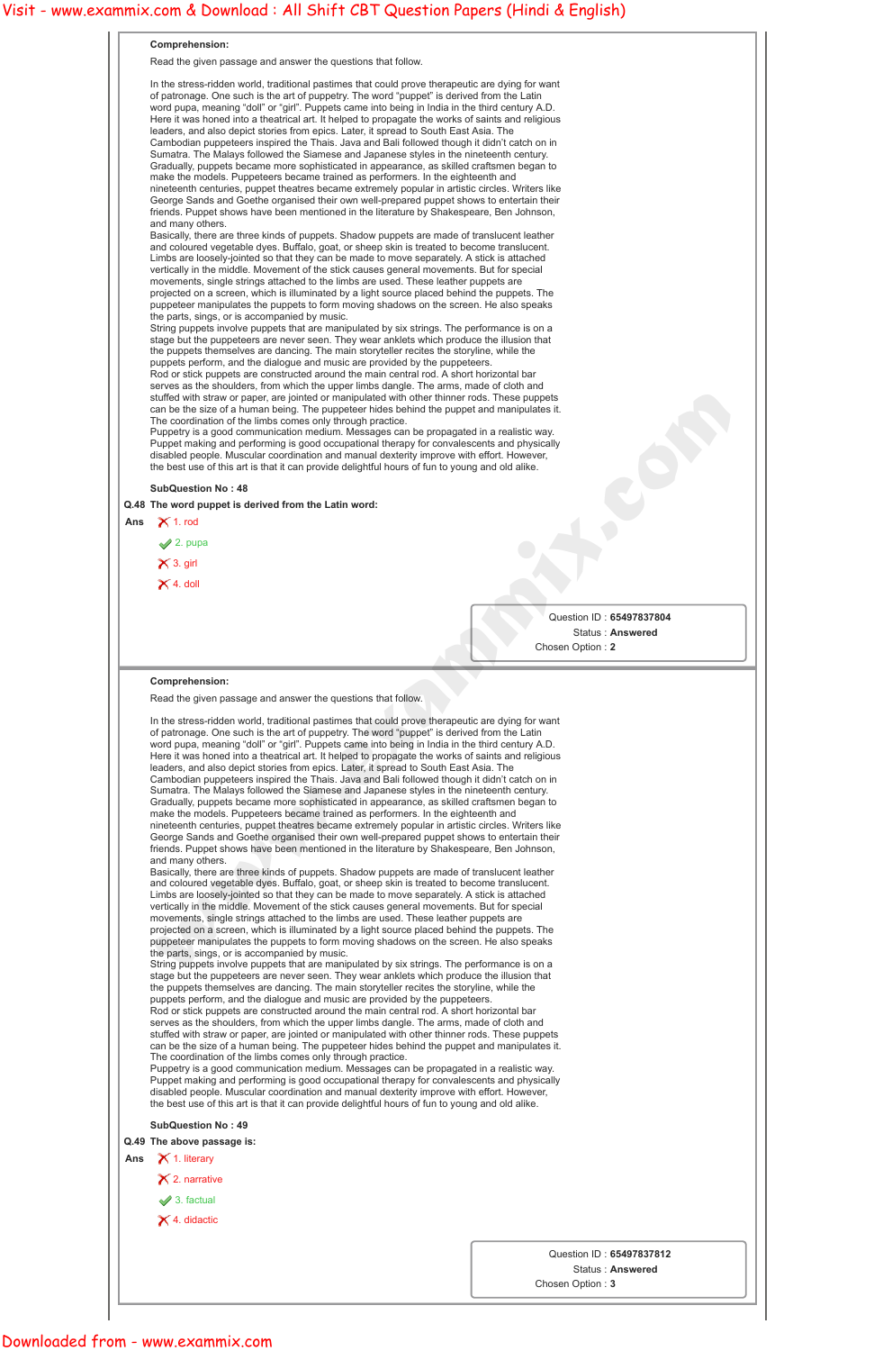**Comprehension:**

Read the given passage and answer the questions that follow.

In the stress-ridden world, traditional pastimes that could prove therapeutic are dying for want of patronage. One such is the art of puppetry. The word "puppet" is derived from the Latin word pupa, meaning "doll" or "girl". Puppets came into being in India in the third century A.D. Here it was honed into a theatrical art. It helped to propagate the works of saints and religious leaders, and also depict stories from epics. Later, it spread to South East Asia. The Cambodian puppeteers inspired the Thais. Java and Bali followed though it didn't catch on in Sumatra. The Malays followed the Siamese and Japanese styles in the nineteenth century. Gradually, puppets became more sophisticated in appearance, as skilled craftsmen began to make the models. Puppeteers became trained as performers. In the eighteenth and nineteenth centuries, puppet theatres became extremely popular in artistic circles. Writers like George Sands and Goethe organised their own well-prepared puppet shows to entertain their friends. Puppet shows have been mentioned in the literature by Shakespeare, Ben Johnson, and many others.
Basically, there are three kinds of puppets. Shadow puppets are made of translucent leather and coloured vegetable dyes. Buffalo, goat, or sheep skin is treated to become translucent. Limbs are loosely-jointed so that they can be made to move separately. A stick is attached vertically in the middle. Movement of the stick causes general movements. But for special movements, single strings attached to the limbs are used. These leather puppets are projected on a screen, which is illuminated by a light source placed behind the puppets. The puppeteer manipulates the puppets to form moving shadows on the screen. He also speaks the parts, sings, or is accompanied by music.
String puppets involve puppets that are manipulated by six strings. The performance is on a stage but the puppeteers are never seen. They wear anklets which produce the illusion that the puppets themselves are dancing. The main storyteller recites the storyline, while the puppets perform, and the dialogue and music are provided by the puppeteers.
Rod or stick puppets are constructed around the main central rod. A short horizontal bar serves as the shoulders, from which the upper limbs dangle. The arms, made of cloth and stuffed with straw or paper, are jointed or manipulated with other thinner rods. These puppets can be the size of a human being. The puppeteer hides behind the puppet and manipulates it. The coordination of the limbs comes only through practice.
Puppetry is a good communication medium. Messages can be propagated in a realistic way. Puppet making and performing is good occupational therapy for convalescents and physically disabled people. Muscular coordination and manual dexterity improve with effort. However, the best use of this art is that it can provide delightful hours of fun to young and old alike.

**SubQuestion No : 48**

**Q.48 The word puppet is derived from the Latin word:**

Ans
1. rod ✗
2. pupa ✓
3. girl ✗
4. doll ✗

Question ID : **65497837804**
Status : **Answered**
Chosen Option : **2**

**Comprehension:**

Read the given passage and answer the questions that follow.

In the stress-ridden world, traditional pastimes that could prove therapeutic are dying for want of patronage. One such is the art of puppetry. The word "puppet" is derived from the Latin word pupa, meaning "doll" or "girl". Puppets came into being in India in the third century A.D. Here it was honed into a theatrical art. It helped to propagate the works of saints and religious leaders, and also depict stories from epics. Later, it spread to South East Asia. The Cambodian puppeteers inspired the Thais. Java and Bali followed though it didn't catch on in Sumatra. The Malays followed the Siamese and Japanese styles in the nineteenth century. Gradually, puppets became more sophisticated in appearance, as skilled craftsmen began to make the models. Puppeteers became trained as performers. In the eighteenth and nineteenth centuries, puppet theatres became extremely popular in artistic circles. Writers like George Sands and Goethe organised their own well-prepared puppet shows to entertain their friends. Puppet shows have been mentioned in the literature by Shakespeare, Ben Johnson, and many others.
Basically, there are three kinds of puppets. Shadow puppets are made of translucent leather and coloured vegetable dyes. Buffalo, goat, or sheep skin is treated to become translucent. Limbs are loosely-jointed so that they can be made to move separately. A stick is attached vertically in the middle. Movement of the stick causes general movements. But for special movements, single strings attached to the limbs are used. These leather puppets are projected on a screen, which is illuminated by a light source placed behind the puppets. The puppeteer manipulates the puppets to form moving shadows on the screen. He also speaks the parts, sings, or is accompanied by music.
String puppets involve puppets that are manipulated by six strings. The performance is on a stage but the puppeteers are never seen. They wear anklets which produce the illusion that the puppets themselves are dancing. The main storyteller recites the storyline, while the puppets perform, and the dialogue and music are provided by the puppeteers.
Rod or stick puppets are constructed around the main central rod. A short horizontal bar serves as the shoulders, from which the upper limbs dangle. The arms, made of cloth and stuffed with straw or paper, are jointed or manipulated with other thinner rods. These puppets can be the size of a human being. The puppeteer hides behind the puppet and manipulates it. The coordination of the limbs comes only through practice.
Puppetry is a good communication medium. Messages can be propagated in a realistic way. Puppet making and performing is good occupational therapy for convalescents and physically disabled people. Muscular coordination and manual dexterity improve with effort. However, the best use of this art is that it can provide delightful hours of fun to young and old alike.

**SubQuestion No : 49**

**Q.49 The above passage is:**

Ans
1. literary ✗
2. narrative ✗
3. factual ✓
4. didactic ✗

Question ID : **65497837812**
Status : **Answered**
Chosen Option : **3**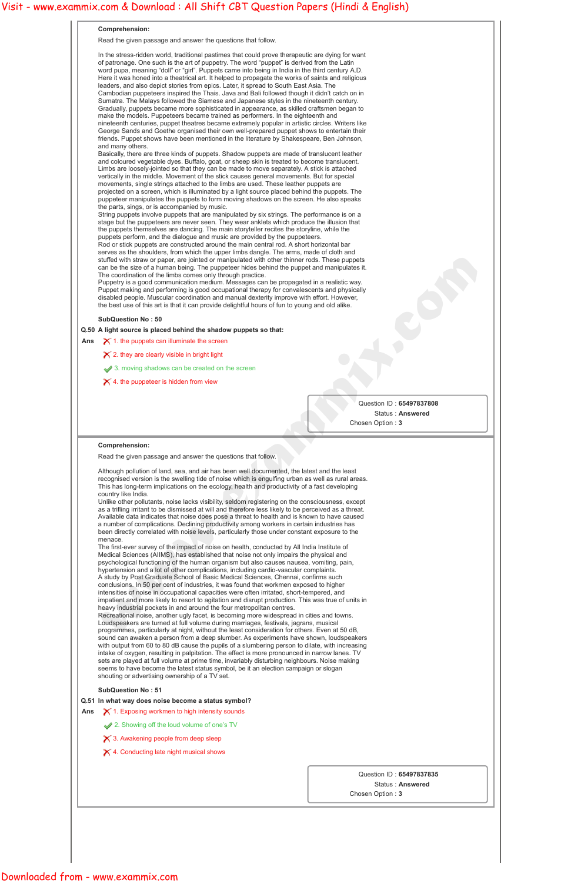**Comprehension:**

Read the given passage and answer the questions that follow.

In the stress-ridden world, traditional pastimes that could prove therapeutic are dying for want of patronage. One such is the art of puppetry. The word "puppet" is derived from the Latin word pupa, meaning "doll" or "girl". Puppets came into being in India in the third century A.D. Here it was honed into a theatrical art. It helped to propagate the works of saints and religious leaders, and also depict stories from epics. Later, it spread to South East Asia. The Cambodian puppeteers inspired the Thais. Java and Bali followed though it didn't catch on in Sumatra. The Malays followed the Siamese and Japanese styles in the nineteenth century. Gradually, puppets became more sophisticated in appearance, as skilled craftsmen began to make the models. Puppeteers became trained as performers. In the eighteenth and nineteenth centuries, puppet theatres became extremely popular in artistic circles. Writers like George Sands and Goethe organised their own well-prepared puppet shows to entertain their friends. Puppet shows have been mentioned in the literature by Shakespeare, Ben Johnson, and many others.

Basically, there are three kinds of puppets. Shadow puppets are made of translucent leather and coloured vegetable dyes. Buffalo, goat, or sheep skin is treated to become translucent. Limbs are loosely-jointed so that they can be made to move separately. A stick is attached vertically in the middle. Movement of the stick causes general movements. But for special movements, single strings attached to the limbs are used. These leather puppets are projected on a screen, which is illuminated by a light source placed behind the puppets. The puppeteer manipulates the puppets to form moving shadows on the screen. He also speaks the parts, sings, or is accompanied by music.

String puppets involve puppets that are manipulated by six strings. The performance is on a stage but the puppeteers are never seen. They wear anklets which produce the illusion that the puppets themselves are dancing. The main storyteller recites the storyline, while the puppets perform, and the dialogue and music are provided by the puppeteers.

Rod or stick puppets are constructed around the main central rod. A short horizontal bar serves as the shoulders, from which the upper limbs dangle. The arms, made of cloth and stuffed with straw or paper, are jointed or manipulated with other thinner rods. These puppets can be the size of a human being. The puppeteer hides behind the puppet and manipulates it. The coordination of the limbs comes only through practice.

Puppetry is a good communication medium. Messages can be propagated in a realistic way. Puppet making and performing is good occupational therapy for convalescents and physically disabled people. Muscular coordination and manual dexterity improve with effort. However, the best use of this art is that it can provide delightful hours of fun to young and old alike.

**SubQuestion No : 50**

**Q.50 A light source is placed behind the shadow puppets so that:**

**Ans**

✗ 1. the puppets can illuminate the screen

✗ 2. they are clearly visible in bright light

✓ 3. moving shadows can be created on the screen

✗ 4. the puppeteer is hidden from view

Question ID : **65497837808**
Status : **Answered**
Chosen Option : **3**

---

**Comprehension:**

Read the given passage and answer the questions that follow.

Although pollution of land, sea, and air has been well documented, the latest and the least recognised version is the swelling tide of noise which is engulfing urban as well as rural areas. This has long-term implications on the ecology, health and productivity of a fast developing country like India.

Unlike other pollutants, noise lacks visibility, seldom registering on the consciousness, except as a trifling irritant to be dismissed at will and therefore less likely to be perceived as a threat. Available data indicates that noise does pose a threat to health and is known to have caused a number of complications. Declining productivity among workers in certain industries has been directly correlated with noise levels, particularly those under constant exposure to the menace.

The first-ever survey of the impact of noise on health, conducted by All India Institute of Medical Sciences (AIIMS), has established that noise not only impairs the physical and psychological functioning of the human organism but also causes nausea, vomiting, pain, hypertension and a lot of other complications, including cardio-vascular complaints.

A study by Post Graduate School of Basic Medical Sciences, Chennai, confirms such conclusions. In 50 per cent of industries, it was found that workmen exposed to higher intensities of noise in occupational capacities were often irritated, short-tempered, and impatient and more likely to resort to agitation and disrupt production. This was true of units in heavy industrial pockets in and around the four metropolitan centres.

Recreational noise, another ugly facet, is becoming more widespread in cities and towns. Loudspeakers are turned at full volume during marriages, festivals, jagrans, musical programmes, particularly at night, without the least consideration for others. Even at 50 dB, sound can awaken a person from a deep slumber. As experiments have shown, loudspeakers with output from 60 to 80 dB cause the pupils of a slumbering person to dilate, with increasing intake of oxygen, resulting in palpitation. The effect is more pronounced in narrow lanes. TV sets are played at full volume at prime time, invariably disturbing neighbours. Noise making seems to have become the latest status symbol, be it an election campaign or slogan shouting or advertising ownership of a TV set.

**SubQuestion No : 51**

**Q.51 In what way does noise become a status symbol?**

**Ans**

✗ 1. Exposing workmen to high intensity sounds

✓ 2. Showing off the loud volume of one's TV

✗ 3. Awakening people from deep sleep

✗ 4. Conducting late night musical shows

Question ID : **65497837835**
Status : **Answered**
Chosen Option : **3**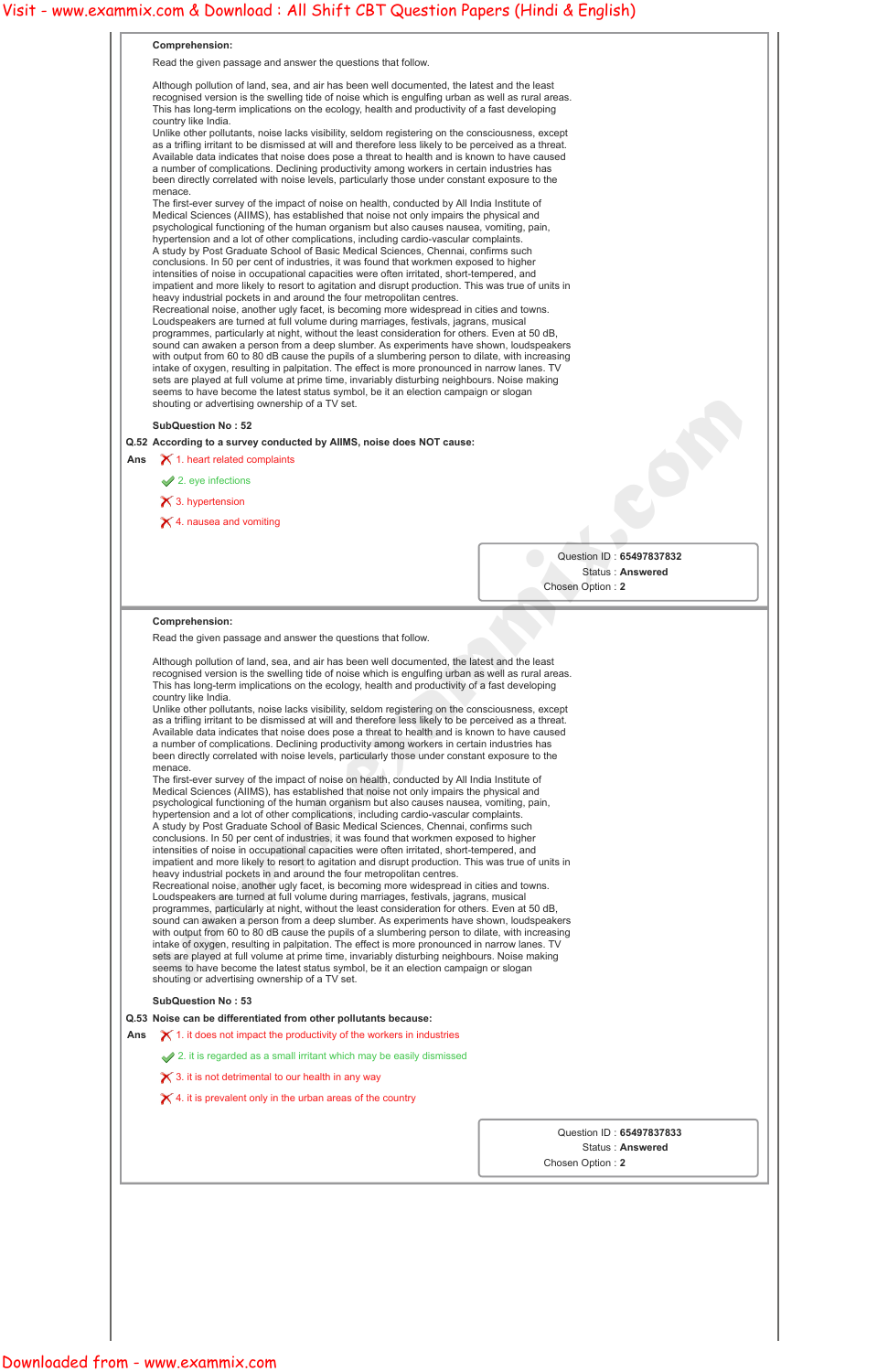**Comprehension:**

Read the given passage and answer the questions that follow.

Although pollution of land, sea, and air has been well documented, the latest and the least recognised version is the swelling tide of noise which is engulfing urban as well as rural areas. This has long-term implications on the ecology, health and productivity of a fast developing country like India.
Unlike other pollutants, noise lacks visibility, seldom registering on the consciousness, except as a trifling irritant to be dismissed at will and therefore less likely to be perceived as a threat. Available data indicates that noise does pose a threat to health and is known to have caused a number of complications. Declining productivity among workers in certain industries has been directly correlated with noise levels, particularly those under constant exposure to the menace.
The first-ever survey of the impact of noise on health, conducted by All India Institute of Medical Sciences (AIIMS), has established that noise not only impairs the physical and psychological functioning of the human organism but also causes nausea, vomiting, pain, hypertension and a lot of other complications, including cardio-vascular complaints.
A study by Post Graduate School of Basic Medical Sciences, Chennai, confirms such conclusions. In 50 per cent of industries, it was found that workmen exposed to higher intensities of noise in occupational capacities were often irritated, short-tempered, and impatient and more likely to resort to agitation and disrupt production. This was true of units in heavy industrial pockets in and around the four metropolitan centres.
Recreational noise, another ugly facet, is becoming more widespread in cities and towns. Loudspeakers are turned at full volume during marriages, festivals, jagrans, musical programmes, particularly at night, without the least consideration for others. Even at 50 dB, sound can awaken a person from a deep slumber. As experiments have shown, loudspeakers with output from 60 to 80 dB cause the pupils of a slumbering person to dilate, with increasing intake of oxygen, resulting in palpitation. The effect is more pronounced in narrow lanes. TV sets are played at full volume at prime time, invariably disturbing neighbours. Noise making seems to have become the latest status symbol, be it an election campaign or slogan shouting or advertising ownership of a TV set.

**SubQuestion No : 52**

**Q.52 According to a survey conducted by AIIMS, noise does NOT cause:**

**Ans**
1. heart related complaints ✗
2. eye infections ✓
3. hypertension ✗
4. nausea and vomiting ✗

Question ID : **65497837832**
Status : **Answered**
Chosen Option : **2**

---

**Comprehension:**

Read the given passage and answer the questions that follow.

Although pollution of land, sea, and air has been well documented, the latest and the least recognised version is the swelling tide of noise which is engulfing urban as well as rural areas. This has long-term implications on the ecology, health and productivity of a fast developing country like India.
Unlike other pollutants, noise lacks visibility, seldom registering on the consciousness, except as a trifling irritant to be dismissed at will and therefore less likely to be perceived as a threat. Available data indicates that noise does pose a threat to health and is known to have caused a number of complications. Declining productivity among workers in certain industries has been directly correlated with noise levels, particularly those under constant exposure to the menace.
The first-ever survey of the impact of noise on health, conducted by All India Institute of Medical Sciences (AIIMS), has established that noise not only impairs the physical and psychological functioning of the human organism but also causes nausea, vomiting, pain, hypertension and a lot of other complications, including cardio-vascular complaints.
A study by Post Graduate School of Basic Medical Sciences, Chennai, confirms such conclusions. In 50 per cent of industries, it was found that workmen exposed to higher intensities of noise in occupational capacities were often irritated, short-tempered, and impatient and more likely to resort to agitation and disrupt production. This was true of units in heavy industrial pockets in and around the four metropolitan centres.
Recreational noise, another ugly facet, is becoming more widespread in cities and towns. Loudspeakers are turned at full volume during marriages, festivals, jagrans, musical programmes, particularly at night, without the least consideration for others. Even at 50 dB, sound can awaken a person from a deep slumber. As experiments have shown, loudspeakers with output from 60 to 80 dB cause the pupils of a slumbering person to dilate, with increasing intake of oxygen, resulting in palpitation. The effect is more pronounced in narrow lanes. TV sets are played at full volume at prime time, invariably disturbing neighbours. Noise making seems to have become the latest status symbol, be it an election campaign or slogan shouting or advertising ownership of a TV set.

**SubQuestion No : 53**

**Q.53 Noise can be differentiated from other pollutants because:**

**Ans**
1. it does not impact the productivity of the workers in industries ✗
2. it is regarded as a small irritant which may be easily dismissed ✓
3. it is not detrimental to our health in any way ✗
4. it is prevalent only in the urban areas of the country ✗

Question ID : **65497837833**
Status : **Answered**
Chosen Option : **2**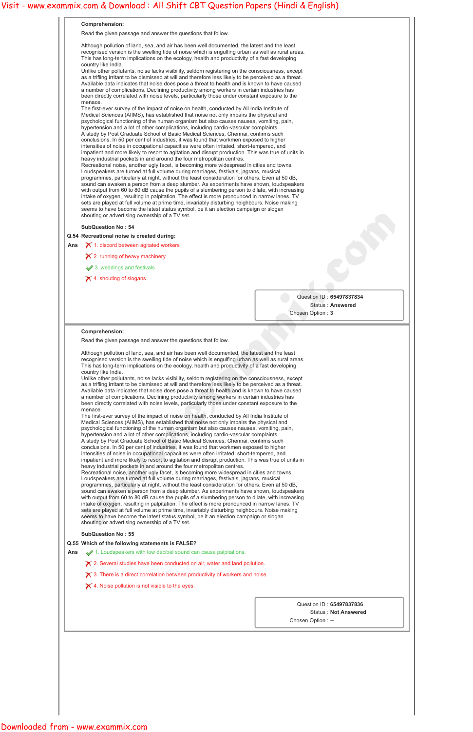**Comprehension:**

Read the given passage and answer the questions that follow.

Although pollution of land, sea, and air has been well documented, the latest and the least recognised version is the swelling tide of noise which is engulfing urban as well as rural areas. This has long-term implications on the ecology, health and productivity of a fast developing country like India.
Unlike other pollutants, noise lacks visibility, seldom registering on the consciousness, except as a trifling irritant to be dismissed at will and therefore less likely to be perceived as a threat. Available data indicates that noise does pose a threat to health and is known to have caused a number of complications. Declining productivity among workers in certain industries has been directly correlated with noise levels, particularly those under constant exposure to the menace.
The first-ever survey of the impact of noise on health, conducted by All India Institute of Medical Sciences (AIIMS), has established that noise not only impairs the physical and psychological functioning of the human organism but also causes nausea, vomiting, pain, hypertension and a lot of other complications, including cardio-vascular complaints.
A study by Post Graduate School of Basic Medical Sciences, Chennai, confirms such conclusions. In 50 per cent of industries, it was found that workmen exposed to higher intensities of noise in occupational capacities were often irritated, short-tempered, and impatient and more likely to resort to agitation and disrupt production. This was true of units in heavy industrial pockets in and around the four metropolitan centres.
Recreational noise, another ugly facet, is becoming more widespread in cities and towns. Loudspeakers are turned at full volume during marriages, festivals, jagrans, musical programmes, particularly at night, without the least consideration for others. Even at 50 dB, sound can awaken a person from a deep slumber. As experiments have shown, loudspeakers with output from 60 to 80 dB cause the pupils of a slumbering person to dilate, with increasing intake of oxygen, resulting in palpitation. The effect is more pronounced in narrow lanes. TV sets are played at full volume at prime time, invariably disturbing neighbours. Noise making seems to have become the latest status symbol, be it an election campaign or slogan shouting or advertising ownership of a TV set.

**SubQuestion No : 54**

**Q.54 Recreational noise is created during:**

**Ans**

1. discord between agitated workers ✗
2. running of heavy machinery ✗
3. weddings and festivals ✓
4. shouting of slogans ✗

Question ID : **65497837834**
Status : **Answered**
Chosen Option : **3**

**Comprehension:**

Read the given passage and answer the questions that follow.

Although pollution of land, sea, and air has been well documented, the latest and the least recognised version is the swelling tide of noise which is engulfing urban as well as rural areas. This has long-term implications on the ecology, health and productivity of a fast developing country like India.
Unlike other pollutants, noise lacks visibility, seldom registering on the consciousness, except as a trifling irritant to be dismissed at will and therefore less likely to be perceived as a threat. Available data indicates that noise does pose a threat to health and is known to have caused a number of complications. Declining productivity among workers in certain industries has been directly correlated with noise levels, particularly those under constant exposure to the menace.
The first-ever survey of the impact of noise on health, conducted by All India Institute of Medical Sciences (AIIMS), has established that noise not only impairs the physical and psychological functioning of the human organism but also causes nausea, vomiting, pain, hypertension and a lot of other complications, including cardio-vascular complaints.
A study by Post Graduate School of Basic Medical Sciences, Chennai, confirms such conclusions. In 50 per cent of industries, it was found that workmen exposed to higher intensities of noise in occupational capacities were often irritated, short-tempered, and impatient and more likely to resort to agitation and disrupt production. This was true of units in heavy industrial pockets in and around the four metropolitan centres.
Recreational noise, another ugly facet, is becoming more widespread in cities and towns. Loudspeakers are turned at full volume during marriages, festivals, jagrans, musical programmes, particularly at night, without the least consideration for others. Even at 50 dB, sound can awaken a person from a deep slumber. As experiments have shown, loudspeakers with output from 60 to 80 dB cause the pupils of a slumbering person to dilate, with increasing intake of oxygen, resulting in palpitation. The effect is more pronounced in narrow lanes. TV sets are played at full volume at prime time, invariably disturbing neighbours. Noise making seems to have become the latest status symbol, be it an election campaign or slogan shouting or advertising ownership of a TV set.

**SubQuestion No : 55**

**Q.55 Which of the following statements is FALSE?**

**Ans**

1. Loudspeakers with low decibel sound can cause palpitations. ✓
2. Several studies have been conducted on air, water and land pollution. ✗
3. There is a direct correlation between productivity of workers and noise. ✗
4. Noise pollution is not visible to the eyes. ✗

Question ID : **65497837836**
Status : **Not Answered**
Chosen Option : **--**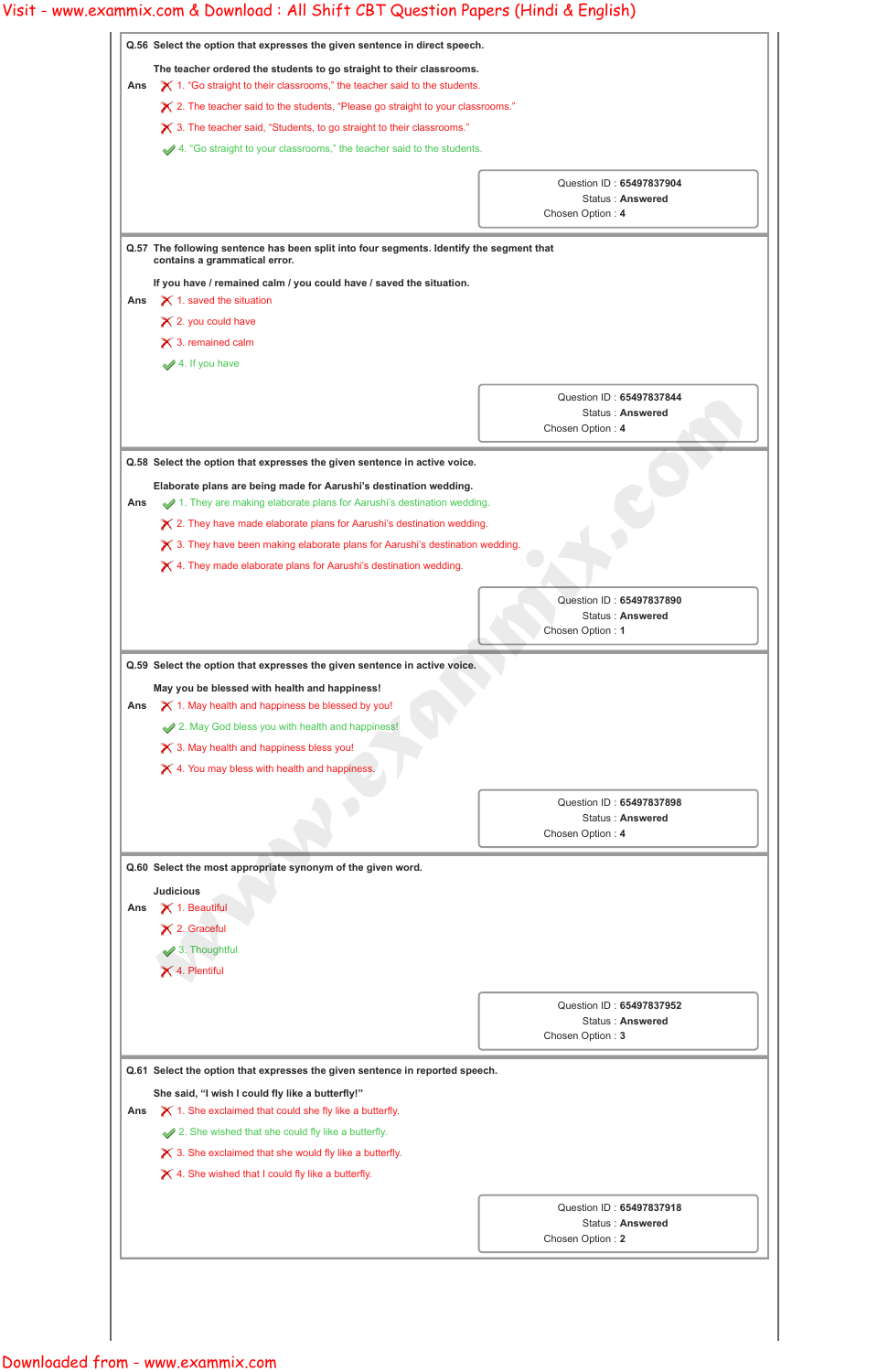**Q.56** Select the option that expresses the given sentence in direct speech.

The teacher ordered the students to go straight to their classrooms.

Ans

1. "Go straight to their classrooms," the teacher said to the students.
2. The teacher said to the students, "Please go straight to your classrooms."
3. The teacher said, "Students, to go straight to their classrooms."
4. "Go straight to your classrooms," the teacher said to the students.

Question ID : **65497837904**
Status : **Answered**
Chosen Option : **4**

---

**Q.57** The following sentence has been split into four segments. Identify the segment that contains a grammatical error.

If you have / remained calm / you could have / saved the situation.

Ans

1. saved the situation
2. you could have
3. remained calm
4. If you have

Question ID : **65497837844**
Status : **Answered**
Chosen Option : **4**

---

**Q.58** Select the option that expresses the given sentence in active voice.

Elaborate plans are being made for Aarushi's destination wedding.

Ans

1. They are making elaborate plans for Aarushi's destination wedding.
2. They have made elaborate plans for Aarushi's destination wedding.
3. They have been making elaborate plans for Aarushi's destination wedding.
4. They made elaborate plans for Aarushi's destination wedding.

Question ID : **65497837890**
Status : **Answered**
Chosen Option : **1**

---

**Q.59** Select the option that expresses the given sentence in active voice.

May you be blessed with health and happiness!

Ans

1. May health and happiness be blessed by you!
2. May God bless you with health and happiness!
3. May health and happiness bless you!
4. You may bless with health and happiness.

Question ID : **65497837898**
Status : **Answered**
Chosen Option : **4**

---

**Q.60** Select the most appropriate synonym of the given word.

Judicious

Ans

1. Beautiful
2. Graceful
3. Thoughtful
4. Plentiful

Question ID : **65497837952**
Status : **Answered**
Chosen Option : **3**

---

**Q.61** Select the option that expresses the given sentence in reported speech.

She said, "I wish I could fly like a butterfly!"

Ans

1. She exclaimed that could she fly like a butterfly.
2. She wished that she could fly like a butterfly.
3. She exclaimed that she would fly like a butterfly.
4. She wished that I could fly like a butterfly.

Question ID : **65497837918**
Status : **Answered**
Chosen Option : **2**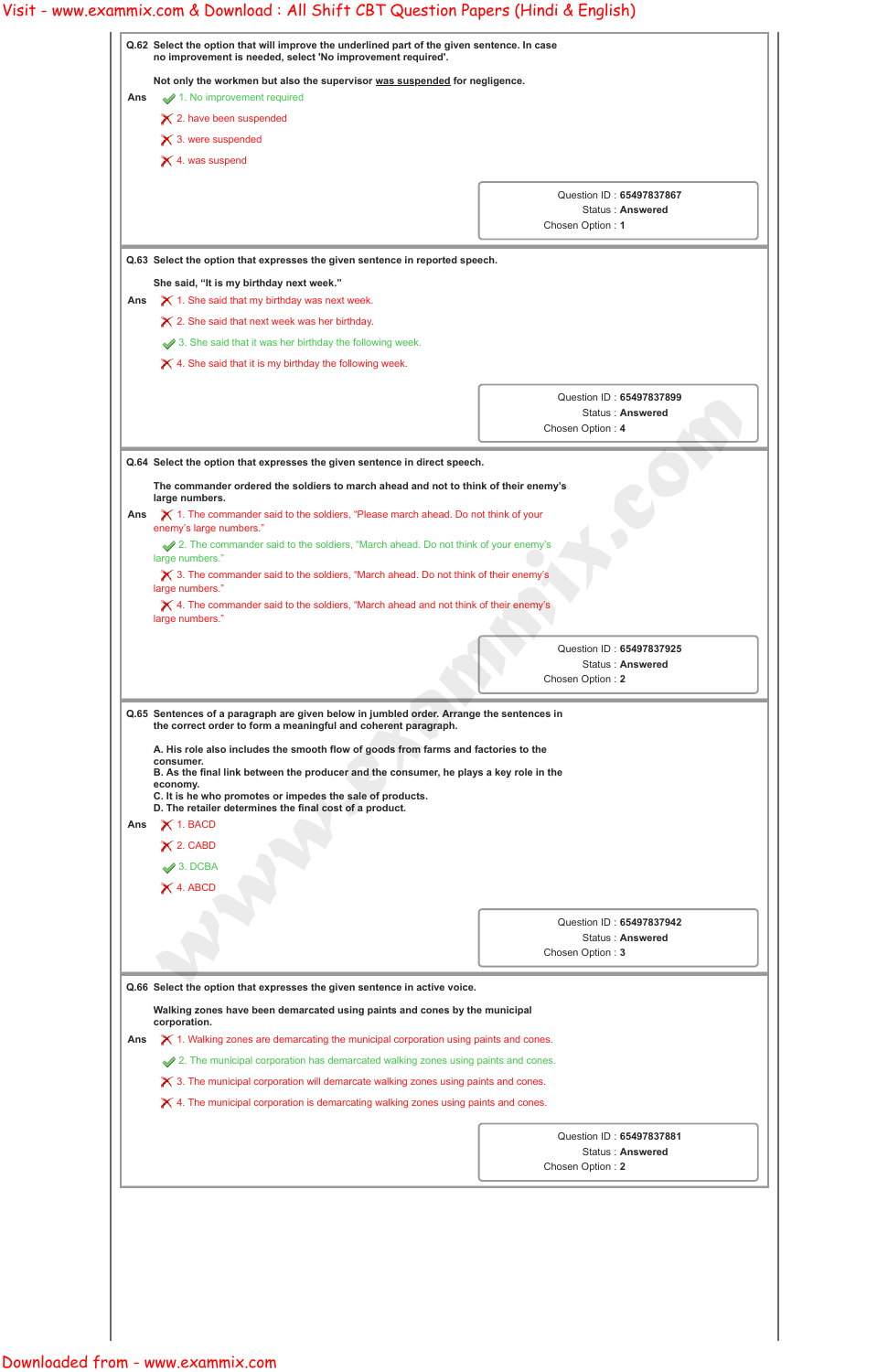**Q.62** Select the option that will improve the underlined part of the given sentence. In case no improvement is needed, select 'No improvement required'.

Not only the workmen but also the supervisor <u>was suspended</u> for negligence.

Ans
1. No improvement required ✔
2. have been suspended ✘
3. were suspended ✘
4. was suspend ✘

Question ID : 65497837867
Status : Answered
Chosen Option : 1

**Q.63** Select the option that expresses the given sentence in reported speech.

She said, “It is my birthday next week.”

Ans
1. She said that my birthday was next week. ✘
2. She said that next week was her birthday. ✘
3. She said that it was her birthday the following week. ✔
4. She said that it is my birthday the following week. ✘

Question ID : 65497837899
Status : Answered
Chosen Option : 4

**Q.64** Select the option that expresses the given sentence in direct speech.

The commander ordered the soldiers to march ahead and not to think of their enemy's large numbers.

Ans
1. The commander said to the soldiers, “Please march ahead. Do not think of your enemy's large numbers.” ✘
2. The commander said to the soldiers, “March ahead. Do not think of your enemy's large numbers.” ✔
3. The commander said to the soldiers, “March ahead. Do not think of their enemy's large numbers.” ✘
4. The commander said to the soldiers, “March ahead and not think of their enemy's large numbers.” ✘

Question ID : 65497837925
Status : Answered
Chosen Option : 2

**Q.65** Sentences of a paragraph are given below in jumbled order. Arrange the sentences in the correct order to form a meaningful and coherent paragraph.

A. His role also includes the smooth flow of goods from farms and factories to the consumer.
B. As the final link between the producer and the consumer, he plays a key role in the economy.
C. It is he who promotes or impedes the sale of products.
D. The retailer determines the final cost of a product.

Ans
1. BACD ✘
2. CABD ✘
3. DCBA ✔
4. ABCD ✘

Question ID : 65497837942
Status : Answered
Chosen Option : 3

**Q.66** Select the option that expresses the given sentence in active voice.

Walking zones have been demarcated using paints and cones by the municipal corporation.

Ans
1. Walking zones are demarcating the municipal corporation using paints and cones. ✘
2. The municipal corporation has demarcated walking zones using paints and cones. ✔
3. The municipal corporation will demarcate walking zones using paints and cones. ✘
4. The municipal corporation is demarcating walking zones using paints and cones. ✘

Question ID : 65497837881
Status : Answered
Chosen Option : 2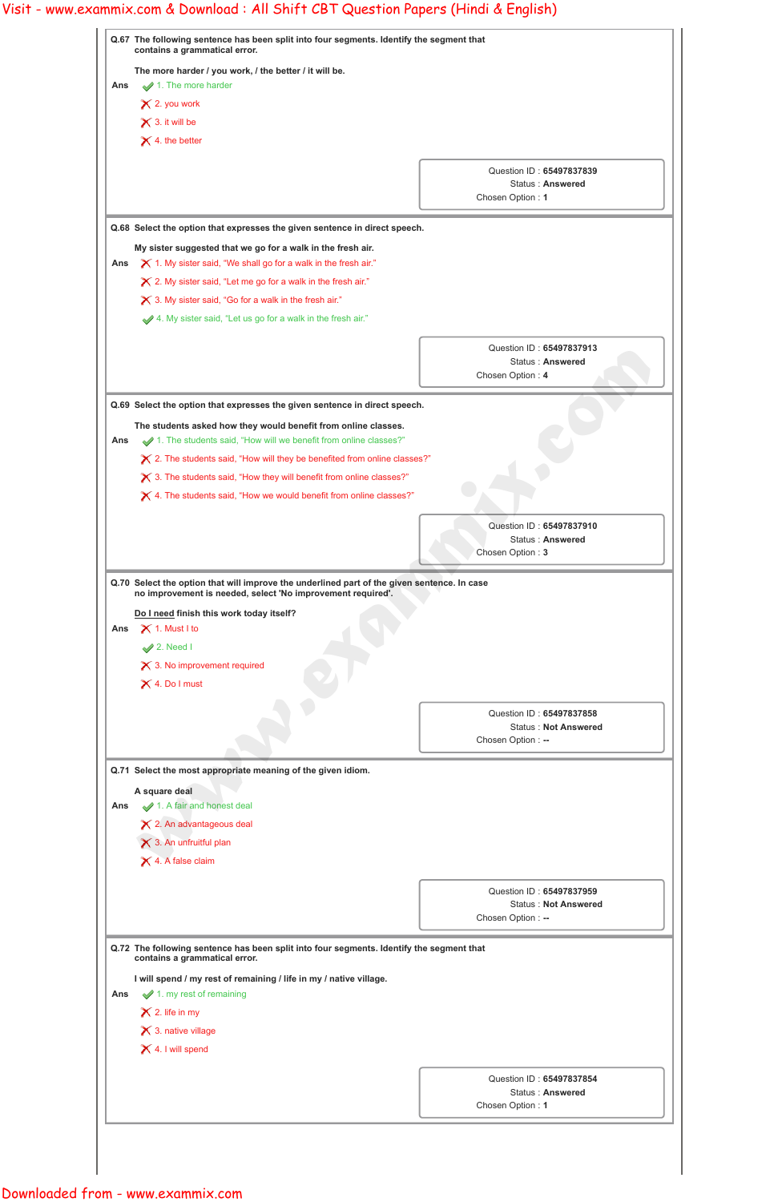**Q.67** The following sentence has been split into four segments. Identify the segment that contains a grammatical error.

The more harder / you work, / the better / it will be.

Ans
- ✔ 1. The more harder
- ✘ 2. you work
- ✘ 3. it will be
- ✘ 4. the better

Question ID : **65497837839**
Status : **Answered**
Chosen Option : **1**

**Q.68** Select the option that expresses the given sentence in direct speech.

My sister suggested that we go for a walk in the fresh air.

Ans
- ✘ 1. My sister said, "We shall go for a walk in the fresh air."
- ✘ 2. My sister said, "Let me go for a walk in the fresh air."
- ✘ 3. My sister said, "Go for a walk in the fresh air."
- ✔ 4. My sister said, "Let us go for a walk in the fresh air."

Question ID : **65497837913**
Status : **Answered**
Chosen Option : **4**

**Q.69** Select the option that expresses the given sentence in direct speech.

The students asked how they would benefit from online classes.

Ans
- ✔ 1. The students said, "How will we benefit from online classes?"
- ✘ 2. The students said, "How will they be benefited from online classes?"
- ✘ 3. The students said, "How they will benefit from online classes?"
- ✘ 4. The students said, "How we would benefit from online classes?"

Question ID : **65497837910**
Status : **Answered**
Chosen Option : **3**

**Q.70** Select the option that will improve the underlined part of the given sentence. In case no improvement is needed, select 'No improvement required'.

<u>Do I need</u> finish this work today itself?

Ans
- ✘ 1. Must I to
- ✔ 2. Need I
- ✘ 3. No improvement required
- ✘ 4. Do I must

Question ID : **65497837858**
Status : **Not Answered**
Chosen Option : **--**

**Q.71** Select the most appropriate meaning of the given idiom.

A square deal

Ans
- ✔ 1. A fair and honest deal
- ✘ 2. An advantageous deal
- ✘ 3. An unfruitful plan
- ✘ 4. A false claim

Question ID : **65497837959**
Status : **Not Answered**
Chosen Option : **--**

**Q.72** The following sentence has been split into four segments. Identify the segment that contains a grammatical error.

I will spend / my rest of remaining / life in my / native village.

Ans
- ✔ 1. my rest of remaining
- ✘ 2. life in my
- ✘ 3. native village
- ✘ 4. I will spend

Question ID : **65497837854**
Status : **Answered**
Chosen Option : **1**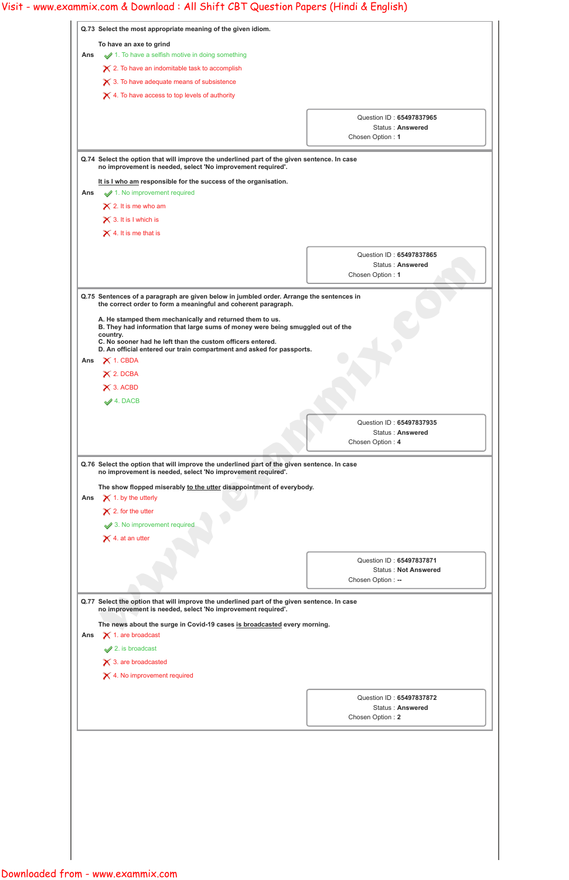**Q.73** Select the most appropriate meaning of the given idiom.

To have an axe to grind

Ans
1. To have a selfish motive in doing something ✔
2. To have an indomitable task to accomplish ✘
3. To have adequate means of subsistence ✘
4. To have access to top levels of authority ✘

Question ID : **65497837965**
Status : **Answered**
Chosen Option : **1**

---

**Q.74** Select the option that will improve the underlined part of the given sentence. In case no improvement is needed, select 'No improvement required'.

It is I who am responsible for the success of the organisation.

Ans
1. No improvement required ✔
2. It is me who am ✘
3. It is I which is ✘
4. It is me that is ✘

Question ID : **65497837865**
Status : **Answered**
Chosen Option : **1**

---

**Q.75** Sentences of a paragraph are given below in jumbled order. Arrange the sentences in the correct order to form a meaningful and coherent paragraph.

A. He stamped them mechanically and returned them to us.
B. They had information that large sums of money were being smuggled out of the country.
C. No sooner had he left than the custom officers entered.
D. An official entered our train compartment and asked for passports.

Ans
1. CBDA ✘
2. DCBA ✘
3. ACBD ✘
4. DACB ✔

Question ID : **65497837935**
Status : **Answered**
Chosen Option : **4**

---

**Q.76** Select the option that will improve the underlined part of the given sentence. In case no improvement is needed, select 'No improvement required'.

The show flopped miserably to the utter disappointment of everybody.

Ans
1. by the utterly ✘
2. for the utter ✘
3. No improvement required ✔
4. at an utter ✘

Question ID : **65497837871**
Status : **Not Answered**
Chosen Option : **--**

---

**Q.77** Select the option that will improve the underlined part of the given sentence. In case no improvement is needed, select 'No improvement required'.

The news about the surge in Covid-19 cases is broadcasted every morning.

Ans
1. are broadcast ✘
2. is broadcast ✔
3. are broadcasted ✘
4. No improvement required ✘

Question ID : **65497837872**
Status : **Answered**
Chosen Option : **2**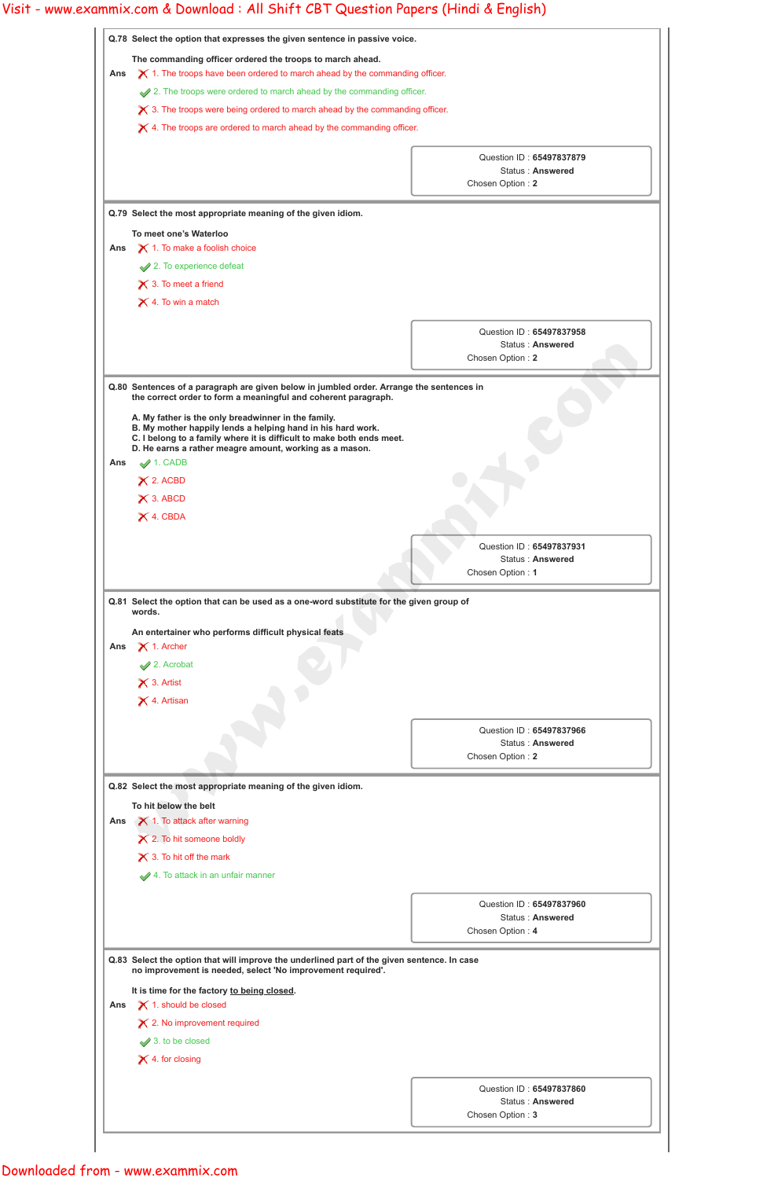**Q.78** Select the option that expresses the given sentence in passive voice.

The commanding officer ordered the troops to march ahead.

Ans
1. The troops have been ordered to march ahead by the commanding officer.
2. The troops were ordered to march ahead by the commanding officer.
3. The troops were being ordered to march ahead by the commanding officer.
4. The troops are ordered to march ahead by the commanding officer.

Question ID : **65497837879**
Status : **Answered**
Chosen Option : **2**

**Q.79** Select the most appropriate meaning of the given idiom.

To meet one's Waterloo

Ans
1. To make a foolish choice
2. To experience defeat
3. To meet a friend
4. To win a match

Question ID : **65497837958**
Status : **Answered**
Chosen Option : **2**

**Q.80** Sentences of a paragraph are given below in jumbled order. Arrange the sentences in the correct order to form a meaningful and coherent paragraph.

A. My father is the only breadwinner in the family.
B. My mother happily lends a helping hand in his hard work.
C. I belong to a family where it is difficult to make both ends meet.
D. He earns a rather meagre amount, working as a mason.

Ans
1. CADB
2. ACBD
3. ABCD
4. CBDA

Question ID : **65497837931**
Status : **Answered**
Chosen Option : **1**

**Q.81** Select the option that can be used as a one-word substitute for the given group of words.

An entertainer who performs difficult physical feats

Ans
1. Archer
2. Acrobat
3. Artist
4. Artisan

Question ID : **65497837966**
Status : **Answered**
Chosen Option : **2**

**Q.82** Select the most appropriate meaning of the given idiom.

To hit below the belt

Ans
1. To attack after warning
2. To hit someone boldly
3. To hit off the mark
4. To attack in an unfair manner

Question ID : **65497837960**
Status : **Answered**
Chosen Option : **4**

**Q.83** Select the option that will improve the underlined part of the given sentence. In case no improvement is needed, select 'No improvement required'.

It is time for the factory <u>to being closed</u>.

Ans
1. should be closed
2. No improvement required
3. to be closed
4. for closing

Question ID : **65497837860**
Status : **Answered**
Chosen Option : **3**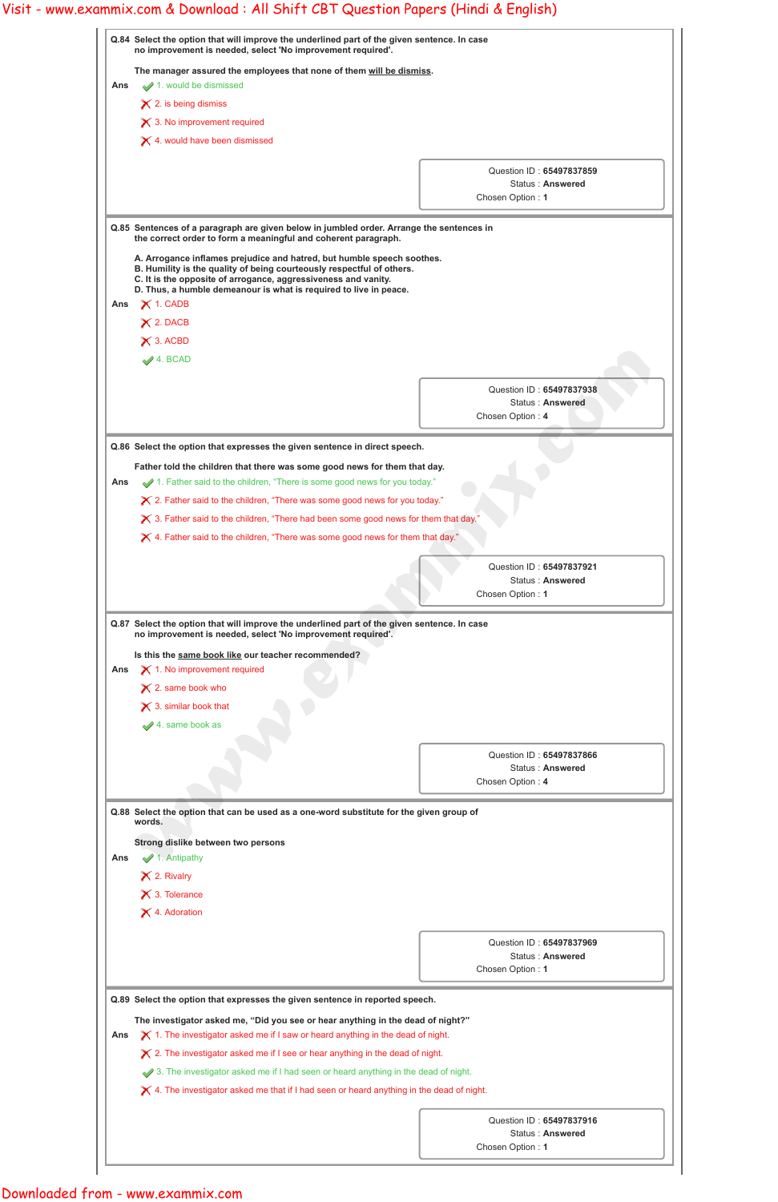**Q.84** Select the option that will improve the underlined part of the given sentence. In case no improvement is needed, select 'No improvement required'.

The manager assured the employees that none of them <u>will be dismiss</u>.

Ans
1. would be dismissed ✓
2. is being dismiss ✗
3. No improvement required ✗
4. would have been dismissed ✗

Question ID : 65497837859
Status : Answered
Chosen Option : 1

---

**Q.85** Sentences of a paragraph are given below in jumbled order. Arrange the sentences in the correct order to form a meaningful and coherent paragraph.

A. Arrogance inflames prejudice and hatred, but humble speech soothes.
B. Humility is the quality of being courteously respectful of others.
C. It is the opposite of arrogance, aggressiveness and vanity.
D. Thus, a humble demeanour is what is required to live in peace.

Ans
1. CADB ✗
2. DACB ✗
3. ACBD ✗
4. BCAD ✓

Question ID : 65497837938
Status : Answered
Chosen Option : 4

---

**Q.86** Select the option that expresses the given sentence in direct speech.

Father told the children that there was some good news for them that day.

Ans
1. Father said to the children, "There is some good news for you today." ✓
2. Father said to the children, "There was some good news for you today." ✗
3. Father said to the children, "There had been some good news for them that day." ✗
4. Father said to the children, "There was some good news for them that day." ✗

Question ID : 65497837921
Status : Answered
Chosen Option : 1

---

**Q.87** Select the option that will improve the underlined part of the given sentence. In case no improvement is needed, select 'No improvement required'.

Is this the <u>same book like</u> our teacher recommended?

Ans
1. No improvement required ✗
2. same book who ✗
3. similar book that ✗
4. same book as ✓

Question ID : 65497837866
Status : Answered
Chosen Option : 4

---

**Q.88** Select the option that can be used as a one-word substitute for the given group of words.

Strong dislike between two persons

Ans
1. Antipathy ✓
2. Rivalry ✗
3. Tolerance ✗
4. Adoration ✗

Question ID : 65497837969
Status : Answered
Chosen Option : 1

---

**Q.89** Select the option that expresses the given sentence in reported speech.

The investigator asked me, "Did you see or hear anything in the dead of night?"

Ans
1. The investigator asked me if I saw or heard anything in the dead of night. ✗
2. The investigator asked me if I see or hear anything in the dead of night. ✗
3. The investigator asked me if I had seen or heard anything in the dead of night. ✓
4. The investigator asked me that if I had seen or heard anything in the dead of night. ✗

Question ID : 65497837916
Status : Answered
Chosen Option : 1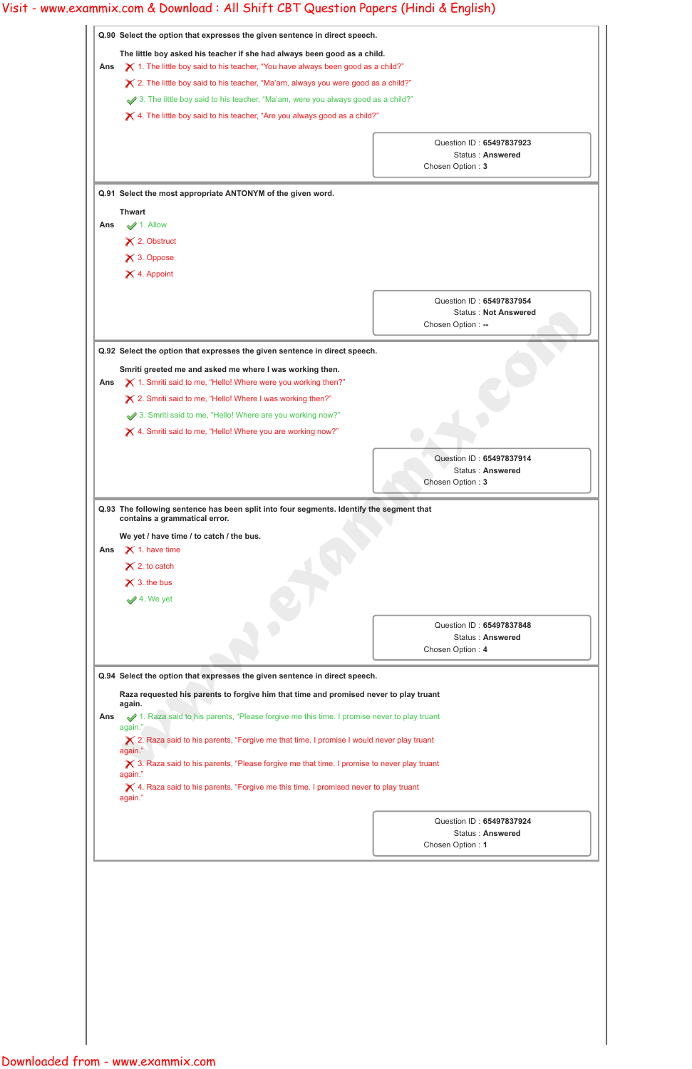**Q.90 Select the option that expresses the given sentence in direct speech.**

**The little boy asked his teacher if she had always been good as a child.**

**Ans**

1. The little boy said to his teacher, "You have always been good as a child?"
2. The little boy said to his teacher, "Ma'am, always you were good as a child?"
3. The little boy said to his teacher, "Ma'am, were you always good as a child?"
4. The little boy said to his teacher, "Are you always good as a child?"

Question ID : **65497837923**
Status : **Answered**
Chosen Option : **3**

**Q.91 Select the most appropriate ANTONYM of the given word.**

**Thwart**

**Ans**

1. Allow
2. Obstruct
3. Oppose
4. Appoint

Question ID : **65497837954**
Status : **Not Answered**
Chosen Option : **--**

**Q.92 Select the option that expresses the given sentence in direct speech.**

**Smriti greeted me and asked me where I was working then.**

**Ans**

1. Smriti said to me, "Hello! Where were you working then?"
2. Smriti said to me, "Hello! Where I was working then?"
3. Smriti said to me, "Hello! Where are you working now?"
4. Smriti said to me, "Hello! Where you are working now?"

Question ID : **65497837914**
Status : **Answered**
Chosen Option : **3**

**Q.93 The following sentence has been split into four segments. Identify the segment that contains a grammatical error.**

**We yet / have time / to catch / the bus.**

**Ans**

1. have time
2. to catch
3. the bus
4. We yet

Question ID : **65497837848**
Status : **Answered**
Chosen Option : **4**

**Q.94 Select the option that expresses the given sentence in direct speech.**

**Raza requested his parents to forgive him that time and promised never to play truant again.**

**Ans**

1. Raza said to his parents, "Please forgive me this time. I promise never to play truant again."
2. Raza said to his parents, "Forgive me that time. I promise I would never play truant again."
3. Raza said to his parents, "Please forgive me that time. I promise to never play truant again."
4. Raza said to his parents, "Forgive me this time. I promised never to play truant again."

Question ID : **65497837924**
Status : **Answered**
Chosen Option : **1**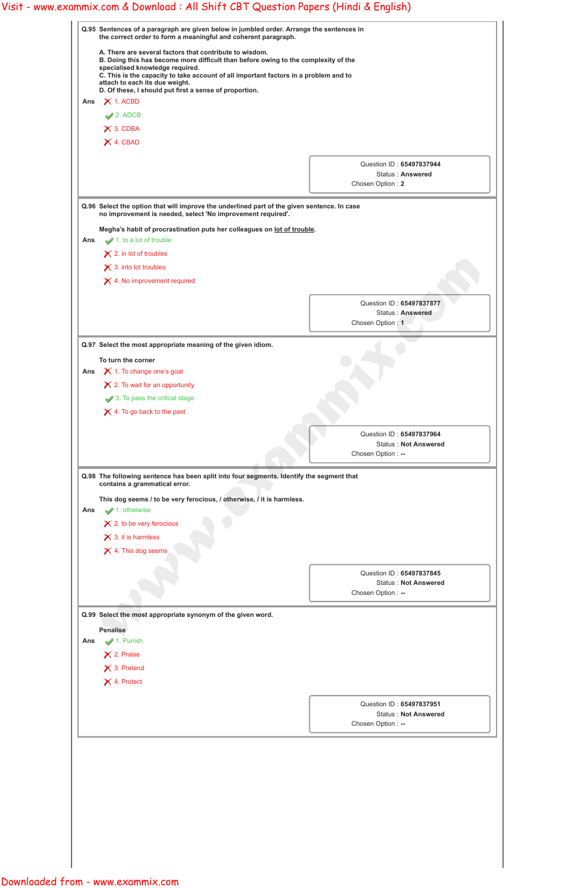**Q.95** Sentences of a paragraph are given below in jumbled order. Arrange the sentences in the correct order to form a meaningful and coherent paragraph.

A. There are several factors that contribute to wisdom.
B. Doing this has become more difficult than before owing to the complexity of the specialised knowledge required.
C. This is the capacity to take account of all important factors in a problem and to attach to each its due weight.
D. Of these, I should put first a sense of proportion.

Ans
1. ACBD ✗
2. ADCB ✓
3. CDBA ✗
4. CBAD ✗

Question ID : 65497837944
Status : Answered
Chosen Option : 2

---

**Q.96** Select the option that will improve the underlined part of the given sentence. In case no improvement is needed, select 'No improvement required'.

Megha's habit of procrastination puts her colleagues on lot of trouble.

Ans
1. to a lot of trouble ✓
2. in lot of troubles ✗
3. into lot troubles ✗
4. No improvement required ✗

Question ID : 65497837877
Status : Answered
Chosen Option : 1

---

**Q.97** Select the most appropriate meaning of the given idiom.

To turn the corner

Ans
1. To change one's goal ✗
2. To wait for an opportunity ✗
3. To pass the critical stage ✓
4. To go back to the past ✗

Question ID : 65497837964
Status : Not Answered
Chosen Option : --

---

**Q.98** The following sentence has been split into four segments. Identify the segment that contains a grammatical error.

This dog seems / to be very ferocious, / otherwise, / it is harmless.

Ans
1. otherwise ✓
2. to be very ferocious ✗
3. it is harmless ✗
4. This dog seems ✗

Question ID : 65497837845
Status : Not Answered
Chosen Option : --

---

**Q.99** Select the most appropriate synonym of the given word.

Penalise

Ans
1. Punish ✓
2. Praise ✗
3. Pretend ✗
4. Protect ✗

Question ID : 65497837951
Status : Not Answered
Chosen Option : --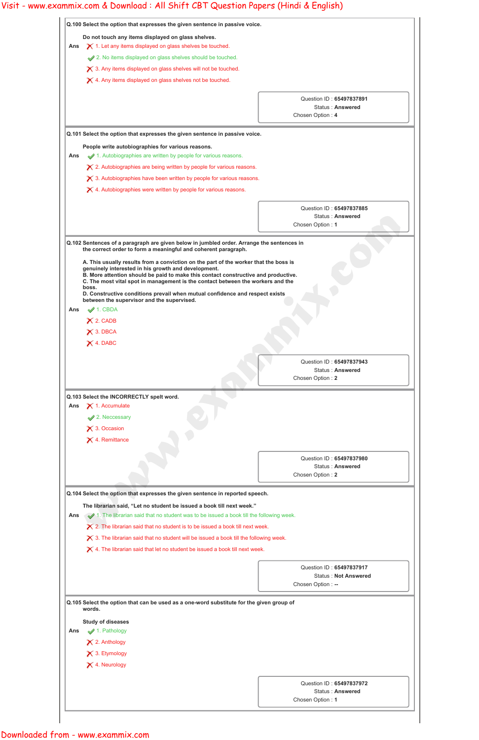**Q.100 Select the option that expresses the given sentence in passive voice.**

**Do not touch any items displayed on glass shelves.**

Ans
1. Let any items displayed on glass shelves be touched.
2. No items displayed on glass shelves should be touched. ✔
3. Any items displayed on glass shelves will not be touched.
4. Any items displayed on glass shelves not be touched.

Question ID : **65497837891**
Status : **Answered**
Chosen Option : **4**

**Q.101 Select the option that expresses the given sentence in passive voice.**

**People write autobiographies for various reasons.**

Ans
1. Autobiographies are written by people for various reasons. ✔
2. Autobiographies are being written by people for various reasons.
3. Autobiographies have been written by people for various reasons.
4. Autobiographies were written by people for various reasons.

Question ID : **65497837885**
Status : **Answered**
Chosen Option : **1**

**Q.102 Sentences of a paragraph are given below in jumbled order. Arrange the sentences in the correct order to form a meaningful and coherent paragraph.**

**A. This usually results from a conviction on the part of the worker that the boss is genuinely interested in his growth and development.**
**B. More attention should be paid to make this contact constructive and productive.**
**C. The most vital spot in management is the contact between the workers and the boss.**
**D. Constructive conditions prevail when mutual confidence and respect exists between the supervisor and the supervised.**

Ans
1. CBDA ✔
2. CADB
3. DBCA
4. DABC

Question ID : **65497837943**
Status : **Answered**
Chosen Option : **2**

**Q.103 Select the INCORRECTLY spelt word.**

Ans
1. Accumulate
2. Neccessary ✔
3. Occasion
4. Remittance

Question ID : **65497837980**
Status : **Answered**
Chosen Option : **2**

**Q.104 Select the option that expresses the given sentence in reported speech.**

**The librarian said, "Let no student be issued a book till next week."**

Ans
1. The librarian said that no student was to be issued a book till the following week. ✔
2. The librarian said that no student is to be issued a book till next week.
3. The librarian said that no student will be issued a book till the following week.
4. The librarian said that let no student be issued a book till next week.

Question ID : **65497837917**
Status : **Not Answered**
Chosen Option : **--**

**Q.105 Select the option that can be used as a one-word substitute for the given group of words.**

**Study of diseases**

Ans
1. Pathology ✔
2. Anthology
3. Etymology
4. Neurology

Question ID : **65497837972**
Status : **Answered**
Chosen Option : **1**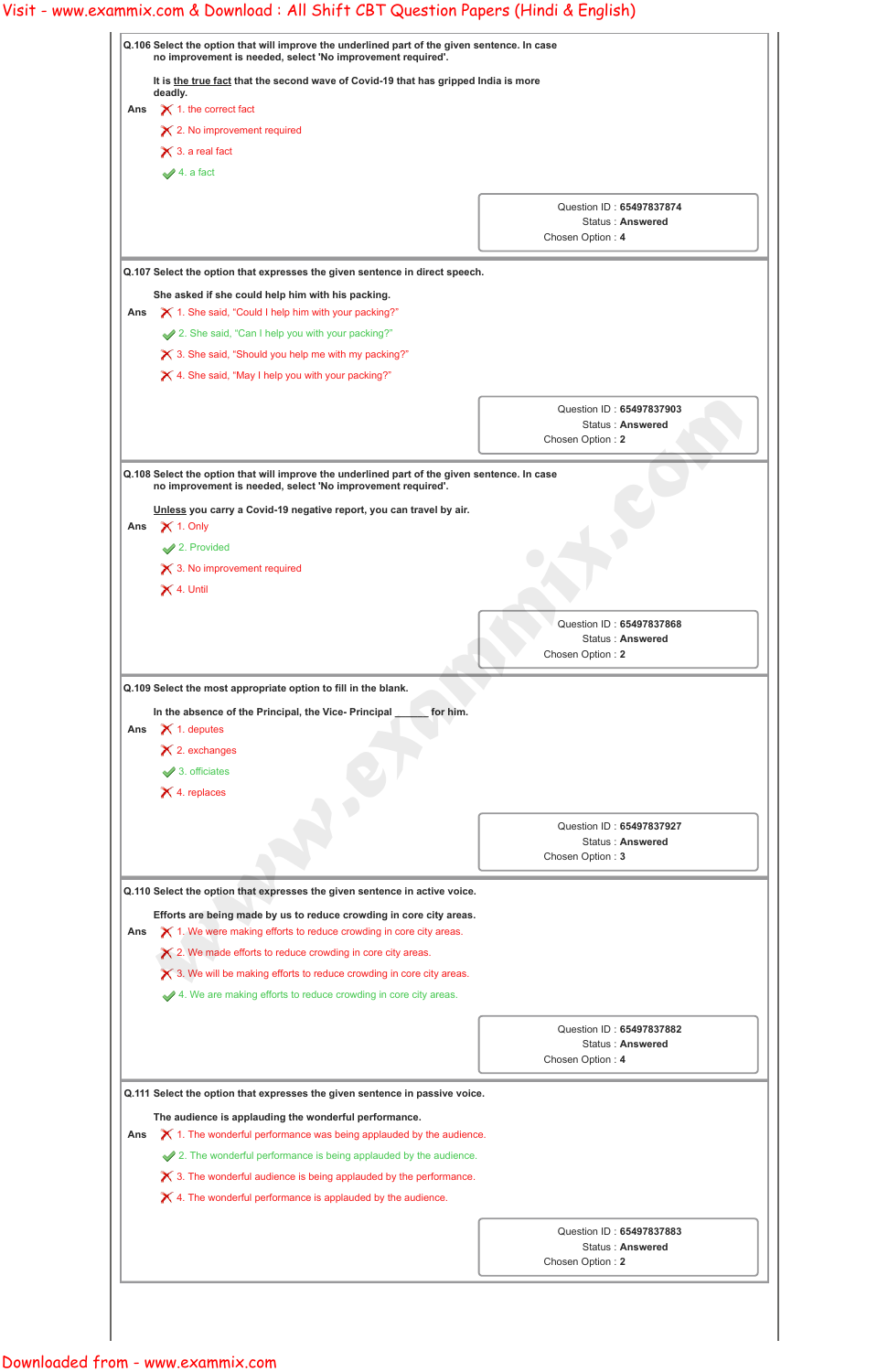**Q.106** Select the option that will improve the underlined part of the given sentence. In case no improvement is needed, select 'No improvement required'.

It is <u>the true fact</u> that the second wave of Covid-19 that has gripped India is more deadly.

Ans
- ✗ 1. the correct fact
- ✗ 2. No improvement required
- ✗ 3. a real fact
- ✓ 4. a fact

Question ID : 65497837874
Status : Answered
Chosen Option : 4

**Q.107** Select the option that expresses the given sentence in direct speech.

She asked if she could help him with his packing.

Ans
- ✗ 1. She said, "Could I help him with your packing?"
- ✓ 2. She said, "Can I help you with your packing?"
- ✗ 3. She said, "Should you help me with my packing?"
- ✗ 4. She said, "May I help you with your packing?"

Question ID : 65497837903
Status : Answered
Chosen Option : 2

**Q.108** Select the option that will improve the underlined part of the given sentence. In case no improvement is needed, select 'No improvement required'.

<u>Unless</u> you carry a Covid-19 negative report, you can travel by air.

Ans
- ✗ 1. Only
- ✓ 2. Provided
- ✗ 3. No improvement required
- ✗ 4. Until

Question ID : 65497837868
Status : Answered
Chosen Option : 2

**Q.109** Select the most appropriate option to fill in the blank.

In the absence of the Principal, the Vice- Principal _______ for him.

Ans
- ✗ 1. deputes
- ✗ 2. exchanges
- ✓ 3. officiates
- ✗ 4. replaces

Question ID : 65497837927
Status : Answered
Chosen Option : 3

**Q.110** Select the option that expresses the given sentence in active voice.

Efforts are being made by us to reduce crowding in core city areas.

Ans
- ✗ 1. We were making efforts to reduce crowding in core city areas.
- ✗ 2. We made efforts to reduce crowding in core city areas.
- ✗ 3. We will be making efforts to reduce crowding in core city areas.
- ✓ 4. We are making efforts to reduce crowding in core city areas.

Question ID : 65497837882
Status : Answered
Chosen Option : 4

**Q.111** Select the option that expresses the given sentence in passive voice.

The audience is applauding the wonderful performance.

Ans
- ✗ 1. The wonderful performance was being applauded by the audience.
- ✓ 2. The wonderful performance is being applauded by the audience.
- ✗ 3. The wonderful audience is being applauded by the performance.
- ✗ 4. The wonderful performance is applauded by the audience.

Question ID : 65497837883
Status : Answered
Chosen Option : 2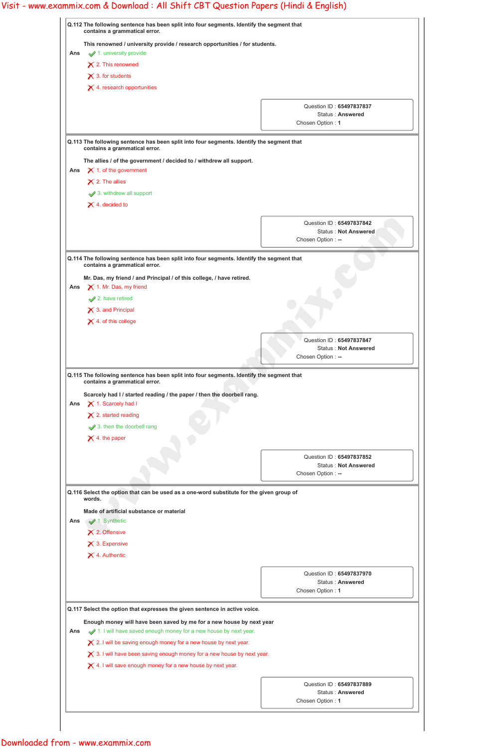**Q.112 The following sentence has been split into four segments. Identify the segment that contains a grammatical error.**

**This renowned / university provide / research opportunities / for students.**

Ans
✔ 1. university provide
✘ 2. This renowned
✘ 3. for students
✘ 4. research opportunities

Question ID : **65497837837**
Status : **Answered**
Chosen Option : **1**

**Q.113 The following sentence has been split into four segments. Identify the segment that contains a grammatical error.**

**The allies / of the government / decided to / withdrew all support.**

Ans
✘ 1. of the government
✘ 2. The allies
✔ 3. withdrew all support
✘ 4. decided to

Question ID : **65497837842**
Status : **Not Answered**
Chosen Option : **--**

**Q.114 The following sentence has been split into four segments. Identify the segment that contains a grammatical error.**

**Mr. Das, my friend / and Principal / of this college, / have retired.**

Ans
✘ 1. Mr. Das, my friend
✔ 2. have retired
✘ 3. and Principal
✘ 4. of this college

Question ID : **65497837847**
Status : **Not Answered**
Chosen Option : **--**

**Q.115 The following sentence has been split into four segments. Identify the segment that contains a grammatical error.**

**Scarcely had I / started reading / the paper / then the doorbell rang.**

Ans
✘ 1. Scarcely had I
✘ 2. started reading
✔ 3. then the doorbell rang
✘ 4. the paper

Question ID : **65497837852**
Status : **Not Answered**
Chosen Option : **--**

**Q.116 Select the option that can be used as a one-word substitute for the given group of words.**

**Made of artificial substance or material**

Ans
✔ 1. Synthetic
✘ 2. Offensive
✘ 3. Expensive
✘ 4. Authentic

Question ID : **65497837970**
Status : **Answered**
Chosen Option : **1**

**Q.117 Select the option that expresses the given sentence in active voice.**

**Enough money will have been saved by me for a new house by next year**

Ans
✔ 1. I will have saved enough money for a new house by next year.
✘ 2. I will be saving enough money for a new house by next year.
✘ 3. I will have been saving enough money for a new house by next year.
✘ 4. I will save enough money for a new house by next year.

Question ID : **65497837889**
Status : **Answered**
Chosen Option : **1**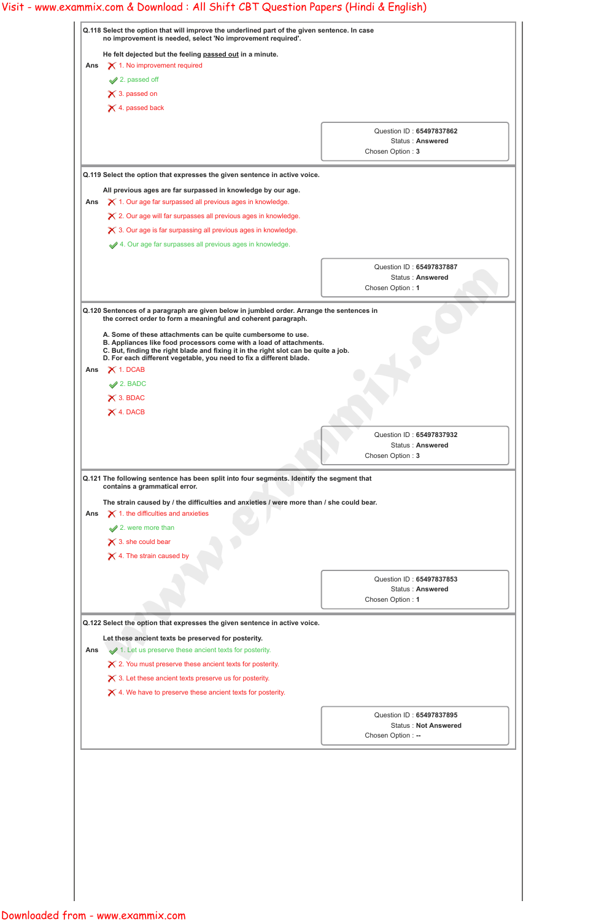**Q.118** Select the option that will improve the underlined part of the given sentence. In case no improvement is needed, select 'No improvement required'.

He felt dejected but the feeling passed out in a minute.

Ans
1. No improvement required
2. passed off
3. passed on
4. passed back

Question ID : 65497837862
Status : Answered
Chosen Option : 3

**Q.119** Select the option that expresses the given sentence in active voice.

All previous ages are far surpassed in knowledge by our age.

Ans
1. Our age far surpassed all previous ages in knowledge.
2. Our age will far surpasses all previous ages in knowledge.
3. Our age is far surpassing all previous ages in knowledge.
4. Our age far surpasses all previous ages in knowledge.

Question ID : 65497837887
Status : Answered
Chosen Option : 1

**Q.120** Sentences of a paragraph are given below in jumbled order. Arrange the sentences in the correct order to form a meaningful and coherent paragraph.

A. Some of these attachments can be quite cumbersome to use.
B. Appliances like food processors come with a load of attachments.
C. But, finding the right blade and fixing it in the right slot can be quite a job.
D. For each different vegetable, you need to fix a different blade.

Ans
1. DCAB
2. BADC
3. BDAC
4. DACB

Question ID : 65497837932
Status : Answered
Chosen Option : 3

**Q.121** The following sentence has been split into four segments. Identify the segment that contains a grammatical error.

The strain caused by / the difficulties and anxieties / were more than / she could bear.

Ans
1. the difficulties and anxieties
2. were more than
3. she could bear
4. The strain caused by

Question ID : 65497837853
Status : Answered
Chosen Option : 1

**Q.122** Select the option that expresses the given sentence in active voice.

Let these ancient texts be preserved for posterity.

Ans
1. Let us preserve these ancient texts for posterity.
2. You must preserve these ancient texts for posterity.
3. Let these ancient texts preserve us for posterity.
4. We have to preserve these ancient texts for posterity.

Question ID : 65497837895
Status : Not Answered
Chosen Option : --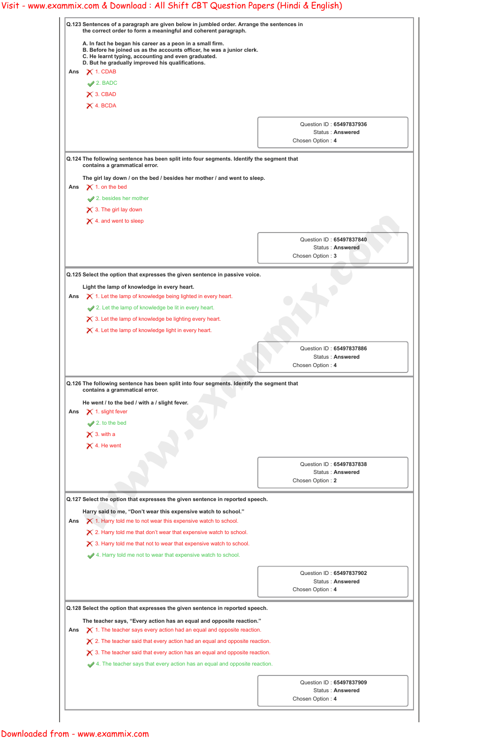**Q.123** Sentences of a paragraph are given below in jumbled order. Arrange the sentences in the correct order to form a meaningful and coherent paragraph.

A. In fact he began his career as a peon in a small firm.
B. Before he joined us as the accounts officer, he was a junior clerk.
C. He learnt typing, accounting and even graduated.
D. But he gradually improved his qualifications.

Ans
1. CDAB
2. BADC ✔
3. CBAD
4. BCDA

Question ID : 65497837936
Status : Answered
Chosen Option : 4

**Q.124** The following sentence has been split into four segments. Identify the segment that contains a grammatical error.

The girl lay down / on the bed / besides her mother / and went to sleep.

Ans
1. on the bed
2. besides her mother ✔
3. The girl lay down
4. and went to sleep

Question ID : 65497837840
Status : Answered
Chosen Option : 3

**Q.125** Select the option that expresses the given sentence in passive voice.

Light the lamp of knowledge in every heart.

Ans
1. Let the lamp of knowledge being lighted in every heart.
2. Let the lamp of knowledge be lit in every heart. ✔
3. Let the lamp of knowledge be lighting every heart.
4. Let the lamp of knowledge light in every heart.

Question ID : 65497837886
Status : Answered
Chosen Option : 4

**Q.126** The following sentence has been split into four segments. Identify the segment that contains a grammatical error.

He went / to the bed / with a / slight fever.

Ans
1. slight fever
2. to the bed ✔
3. with a
4. He went

Question ID : 65497837838
Status : Answered
Chosen Option : 2

**Q.127** Select the option that expresses the given sentence in reported speech.

Harry said to me, "Don't wear this expensive watch to school."

Ans
1. Harry told me to not wear this expensive watch to school.
2. Harry told me that don't wear that expensive watch to school.
3. Harry told me that not to wear that expensive watch to school.
4. Harry told me not to wear that expensive watch to school. ✔

Question ID : 65497837902
Status : Answered
Chosen Option : 4

**Q.128** Select the option that expresses the given sentence in reported speech.

The teacher says, "Every action has an equal and opposite reaction."

Ans
1. The teacher says every action had an equal and opposite reaction.
2. The teacher said that every action had an equal and opposite reaction.
3. The teacher said that every action has an equal and opposite reaction.
4. The teacher says that every action has an equal and opposite reaction. ✔

Question ID : 65497837909
Status : Answered
Chosen Option : 4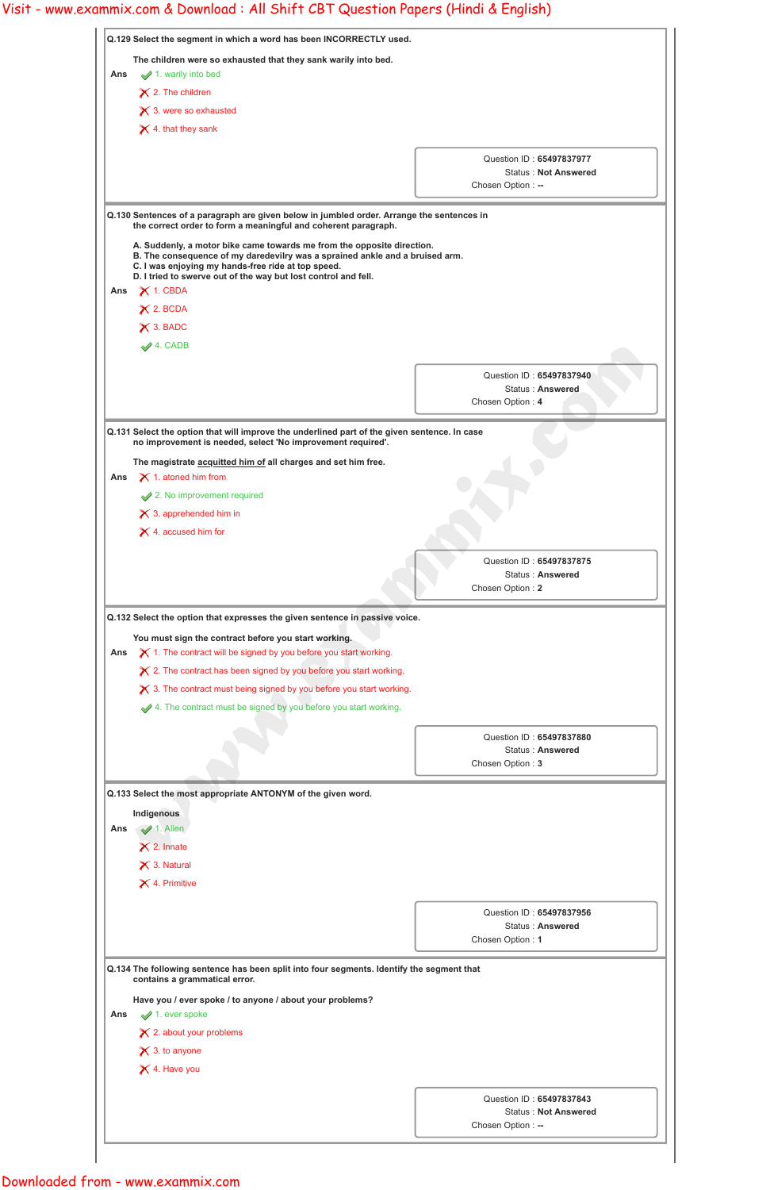**Q.129 Select the segment in which a word has been INCORRECTLY used.**

The children were so exhausted that they sank warily into bed.

Ans
1. warily into bed ✔
2. The children ✘
3. were so exhausted ✘
4. that they sank ✘

Question ID : 65497837977
Status : Not Answered
Chosen Option : --

**Q.130 Sentences of a paragraph are given below in jumbled order. Arrange the sentences in the correct order to form a meaningful and coherent paragraph.**

A. Suddenly, a motor bike came towards me from the opposite direction.
B. The consequence of my daredevilry was a sprained ankle and a bruised arm.
C. I was enjoying my hands-free ride at top speed.
D. I tried to swerve out of the way but lost control and fell.

Ans
1. CBDA ✘
2. BCDA ✘
3. BADC ✘
4. CADB ✔

Question ID : 65497837940
Status : Answered
Chosen Option : 4

**Q.131 Select the option that will improve the underlined part of the given sentence. In case no improvement is needed, select 'No improvement required'.**

The magistrate <u>acquitted him of</u> all charges and set him free.

Ans
1. atoned him from ✘
2. No improvement required ✔
3. apprehended him in ✘
4. accused him for ✘

Question ID : 65497837875
Status : Answered
Chosen Option : 2

**Q.132 Select the option that expresses the given sentence in passive voice.**

You must sign the contract before you start working.

Ans
1. The contract will be signed by you before you start working. ✘
2. The contract has been signed by you before you start working. ✘
3. The contract must being signed by you before you start working. ✘
4. The contract must be signed by you before you start working. ✔

Question ID : 65497837880
Status : Answered
Chosen Option : 3

**Q.133 Select the most appropriate ANTONYM of the given word.**

Indigenous

Ans
1. Alien ✔
2. Innate ✘
3. Natural ✘
4. Primitive ✘

Question ID : 65497837956
Status : Answered
Chosen Option : 1

**Q.134 The following sentence has been split into four segments. Identify the segment that contains a grammatical error.**

Have you / ever spoke / to anyone / about your problems?

Ans
1. ever spoke ✔
2. about your problems ✘
3. to anyone ✘
4. Have you ✘

Question ID : 65497837843
Status : Not Answered
Chosen Option : --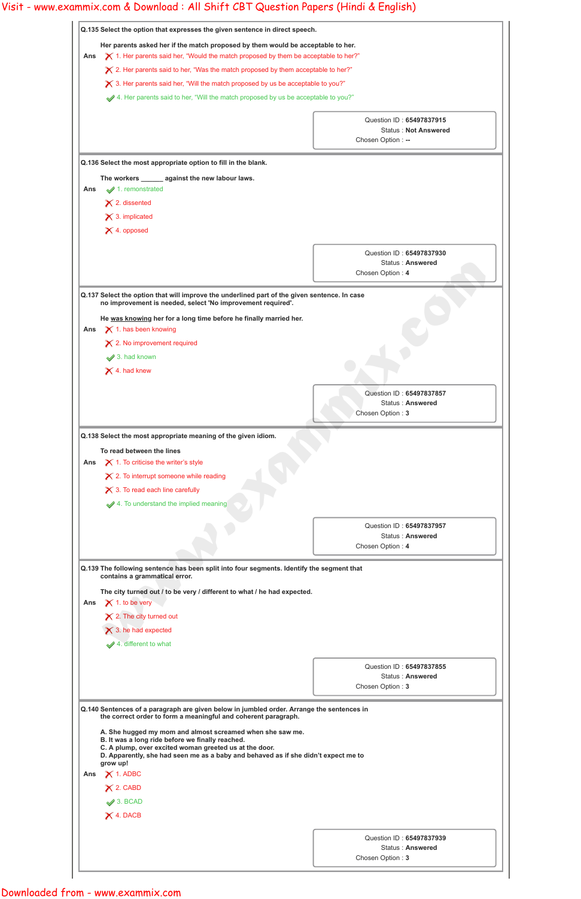**Q.135 Select the option that expresses the given sentence in direct speech.**

**Her parents asked her if the match proposed by them would be acceptable to her.**

Ans
1. Her parents said her, "Would the match proposed by them be acceptable to her?"
2. Her parents said to her, "Was the match proposed by them acceptable to her?"
3. Her parents said her, "Will the match proposed by us be acceptable to you?"
4. Her parents said to her, "Will the match proposed by us be acceptable to you?"

Question ID : **65497837915**
Status : **Not Answered**
Chosen Option : **--**

**Q.136 Select the most appropriate option to fill in the blank.**

**The workers ______ against the new labour laws.**

Ans
1. remonstrated
2. dissented
3. implicated
4. opposed

Question ID : **65497837930**
Status : **Answered**
Chosen Option : **4**

**Q.137 Select the option that will improve the underlined part of the given sentence. In case no improvement is needed, select 'No improvement required'.**

**He <u>was knowing</u> her for a long time before he finally married her.**

Ans
1. has been knowing
2. No improvement required
3. had known
4. had knew

Question ID : **65497837857**
Status : **Answered**
Chosen Option : **3**

**Q.138 Select the most appropriate meaning of the given idiom.**

**To read between the lines**

Ans
1. To criticise the writer's style
2. To interrupt someone while reading
3. To read each line carefully
4. To understand the implied meaning

Question ID : **65497837957**
Status : **Answered**
Chosen Option : **4**

**Q.139 The following sentence has been split into four segments. Identify the segment that contains a grammatical error.**

**The city turned out / to be very / different to what / he had expected.**

Ans
1. to be very
2. The city turned out
3. he had expected
4. different to what

Question ID : **65497837855**
Status : **Answered**
Chosen Option : **3**

**Q.140 Sentences of a paragraph are given below in jumbled order. Arrange the sentences in the correct order to form a meaningful and coherent paragraph.**

**A. She hugged my mom and almost screamed when she saw me.**
**B. It was a long ride before we finally reached.**
**C. A plump, over excited woman greeted us at the door.**
**D. Apparently, she had seen me as a baby and behaved as if she didn't expect me to grow up!**

Ans
1. ADBC
2. CABD
3. BCAD
4. DACB

Question ID : **65497837939**
Status : **Answered**
Chosen Option : **3**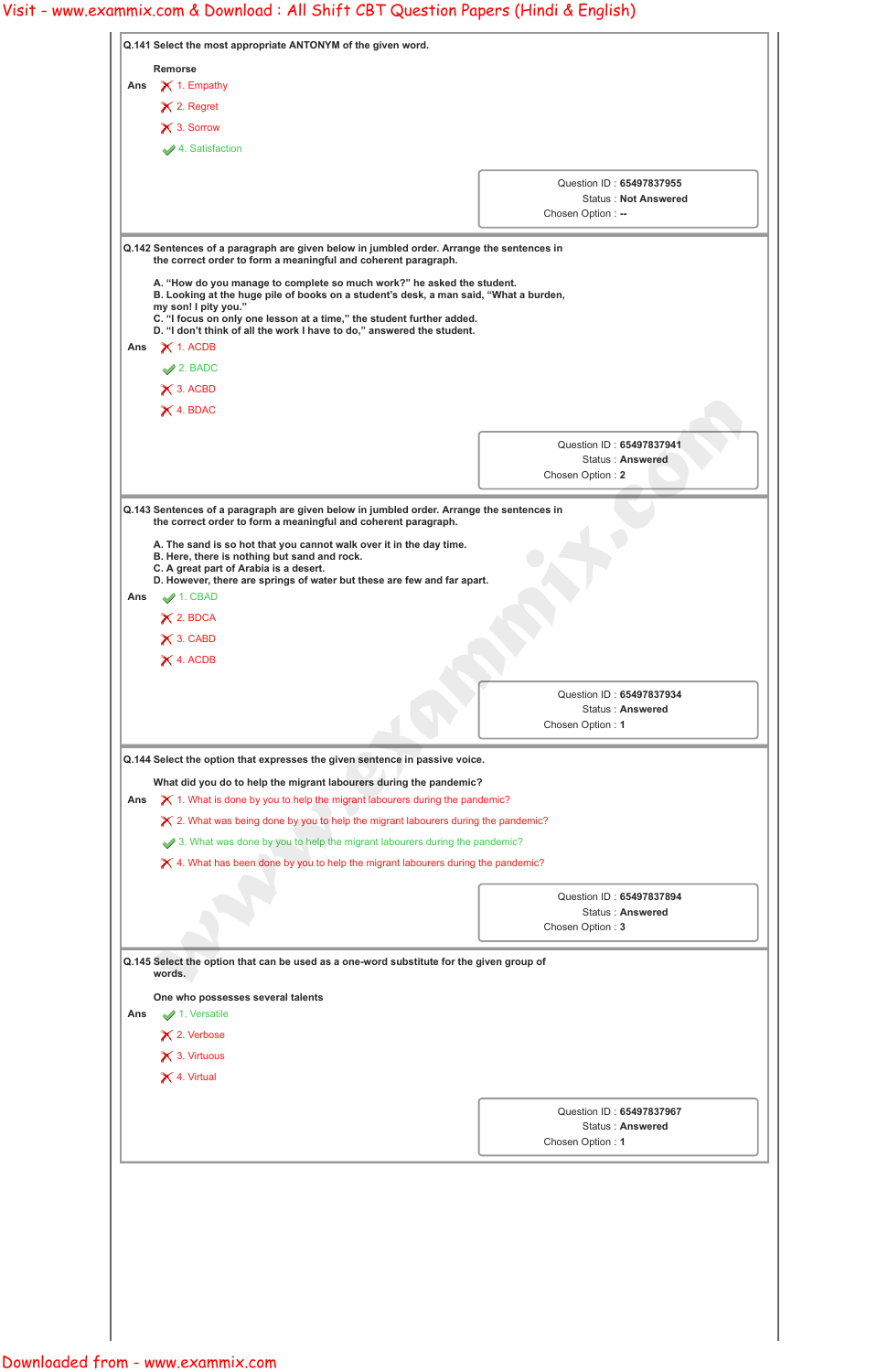**Q.141 Select the most appropriate ANTONYM of the given word.**

**Remorse**

Ans
1. Empathy
2. Regret
3. Sorrow
4. Satisfaction

Question ID : **65497837955**
Status : **Not Answered**
Chosen Option : **--**

**Q.142 Sentences of a paragraph are given below in jumbled order. Arrange the sentences in the correct order to form a meaningful and coherent paragraph.**

**A. "How do you manage to complete so much work?" he asked the student.**
**B. Looking at the huge pile of books on a student's desk, a man said, "What a burden, my son! I pity you."**
**C. "I focus on only one lesson at a time," the student further added.**
**D. "I don't think of all the work I have to do," answered the student.**

Ans
1. ACDB
2. BADC
3. ACBD
4. BDAC

Question ID : **65497837941**
Status : **Answered**
Chosen Option : **2**

**Q.143 Sentences of a paragraph are given below in jumbled order. Arrange the sentences in the correct order to form a meaningful and coherent paragraph.**

**A. The sand is so hot that you cannot walk over it in the day time.**
**B. Here, there is nothing but sand and rock.**
**C. A great part of Arabia is a desert.**
**D. However, there are springs of water but these are few and far apart.**

Ans
1. CBAD
2. BDCA
3. CABD
4. ACDB

Question ID : **65497837934**
Status : **Answered**
Chosen Option : **1**

**Q.144 Select the option that expresses the given sentence in passive voice.**

**What did you do to help the migrant labourers during the pandemic?**

Ans
1. What is done by you to help the migrant labourers during the pandemic?
2. What was being done by you to help the migrant labourers during the pandemic?
3. What was done by you to help the migrant labourers during the pandemic?
4. What has been done by you to help the migrant labourers during the pandemic?

Question ID : **65497837894**
Status : **Answered**
Chosen Option : **3**

**Q.145 Select the option that can be used as a one-word substitute for the given group of words.**

**One who possesses several talents**

Ans
1. Versatile
2. Verbose
3. Virtuous
4. Virtual

Question ID : **65497837967**
Status : **Answered**
Chosen Option : **1**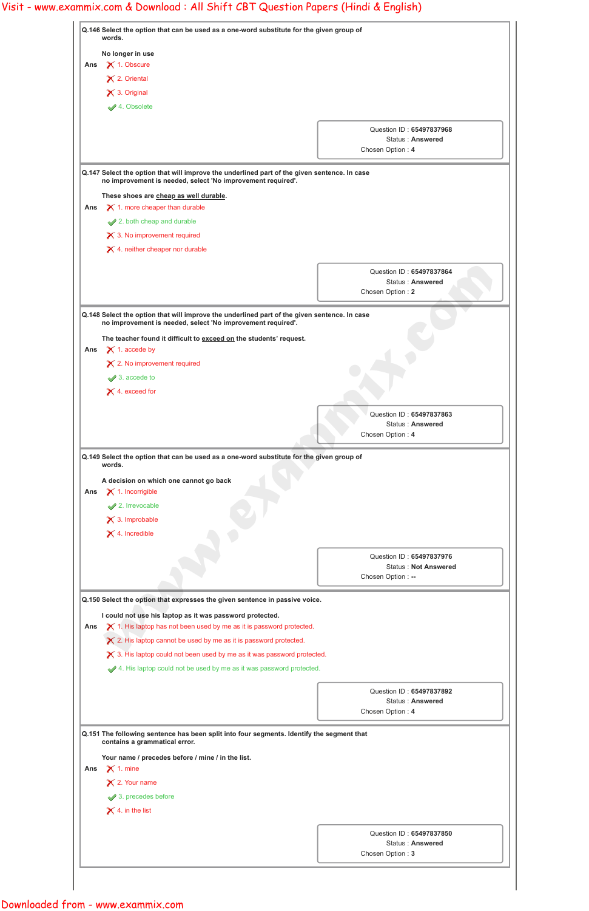**Q.146** Select the option that can be used as a one-word substitute for the given group of words.

No longer in use

Ans
1. Obscure
2. Oriental
3. Original
4. Obsolete ✓

Question ID : 65497837968
Status : Answered
Chosen Option : 4

**Q.147** Select the option that will improve the underlined part of the given sentence. In case no improvement is needed, select 'No improvement required'.

These shoes are <u>cheap as well durable</u>.

Ans
1. more cheaper than durable
2. both cheap and durable ✓
3. No improvement required
4. neither cheaper nor durable

Question ID : 65497837864
Status : Answered
Chosen Option : 2

**Q.148** Select the option that will improve the underlined part of the given sentence. In case no improvement is needed, select 'No improvement required'.

The teacher found it difficult to <u>exceed on</u> the students' request.

Ans
1. accede by
2. No improvement required
3. accede to ✓
4. exceed for

Question ID : 65497837863
Status : Answered
Chosen Option : 4

**Q.149** Select the option that can be used as a one-word substitute for the given group of words.

A decision on which one cannot go back

Ans
1. Incorrigible
2. Irrevocable ✓
3. Improbable
4. Incredible

Question ID : 65497837976
Status : Not Answered
Chosen Option : --

**Q.150** Select the option that expresses the given sentence in passive voice.

I could not use his laptop as it was password protected.

Ans
1. His laptop has not been used by me as it is password protected.
2. His laptop cannot be used by me as it is password protected.
3. His laptop could not been used by me as it was password protected.
4. His laptop could not be used by me as it was password protected. ✓

Question ID : 65497837892
Status : Answered
Chosen Option : 4

**Q.151** The following sentence has been split into four segments. Identify the segment that contains a grammatical error.

Your name / precedes before / mine / in the list.

Ans
1. mine
2. Your name
3. precedes before ✓
4. in the list

Question ID : 65497837850
Status : Answered
Chosen Option : 3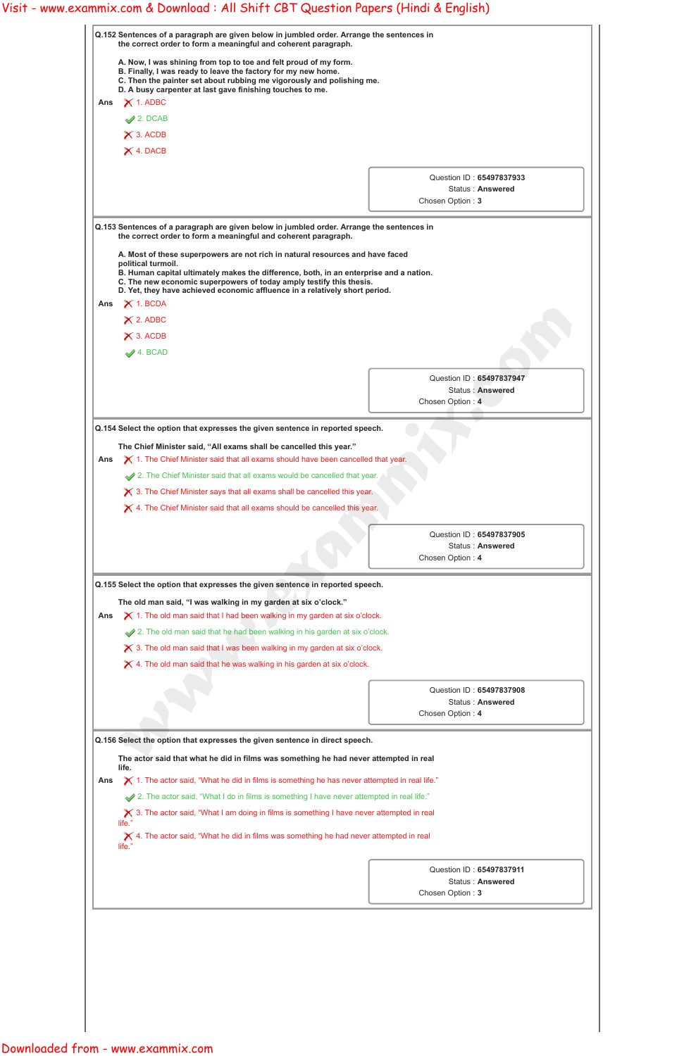**Q.152** Sentences of a paragraph are given below in jumbled order. Arrange the sentences in the correct order to form a meaningful and coherent paragraph.

A. Now, I was shining from top to toe and felt proud of my form.
B. Finally, I was ready to leave the factory for my new home.
C. Then the painter set about rubbing me vigorously and polishing me.
D. A busy carpenter at last gave finishing touches to me.

Ans
1. ADBC ✗
2. DCAB ✓
3. ACDB ✗
4. DACB ✗

Question ID : **65497837933**
Status : **Answered**
Chosen Option : **3**

**Q.153** Sentences of a paragraph are given below in jumbled order. Arrange the sentences in the correct order to form a meaningful and coherent paragraph.

A. Most of these superpowers are not rich in natural resources and have faced political turmoil.
B. Human capital ultimately makes the difference, both, in an enterprise and a nation.
C. The new economic superpowers of today amply testify this thesis.
D. Yet, they have achieved economic affluence in a relatively short period.

Ans
1. BCDA ✗
2. ADBC ✗
3. ACDB ✗
4. BCAD ✓

Question ID : **65497837947**
Status : **Answered**
Chosen Option : **4**

**Q.154** Select the option that expresses the given sentence in reported speech.

The Chief Minister said, “All exams shall be cancelled this year.”

Ans
1. The Chief Minister said that all exams should have been cancelled that year. ✗
2. The Chief Minister said that all exams would be cancelled that year. ✓
3. The Chief Minister says that all exams shall be cancelled this year. ✗
4. The Chief Minister said that all exams should be cancelled this year. ✗

Question ID : **65497837905**
Status : **Answered**
Chosen Option : **4**

**Q.155** Select the option that expresses the given sentence in reported speech.

The old man said, “I was walking in my garden at six o’clock.”

Ans
1. The old man said that I had been walking in my garden at six o’clock. ✗
2. The old man said that he had been walking in his garden at six o’clock. ✓
3. The old man said that I was been walking in my garden at six o’clock. ✗
4. The old man said that he was walking in his garden at six o’clock. ✗

Question ID : **65497837908**
Status : **Answered**
Chosen Option : **4**

**Q.156** Select the option that expresses the given sentence in direct speech.

The actor said that what he did in films was something he had never attempted in real life.

Ans
1. The actor said, “What he did in films is something he has never attempted in real life.” ✗
2. The actor said, “What I do in films is something I have never attempted in real life.” ✓
3. The actor said, “What I am doing in films is something I have never attempted in real life.” ✗
4. The actor said, “What he did in films was something he had never attempted in real life.” ✗

Question ID : **65497837911**
Status : **Answered**
Chosen Option : **3**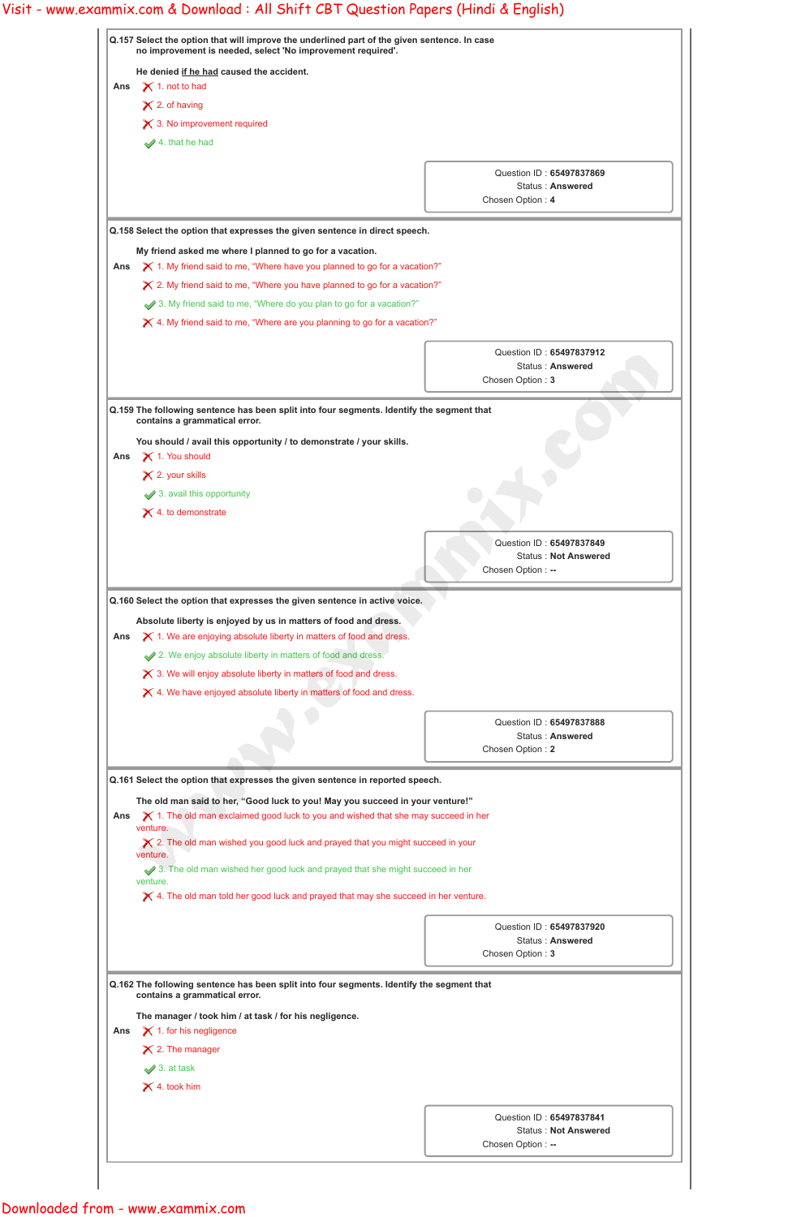**Q.157** Select the option that will improve the underlined part of the given sentence. In case no improvement is needed, select 'No improvement required'.

He denied <u>if he had</u> caused the accident.

Ans
1. not to had ✗
2. of having ✗
3. No improvement required ✗
4. that he had ✓

Question ID : 65497837869
Status : Answered
Chosen Option : 4

**Q.158** Select the option that expresses the given sentence in direct speech.

My friend asked me where I planned to go for a vacation.

Ans
1. My friend said to me, "Where have you planned to go for a vacation?" ✗
2. My friend said to me, "Where you have planned to go for a vacation?" ✗
3. My friend said to me, "Where do you plan to go for a vacation?" ✓
4. My friend said to me, "Where are you planning to go for a vacation?" ✗

Question ID : 65497837912
Status : Answered
Chosen Option : 3

**Q.159** The following sentence has been split into four segments. Identify the segment that contains a grammatical error.

You should / avail this opportunity / to demonstrate / your skills.

Ans
1. You should ✗
2. your skills ✗
3. avail this opportunity ✓
4. to demonstrate ✗

Question ID : 65497837849
Status : Not Answered
Chosen Option : --

**Q.160** Select the option that expresses the given sentence in active voice.

Absolute liberty is enjoyed by us in matters of food and dress.

Ans
1. We are enjoying absolute liberty in matters of food and dress. ✗
2. We enjoy absolute liberty in matters of food and dress. ✓
3. We will enjoy absolute liberty in matters of food and dress. ✗
4. We have enjoyed absolute liberty in matters of food and dress. ✗

Question ID : 65497837888
Status : Answered
Chosen Option : 2

**Q.161** Select the option that expresses the given sentence in reported speech.

The old man said to her, "Good luck to you! May you succeed in your venture!"

Ans
1. The old man exclaimed good luck to you and wished that she may succeed in her venture. ✗
2. The old man wished you good luck and prayed that you might succeed in your venture. ✗
3. The old man wished her good luck and prayed that she might succeed in her venture. ✓
4. The old man told her good luck and prayed that may she succeed in her venture. ✗

Question ID : 65497837920
Status : Answered
Chosen Option : 3

**Q.162** The following sentence has been split into four segments. Identify the segment that contains a grammatical error.

The manager / took him / at task / for his negligence.

Ans
1. for his negligence ✗
2. The manager ✗
3. at task ✓
4. took him ✗

Question ID : 65497837841
Status : Not Answered
Chosen Option : --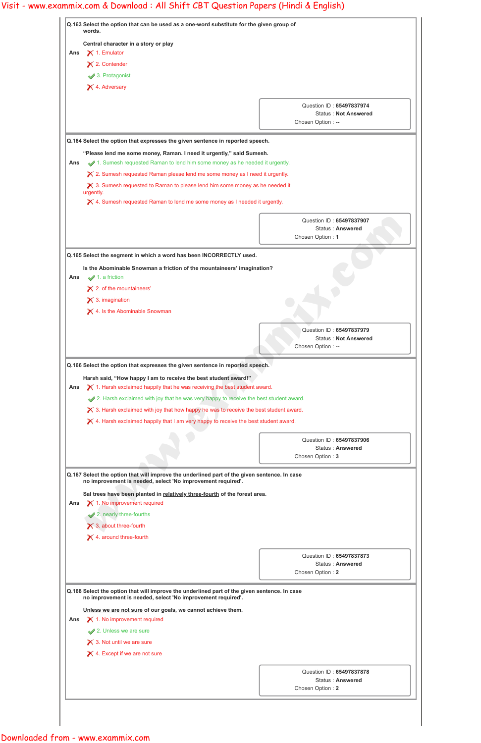**Q.163 Select the option that can be used as a one-word substitute for the given group of words.**

**Central character in a story or play**

Ans
1. Emulator
2. Contender
3. Protagonist ✔
4. Adversary

Question ID : **65497837974**
Status : **Not Answered**
Chosen Option : **--**

---

**Q.164 Select the option that expresses the given sentence in reported speech.**

**"Please lend me some money, Raman. I need it urgently," said Sumesh.**

Ans
1. Sumesh requested Raman to lend him some money as he needed it urgently. ✔
2. Sumesh requested Raman please lend me some money as I need it urgently.
3. Sumesh requested to Raman to please lend him some money as he needed it urgently.
4. Sumesh requested Raman to lend me some money as I needed it urgently.

Question ID : **65497837907**
Status : **Answered**
Chosen Option : **1**

---

**Q.165 Select the segment in which a word has been INCORRECTLY used.**

**Is the Abominable Snowman a friction of the mountaineers' imagination?**

Ans
1. a friction ✔
2. of the mountaineers'
3. imagination
4. Is the Abominable Snowman

Question ID : **65497837979**
Status : **Not Answered**
Chosen Option : **--**

---

**Q.166 Select the option that expresses the given sentence in reported speech.**

**Harsh said, "How happy I am to receive the best student award!"**

Ans
1. Harsh exclaimed happily that he was receiving the best student award.
2. Harsh exclaimed with joy that he was very happy to receive the best student award. ✔
3. Harsh exclaimed with joy that how happy he was to receive the best student award.
4. Harsh exclaimed happily that I am very happy to receive the best student award.

Question ID : **65497837906**
Status : **Answered**
Chosen Option : **3**

---

**Q.167 Select the option that will improve the underlined part of the given sentence. In case no improvement is needed, select 'No improvement required'.**

**Sal trees have been planted in <u>relatively three-fourth</u> of the forest area.**

Ans
1. No improvement required
2. nearly three-fourths ✔
3. about three-fourth
4. around three-fourth

Question ID : **65497837873**
Status : **Answered**
Chosen Option : **2**

---

**Q.168 Select the option that will improve the underlined part of the given sentence. In case no improvement is needed, select 'No improvement required'.**

**<u>Unless we are not sure</u> of our goals, we cannot achieve them.**

Ans
1. No improvement required
2. Unless we are sure ✔
3. Not until we are sure
4. Except if we are not sure

Question ID : **65497837878**
Status : **Answered**
Chosen Option : **2**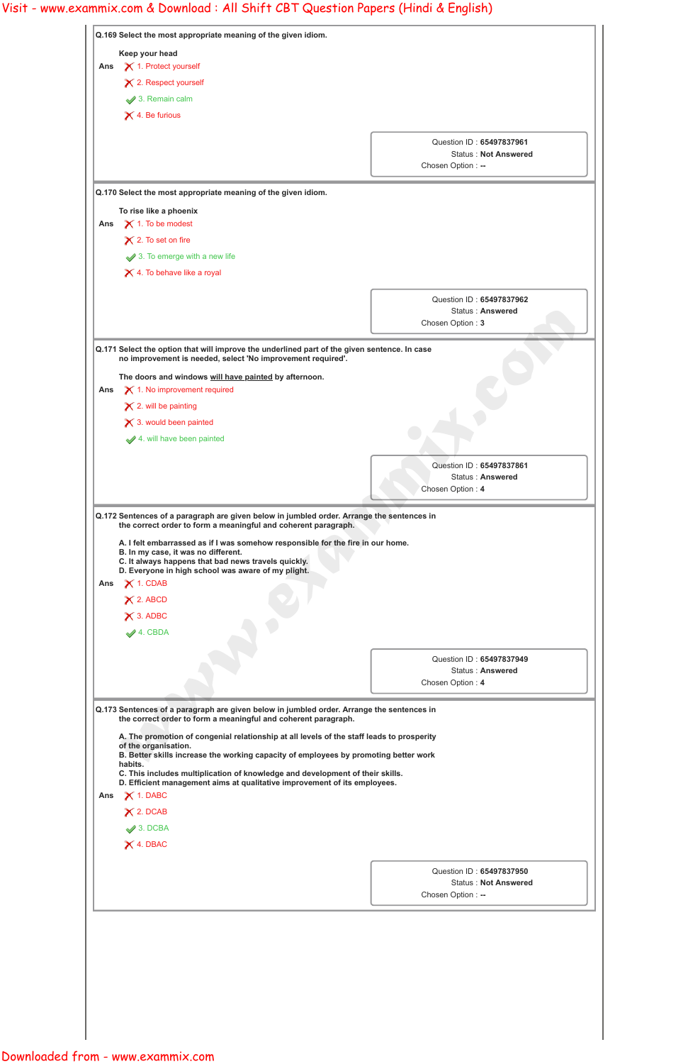**Q.169 Select the most appropriate meaning of the given idiom.**

**Keep your head**

**Ans**

1. Protect yourself
2. Respect yourself
3. Remain calm ✔
4. Be furious

Question ID : **65497837961**
Status : **Not Answered**
Chosen Option : **--**

---

**Q.170 Select the most appropriate meaning of the given idiom.**

**To rise like a phoenix**

**Ans**

1. To be modest
2. To set on fire
3. To emerge with a new life ✔
4. To behave like a royal

Question ID : **65497837962**
Status : **Answered**
Chosen Option : **3**

---

**Q.171 Select the option that will improve the underlined part of the given sentence. In case no improvement is needed, select 'No improvement required'.**

**The doors and windows <u>will have painted</u> by afternoon.**

**Ans**

1. No improvement required
2. will be painting
3. would been painted
4. will have been painted ✔

Question ID : **65497837861**
Status : **Answered**
Chosen Option : **4**

---

**Q.172 Sentences of a paragraph are given below in jumbled order. Arrange the sentences in the correct order to form a meaningful and coherent paragraph.**

**A. I felt embarrassed as if I was somehow responsible for the fire in our home.**
**B. In my case, it was no different.**
**C. It always happens that bad news travels quickly.**
**D. Everyone in high school was aware of my plight.**

**Ans**

1. CDAB
2. ABCD
3. ADBC
4. CBDA ✔

Question ID : **65497837949**
Status : **Answered**
Chosen Option : **4**

---

**Q.173 Sentences of a paragraph are given below in jumbled order. Arrange the sentences in the correct order to form a meaningful and coherent paragraph.**

**A. The promotion of congenial relationship at all levels of the staff leads to prosperity of the organisation.**
**B. Better skills increase the working capacity of employees by promoting better work habits.**
**C. This includes multiplication of knowledge and development of their skills.**
**D. Efficient management aims at qualitative improvement of its employees.**

**Ans**

1. DABC
2. DCAB
3. DCBA ✔
4. DBAC

Question ID : **65497837950**
Status : **Not Answered**
Chosen Option : **--**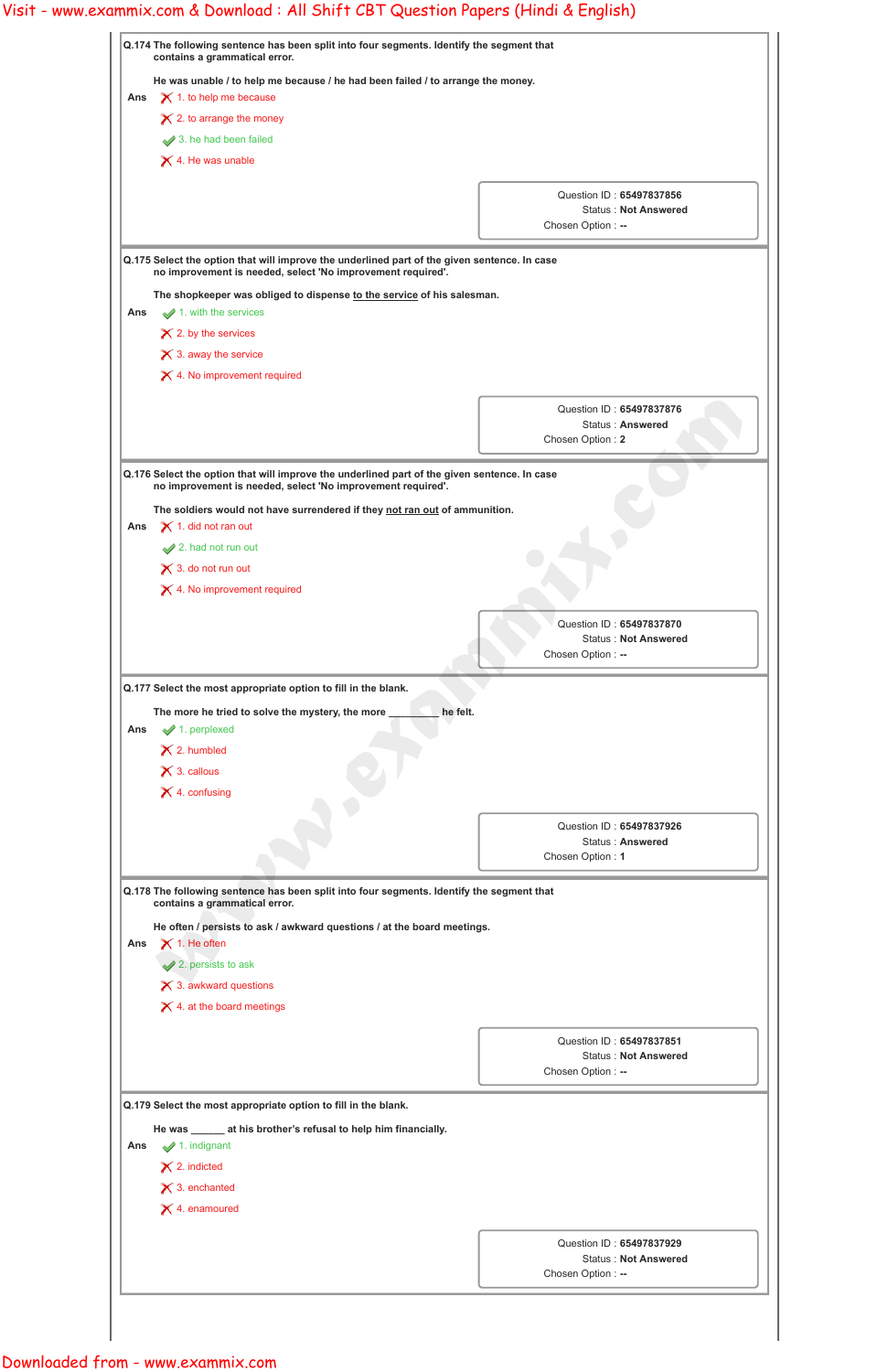**Q.174** The following sentence has been split into four segments. Identify the segment that contains a grammatical error.

He was unable / to help me because / he had been failed / to arrange the money.

Ans
1. to help me because
2. to arrange the money
3. he had been failed ✔
4. He was unable

Question ID : 65497837856
Status : Not Answered
Chosen Option : --

**Q.175** Select the option that will improve the underlined part of the given sentence. In case no improvement is needed, select 'No improvement required'.

The shopkeeper was obliged to dispense to the service of his salesman.

Ans
1. with the services ✔
2. by the services
3. away the service
4. No improvement required

Question ID : 65497837876
Status : Answered
Chosen Option : 2

**Q.176** Select the option that will improve the underlined part of the given sentence. In case no improvement is needed, select 'No improvement required'.

The soldiers would not have surrendered if they not ran out of ammunition.

Ans
1. did not ran out
2. had not run out ✔
3. do not run out
4. No improvement required

Question ID : 65497837870
Status : Not Answered
Chosen Option : --

**Q.177** Select the most appropriate option to fill in the blank.

The more he tried to solve the mystery, the more ________ he felt.

Ans
1. perplexed ✔
2. humbled
3. callous
4. confusing

Question ID : 65497837926
Status : Answered
Chosen Option : 1

**Q.178** The following sentence has been split into four segments. Identify the segment that contains a grammatical error.

He often / persists to ask / awkward questions / at the board meetings.

Ans
1. He often
2. persists to ask ✔
3. awkward questions
4. at the board meetings

Question ID : 65497837851
Status : Not Answered
Chosen Option : --

**Q.179** Select the most appropriate option to fill in the blank.

He was ______ at his brother's refusal to help him financially.

Ans
1. indignant ✔
2. indicted
3. enchanted
4. enamoured

Question ID : 65497837929
Status : Not Answered
Chosen Option : --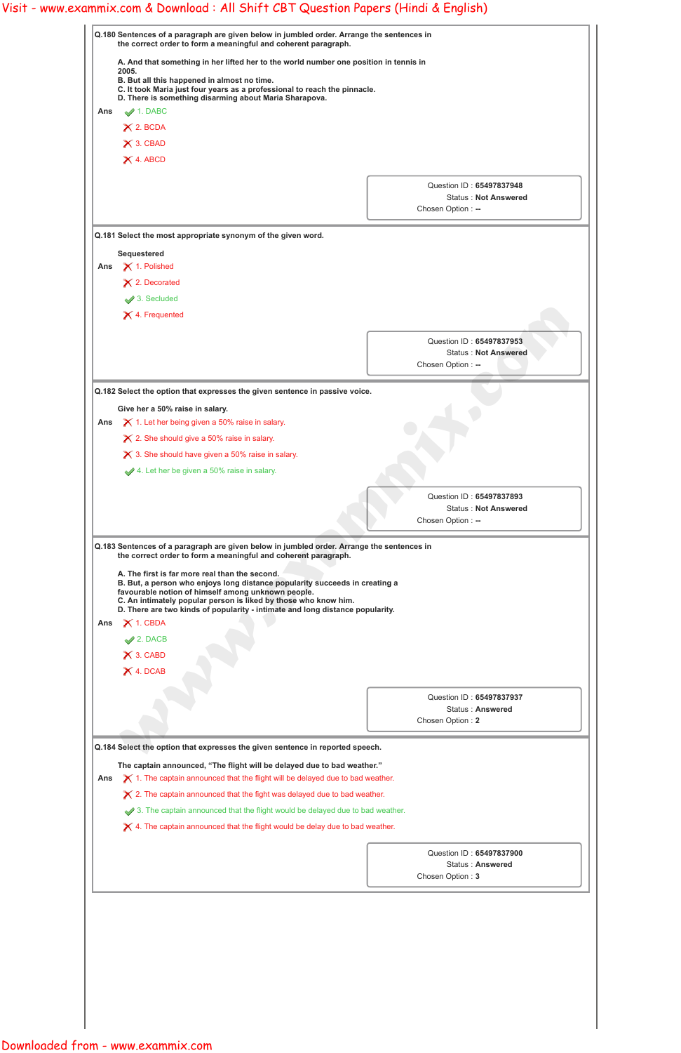**Q.180** Sentences of a paragraph are given below in jumbled order. Arrange the sentences in the correct order to form a meaningful and coherent paragraph.

A. And that something in her lifted her to the world number one position in tennis in 2005.
B. But all this happened in almost no time.
C. It took Maria just four years as a professional to reach the pinnacle.
D. There is something disarming about Maria Sharapova.

Ans
1. DABC ✓
2. BCDA ✗
3. CBAD ✗
4. ABCD ✗

Question ID : 65497837948
Status : Not Answered
Chosen Option : --

**Q.181** Select the most appropriate synonym of the given word.

Sequestered

Ans
1. Polished ✗
2. Decorated ✗
3. Secluded ✓
4. Frequented ✗

Question ID : 65497837953
Status : Not Answered
Chosen Option : --

**Q.182** Select the option that expresses the given sentence in passive voice.

Give her a 50% raise in salary.

Ans
1. Let her being given a 50% raise in salary. ✗
2. She should give a 50% raise in salary. ✗
3. She should have given a 50% raise in salary. ✗
4. Let her be given a 50% raise in salary. ✓

Question ID : 65497837893
Status : Not Answered
Chosen Option : --

**Q.183** Sentences of a paragraph are given below in jumbled order. Arrange the sentences in the correct order to form a meaningful and coherent paragraph.

A. The first is far more real than the second.
B. But, a person who enjoys long distance popularity succeeds in creating a favourable notion of himself among unknown people.
C. An intimately popular person is liked by those who know him.
D. There are two kinds of popularity - intimate and long distance popularity.

Ans
1. CBDA ✗
2. DACB ✓
3. CABD ✗
4. DCAB ✗

Question ID : 65497837937
Status : Answered
Chosen Option : 2

**Q.184** Select the option that expresses the given sentence in reported speech.

The captain announced, "The flight will be delayed due to bad weather."

Ans
1. The captain announced that the flight will be delayed due to bad weather. ✗
2. The captain announced that the fight was delayed due to bad weather. ✗
3. The captain announced that the flight would be delayed due to bad weather. ✓
4. The captain announced that the flight would be delay due to bad weather. ✗

Question ID : 65497837900
Status : Answered
Chosen Option : 3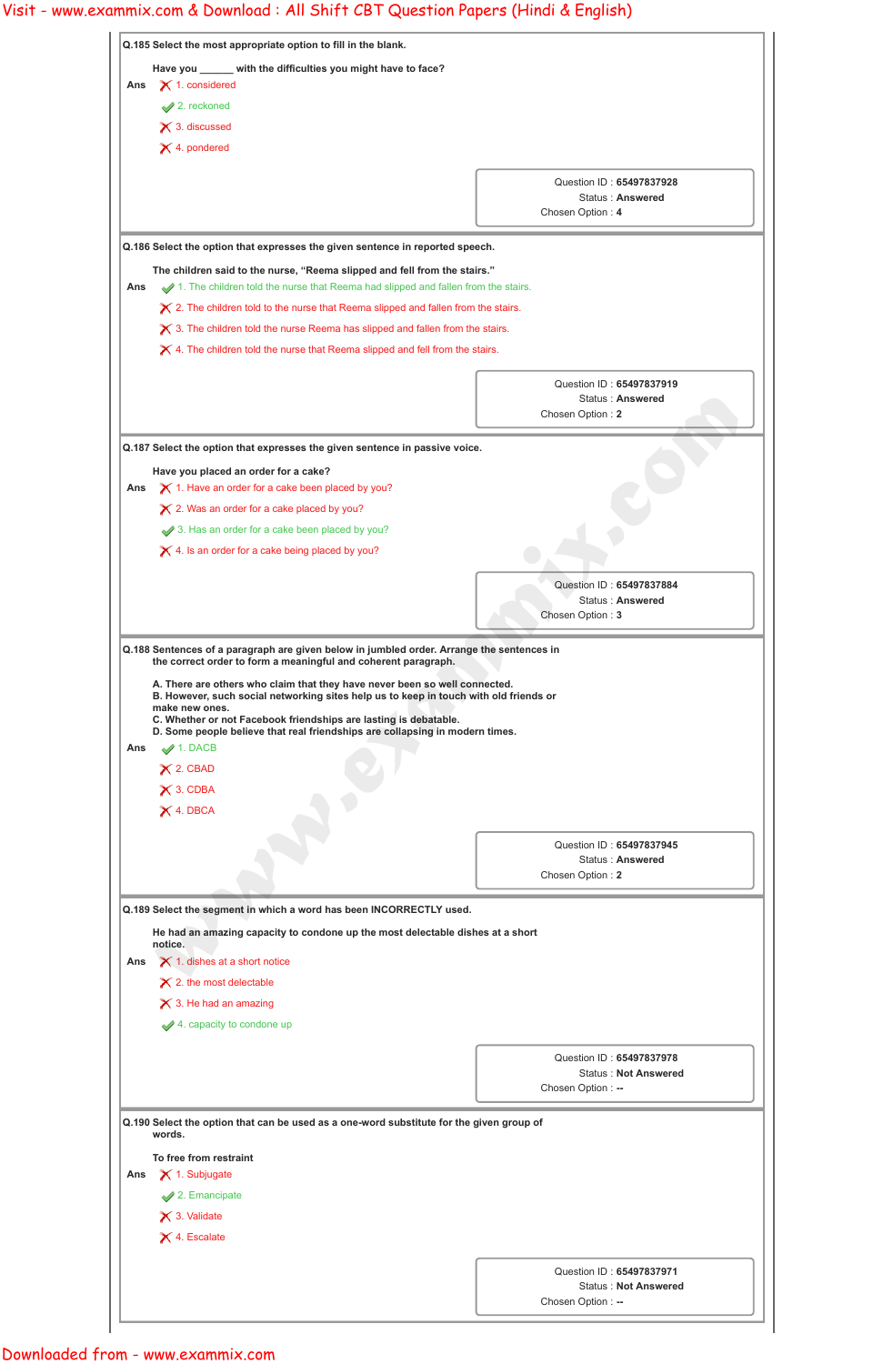**Q.185** Select the most appropriate option to fill in the blank.

Have you ______ with the difficulties you might have to face?

Ans
1. considered ✗
2. reckoned ✓
3. discussed ✗
4. pondered ✗

Question ID : 65497837928
Status : Answered
Chosen Option : 4

**Q.186** Select the option that expresses the given sentence in reported speech.

The children said to the nurse, "Reema slipped and fell from the stairs."

Ans
1. The children told the nurse that Reema had slipped and fallen from the stairs. ✓
2. The children told to the nurse that Reema slipped and fallen from the stairs. ✗
3. The children told the nurse Reema has slipped and fallen from the stairs. ✗
4. The children told the nurse that Reema slipped and fell from the stairs. ✗

Question ID : 65497837919
Status : Answered
Chosen Option : 2

**Q.187** Select the option that expresses the given sentence in passive voice.

Have you placed an order for a cake?

Ans
1. Have an order for a cake been placed by you? ✗
2. Was an order for a cake placed by you? ✗
3. Has an order for a cake been placed by you? ✓
4. Is an order for a cake being placed by you? ✗

Question ID : 65497837884
Status : Answered
Chosen Option : 3

**Q.188** Sentences of a paragraph are given below in jumbled order. Arrange the sentences in the correct order to form a meaningful and coherent paragraph.

A. There are others who claim that they have never been so well connected.
B. However, such social networking sites help us to keep in touch with old friends or make new ones.
C. Whether or not Facebook friendships are lasting is debatable.
D. Some people believe that real friendships are collapsing in modern times.

Ans
1. DACB ✓
2. CBAD ✗
3. CDBA ✗
4. DBCA ✗

Question ID : 65497837945
Status : Answered
Chosen Option : 2

**Q.189** Select the segment in which a word has been INCORRECTLY used.

He had an amazing capacity to condone up the most delectable dishes at a short notice.

Ans
1. dishes at a short notice ✗
2. the most delectable ✗
3. He had an amazing ✗
4. capacity to condone up ✓

Question ID : 65497837978
Status : Not Answered
Chosen Option : --

**Q.190** Select the option that can be used as a one-word substitute for the given group of words.

To free from restraint

Ans
1. Subjugate ✗
2. Emancipate ✓
3. Validate ✗
4. Escalate ✗

Question ID : 65497837971
Status : Not Answered
Chosen Option : --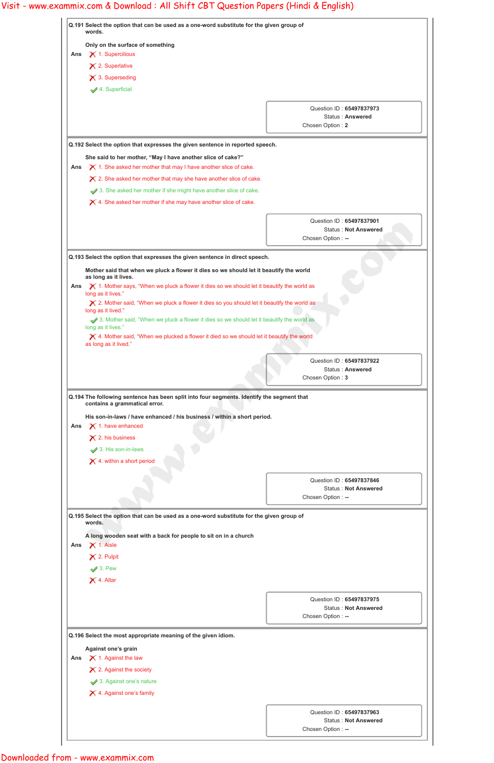**Q.191 Select the option that can be used as a one-word substitute for the given group of words.**

**Only on the surface of something**

Ans
1. Supercilious
2. Superlative
3. Superseding
4. Superficial ✔

Question ID : 65497837973
Status : Answered
Chosen Option : 2

**Q.192 Select the option that expresses the given sentence in reported speech.**

**She said to her mother, "May I have another slice of cake?"**

Ans
1. She asked her mother that may I have another slice of cake.
2. She asked her mother that may she have another slice of cake.
3. She asked her mother if she might have another slice of cake. ✔
4. She asked her mother if she may have another slice of cake.

Question ID : 65497837901
Status : Not Answered
Chosen Option : --

**Q.193 Select the option that expresses the given sentence in direct speech.**

**Mother said that when we pluck a flower it dies so we should let it beautify the world as long as it lives.**

Ans
1. Mother says, "When we pluck a flower it dies so we should let it beautify the world as long as it lives."
2. Mother said, "When we pluck a flower it dies so you should let it beautify the world as long as it lived."
3. Mother said, "When we pluck a flower it dies so we should let it beautify the world as long as it lives." ✔
4. Mother said, "When we plucked a flower it died so we should let it beautify the world as long as it lived."

Question ID : 65497837922
Status : Answered
Chosen Option : 3

**Q.194 The following sentence has been split into four segments. Identify the segment that contains a grammatical error.**

**His son-in-laws / have enhanced / his business / within a short period.**

Ans
1. have enhanced
2. his business
3. His son-in-laws ✔
4. within a short period

Question ID : 65497837846
Status : Not Answered
Chosen Option : --

**Q.195 Select the option that can be used as a one-word substitute for the given group of words.**

**A long wooden seat with a back for people to sit on in a church**

Ans
1. Aisle
2. Pulpit
3. Pew ✔
4. Altar

Question ID : 65497837975
Status : Not Answered
Chosen Option : --

**Q.196 Select the most appropriate meaning of the given idiom.**

**Against one's grain**

Ans
1. Against the law
2. Against the society
3. Against one's nature ✔
4. Against one's family

Question ID : 65497837963
Status : Not Answered
Chosen Option : --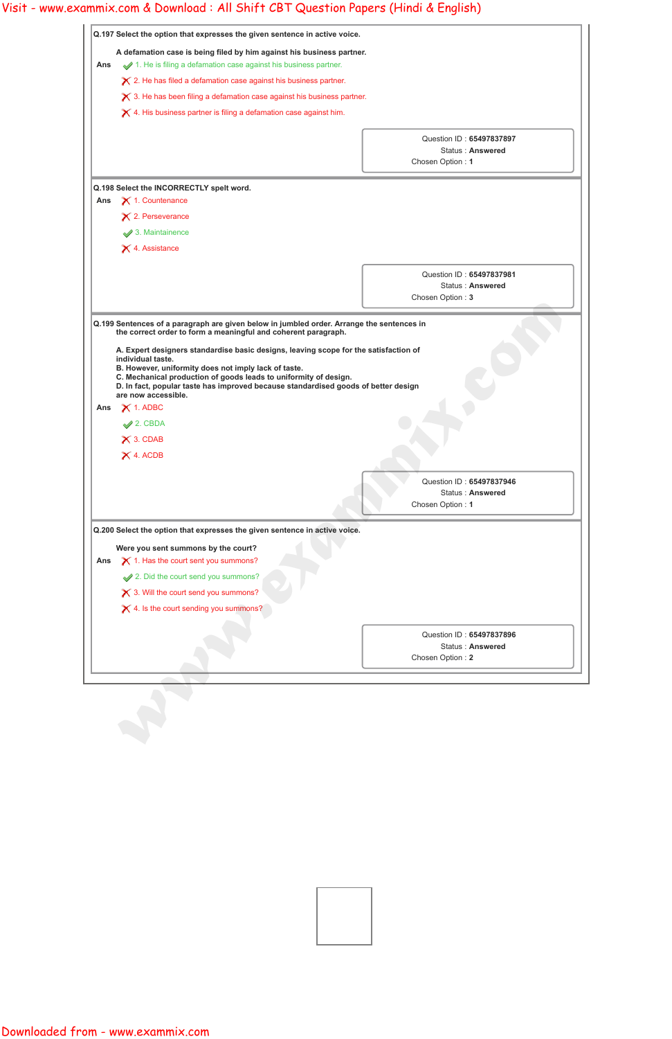**Q.197 Select the option that expresses the given sentence in active voice.**

**A defamation case is being filed by him against his business partner.**

**Ans**
- ✓ 1. He is filing a defamation case against his business partner.
- ✗ 2. He has filed a defamation case against his business partner.
- ✗ 3. He has been filing a defamation case against his business partner.
- ✗ 4. His business partner is filing a defamation case against him.

Question ID : **65497837897**
Status : **Answered**
Chosen Option : **1**

**Q.198 Select the INCORRECTLY spelt word.**

**Ans**
- ✗ 1. Countenance
- ✗ 2. Perseverance
- ✓ 3. Maintainence
- ✗ 4. Assistance

Question ID : **65497837981**
Status : **Answered**
Chosen Option : **3**

**Q.199 Sentences of a paragraph are given below in jumbled order. Arrange the sentences in the correct order to form a meaningful and coherent paragraph.**

**A. Expert designers standardise basic designs, leaving scope for the satisfaction of individual taste.**
**B. However, uniformity does not imply lack of taste.**
**C. Mechanical production of goods leads to uniformity of design.**
**D. In fact, popular taste has improved because standardised goods of better design are now accessible.**

**Ans**
- ✗ 1. ADBC
- ✓ 2. CBDA
- ✗ 3. CDAB
- ✗ 4. ACDB

Question ID : **65497837946**
Status : **Answered**
Chosen Option : **1**

**Q.200 Select the option that expresses the given sentence in active voice.**

**Were you sent summons by the court?**

**Ans**
- ✗ 1. Has the court sent you summons?
- ✓ 2. Did the court send you summons?
- ✗ 3. Will the court send you summons?
- ✗ 4. Is the court sending you summons?

Question ID : **65497837896**
Status : **Answered**
Chosen Option : **2**